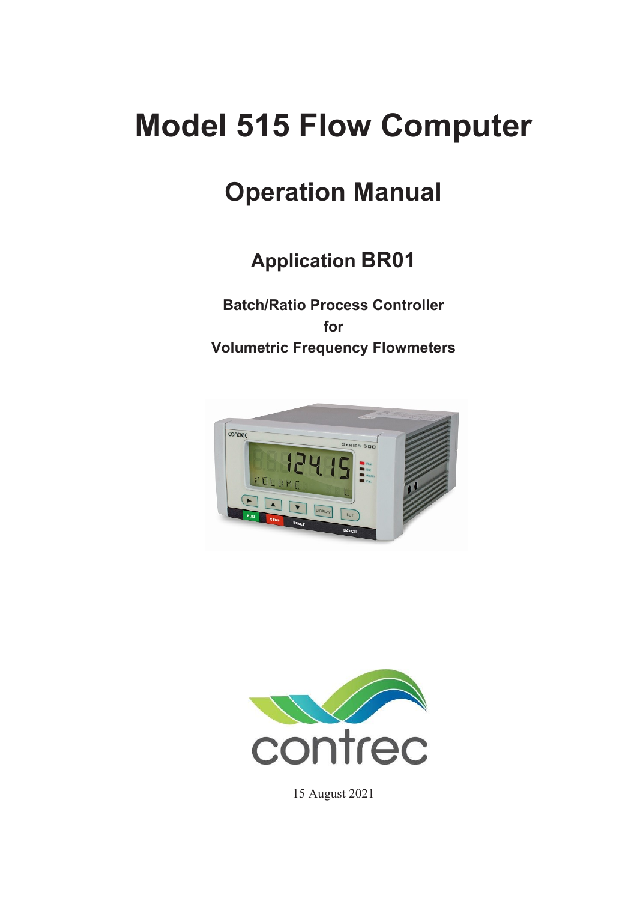# Model 515 Flow Computer

## Operation Manual

### Application BR01

**Batch/Ratio Process Controller**
**for**
**Volumetric Frequency Flowmeters**

15 August 2021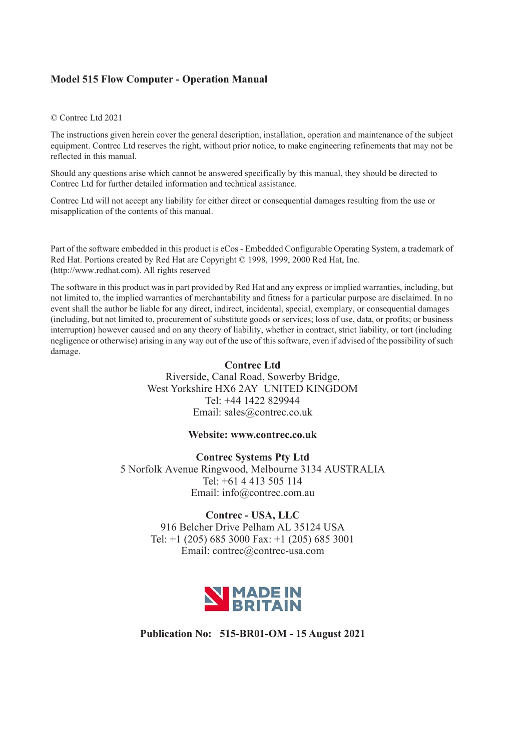**Model 515 Flow Computer - Operation Manual**

© Contrec Ltd 2021

The instructions given herein cover the general description, installation, operation and maintenance of the subject equipment. Contrec Ltd reserves the right, without prior notice, to make engineering refinements that may not be reflected in this manual.

Should any questions arise which cannot be answered specifically by this manual, they should be directed to Contrec Ltd for further detailed information and technical assistance.

Contrec Ltd will not accept any liability for either direct or consequential damages resulting from the use or misapplication of the contents of this manual.

Part of the software embedded in this product is eCos - Embedded Configurable Operating System, a trademark of Red Hat. Portions created by Red Hat are Copyright © 1998, 1999, 2000 Red Hat, Inc. (http://www.redhat.com). All rights reserved

The software in this product was in part provided by Red Hat and any express or implied warranties, including, but not limited to, the implied warranties of merchantability and fitness for a particular purpose are disclaimed. In no event shall the author be liable for any direct, indirect, incidental, special, exemplary, or consequential damages (including, but not limited to, procurement of substitute goods or services; loss of use, data, or profits; or business interruption) however caused and on any theory of liability, whether in contract, strict liability, or tort (including negligence or otherwise) arising in any way out of the use of this software, even if advised of the possibility of such damage.

**Contrec Ltd**
Riverside, Canal Road, Sowerby Bridge,
West Yorkshire HX6 2AY UNITED KINGDOM
Tel: +44 1422 829944
Email: sales@contrec.co.uk

**Website: www.contrec.co.uk**

**Contrec Systems Pty Ltd**
5 Norfolk Avenue Ringwood, Melbourne 3134 AUSTRALIA
Tel: +61 4 413 505 114
Email: info@contrec.com.au

**Contrec - USA, LLC**
916 Belcher Drive Pelham AL 35124 USA
Tel: +1 (205) 685 3000 Fax: +1 (205) 685 3001
Email: contrec@contrec-usa.com

MADE IN BRITAIN

**Publication No: 515-BR01-OM - 15 August 2021**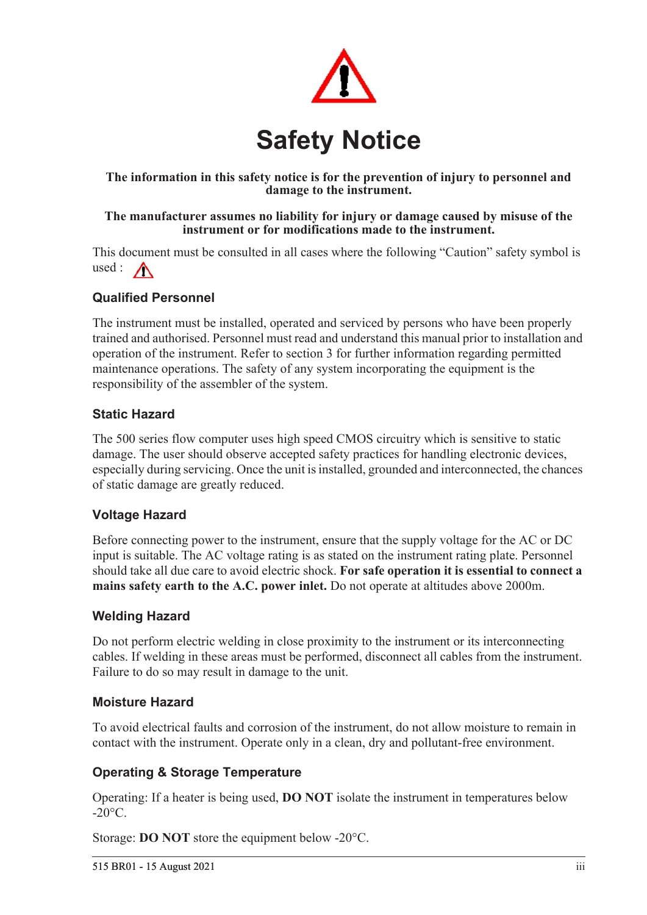# Safety Notice

**The information in this safety notice is for the prevention of injury to personnel and damage to the instrument.**

**The manufacturer assumes no liability for injury or damage caused by misuse of the instrument or for modifications made to the instrument.**

This document must be consulted in all cases where the following “Caution” safety symbol is used : ⚠

### Qualified Personnel

The instrument must be installed, operated and serviced by persons who have been properly trained and authorised. Personnel must read and understand this manual prior to installation and operation of the instrument. Refer to section 3 for further information regarding permitted maintenance operations. The safety of any system incorporating the equipment is the responsibility of the assembler of the system.

### Static Hazard

The 500 series flow computer uses high speed CMOS circuitry which is sensitive to static damage. The user should observe accepted safety practices for handling electronic devices, especially during servicing. Once the unit is installed, grounded and interconnected, the chances of static damage are greatly reduced.

### Voltage Hazard

Before connecting power to the instrument, ensure that the supply voltage for the AC or DC input is suitable. The AC voltage rating is as stated on the instrument rating plate. Personnel should take all due care to avoid electric shock. **For safe operation it is essential to connect a mains safety earth to the A.C. power inlet.** Do not operate at altitudes above 2000m.

### Welding Hazard

Do not perform electric welding in close proximity to the instrument or its interconnecting cables. If welding in these areas must be performed, disconnect all cables from the instrument. Failure to do so may result in damage to the unit.

### Moisture Hazard

To avoid electrical faults and corrosion of the instrument, do not allow moisture to remain in contact with the instrument. Operate only in a clean, dry and pollutant-free environment.

### Operating & Storage Temperature

Operating: If a heater is being used, **DO NOT** isolate the instrument in temperatures below -20°C.

Storage: **DO NOT** store the equipment below -20°C.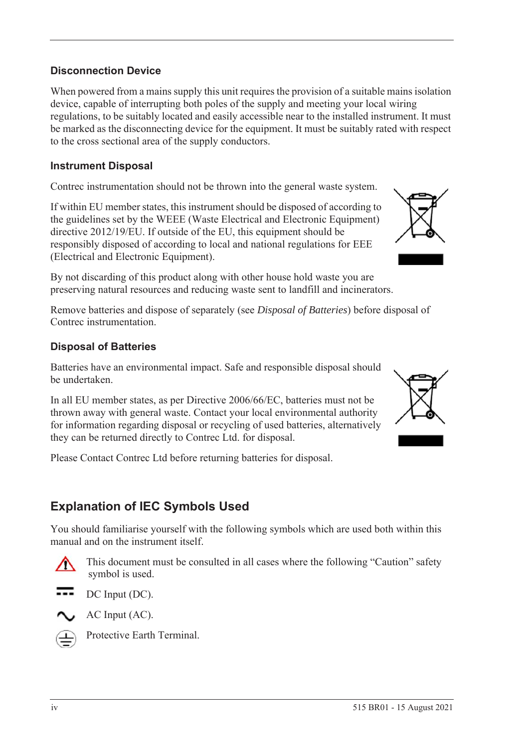### Disconnection Device

When powered from a mains supply this unit requires the provision of a suitable mains isolation device, capable of interrupting both poles of the supply and meeting your local wiring regulations, to be suitably located and easily accessible near to the installed instrument. It must be marked as the disconnecting device for the equipment. It must be suitably rated with respect to the cross sectional area of the supply conductors.

### Instrument Disposal

Contrec instrumentation should not be thrown into the general waste system.

If within EU member states, this instrument should be disposed of according to the guidelines set by the WEEE (Waste Electrical and Electronic Equipment) directive 2012/19/EU. If outside of the EU, this equipment should be responsibly disposed of according to local and national regulations for EEE (Electrical and Electronic Equipment).

By not discarding of this product along with other house hold waste you are preserving natural resources and reducing waste sent to landfill and incinerators.

Remove batteries and dispose of separately (see *Disposal of Batteries*) before disposal of Contrec instrumentation.

### Disposal of Batteries

Batteries have an environmental impact. Safe and responsible disposal should be undertaken.

In all EU member states, as per Directive 2006/66/EC, batteries must not be thrown away with general waste. Contact your local environmental authority for information regarding disposal or recycling of used batteries, alternatively they can be returned directly to Contrec Ltd. for disposal.

Please Contact Contrec Ltd before returning batteries for disposal.

## Explanation of IEC Symbols Used

You should familiarise yourself with the following symbols which are used both within this manual and on the instrument itself.

This document must be consulted in all cases where the following "Caution" safety symbol is used.

DC Input (DC).

AC Input (AC).

Protective Earth Terminal.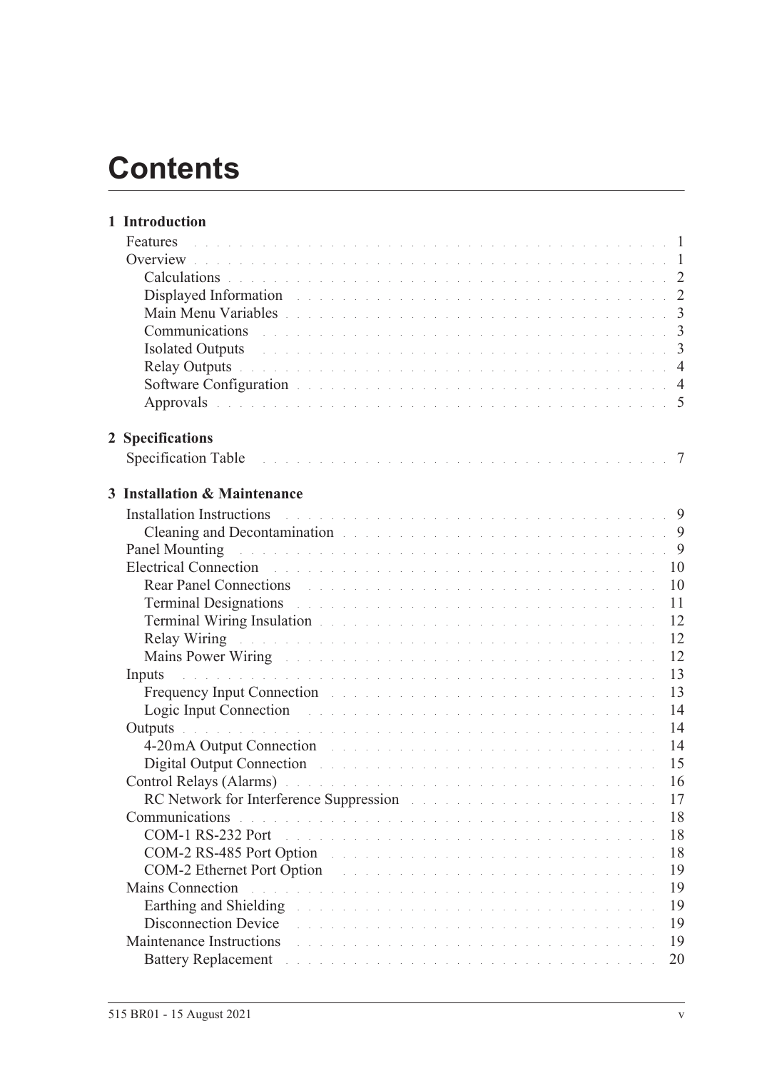# Contents

**1 Introduction**

- Features . . . 1
- Overview . . . 1
  - Calculations . . . 2
  - Displayed Information . . . 2
  - Main Menu Variables . . . 3
  - Communications . . . 3
  - Isolated Outputs . . . 3
  - Relay Outputs . . . 4
  - Software Configuration . . . 4
  - Approvals . . . 5

**2 Specifications**

- Specification Table . . . 7

**3 Installation & Maintenance**

- Installation Instructions . . . 9
  - Cleaning and Decontamination . . . 9
- Panel Mounting . . . 9
- Electrical Connection . . . 10
  - Rear Panel Connections . . . 10
  - Terminal Designations . . . 11
  - Terminal Wiring Insulation . . . 12
  - Relay Wiring . . . 12
  - Mains Power Wiring . . . 12
- Inputs . . . 13
  - Frequency Input Connection . . . 13
  - Logic Input Connection . . . 14
- Outputs . . . 14
  - 4-20mA Output Connection . . . 14
  - Digital Output Connection . . . 15
- Control Relays (Alarms) . . . 16
  - RC Network for Interference Suppression . . . 17
- Communications . . . 18
  - COM-1 RS-232 Port . . . 18
  - COM-2 RS-485 Port Option . . . 18
  - COM-2 Ethernet Port Option . . . 19
- Mains Connection . . . 19
  - Earthing and Shielding . . . 19
  - Disconnection Device . . . 19
- Maintenance Instructions . . . 19
  - Battery Replacement . . . 20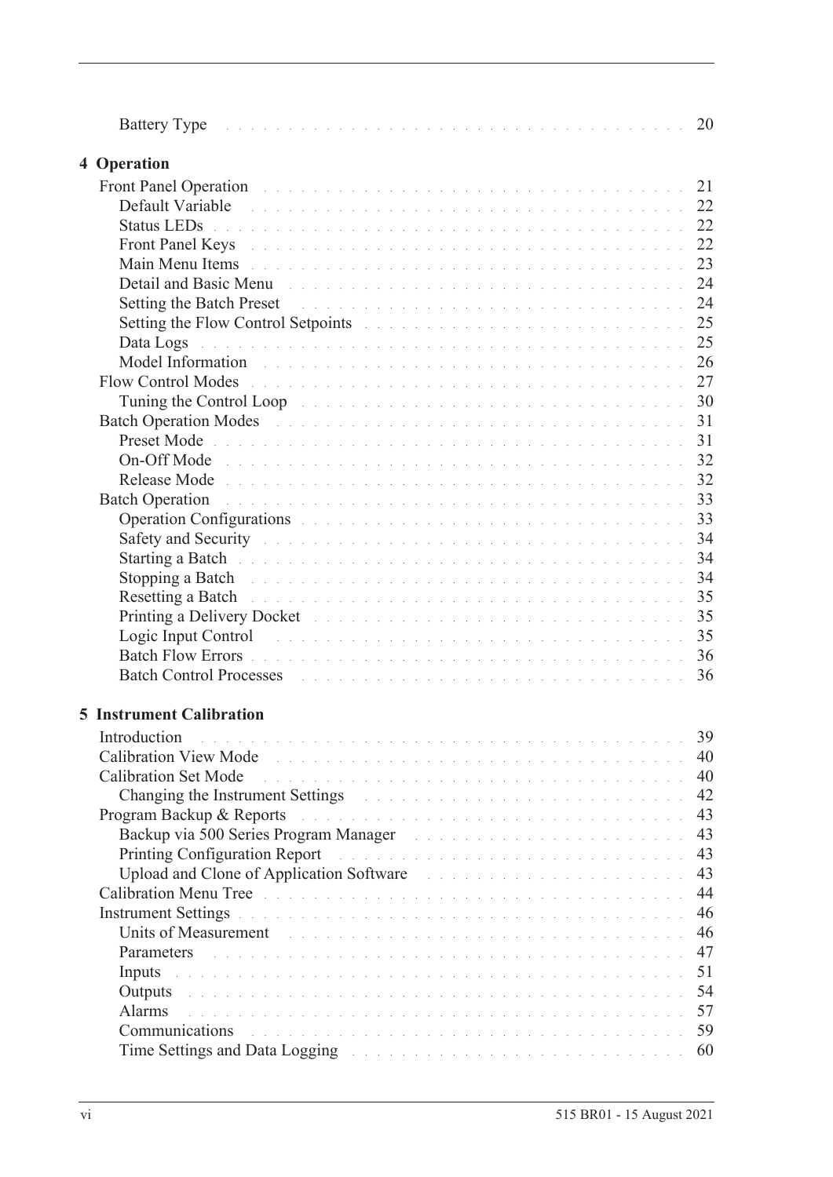Battery Type . . . . . . . . . . 20

**4 Operation**

Front Panel Operation . . . . . . . . . . 21
- Default Variable . . . . . . . . . . 22
- Status LEDs . . . . . . . . . . 22
- Front Panel Keys . . . . . . . . . . 22
- Main Menu Items . . . . . . . . . . 23
- Detail and Basic Menu . . . . . . . . . . 24
- Setting the Batch Preset . . . . . . . . . . 24
- Setting the Flow Control Setpoints . . . . . . . . . . 25
- Data Logs . . . . . . . . . . 25
- Model Information . . . . . . . . . . 26

Flow Control Modes . . . . . . . . . . 27
- Tuning the Control Loop . . . . . . . . . . 30

Batch Operation Modes . . . . . . . . . . 31
- Preset Mode . . . . . . . . . . 31
- On-Off Mode . . . . . . . . . . 32
- Release Mode . . . . . . . . . . 32

Batch Operation . . . . . . . . . . 33
- Operation Configurations . . . . . . . . . . 33
- Safety and Security . . . . . . . . . . 34
- Starting a Batch . . . . . . . . . . 34
- Stopping a Batch . . . . . . . . . . 34
- Resetting a Batch . . . . . . . . . . 35
- Printing a Delivery Docket . . . . . . . . . . 35
- Logic Input Control . . . . . . . . . . 35
- Batch Flow Errors . . . . . . . . . . 36
- Batch Control Processes . . . . . . . . . . 36

**5 Instrument Calibration**

Introduction . . . . . . . . . . 39

Calibration View Mode . . . . . . . . . . 40

Calibration Set Mode . . . . . . . . . . 40
- Changing the Instrument Settings . . . . . . . . . . 42

Program Backup & Reports . . . . . . . . . . 43
- Backup via 500 Series Program Manager . . . . . . . . . . 43
- Printing Configuration Report . . . . . . . . . . 43
- Upload and Clone of Application Software . . . . . . . . . . 43

Calibration Menu Tree . . . . . . . . . . 44

Instrument Settings . . . . . . . . . . 46
- Units of Measurement . . . . . . . . . . 46
- Parameters . . . . . . . . . . 47
- Inputs . . . . . . . . . . 51
- Outputs . . . . . . . . . . 54
- Alarms . . . . . . . . . . 57
- Communications . . . . . . . . . . 59
- Time Settings and Data Logging . . . . . . . . . . 60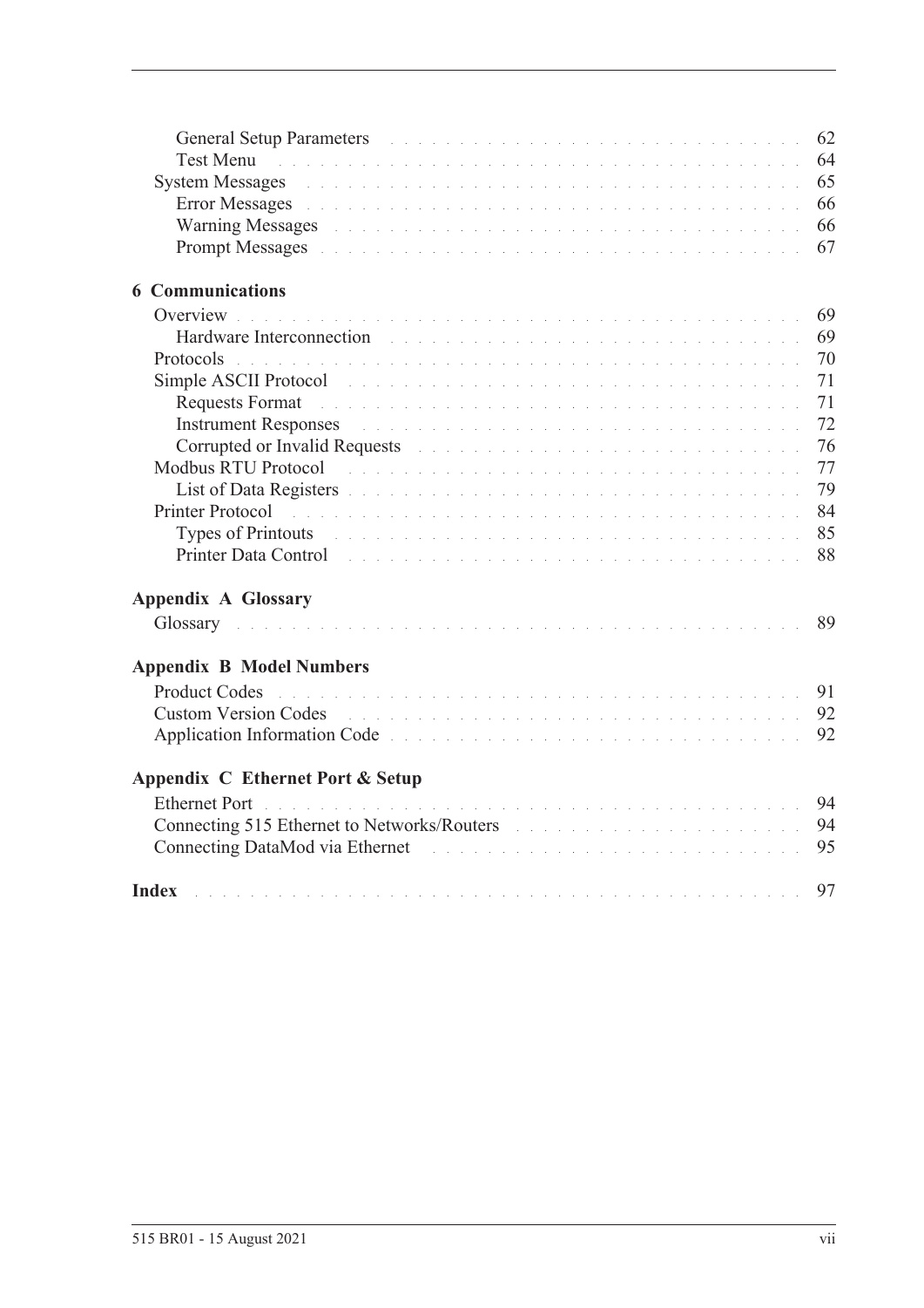General Setup Parameters . . . . . 62
Test Menu . . . . . 64
System Messages . . . . . 65
Error Messages . . . . . 66
Warning Messages . . . . . 66
Prompt Messages . . . . . 67

**6 Communications**

Overview . . . . . 69
Hardware Interconnection . . . . . 69
Protocols . . . . . 70
Simple ASCII Protocol . . . . . 71
Requests Format . . . . . 71
Instrument Responses . . . . . 72
Corrupted or Invalid Requests . . . . . 76
Modbus RTU Protocol . . . . . 77
List of Data Registers . . . . . 79
Printer Protocol . . . . . 84
Types of Printouts . . . . . 85
Printer Data Control . . . . . 88

**Appendix A Glossary**

Glossary . . . . . 89

**Appendix B Model Numbers**

Product Codes . . . . . 91
Custom Version Codes . . . . . 92
Application Information Code . . . . . 92

**Appendix C Ethernet Port & Setup**

Ethernet Port . . . . . 94
Connecting 515 Ethernet to Networks/Routers . . . . . 94
Connecting DataMod via Ethernet . . . . . 95

**Index** . . . . . 97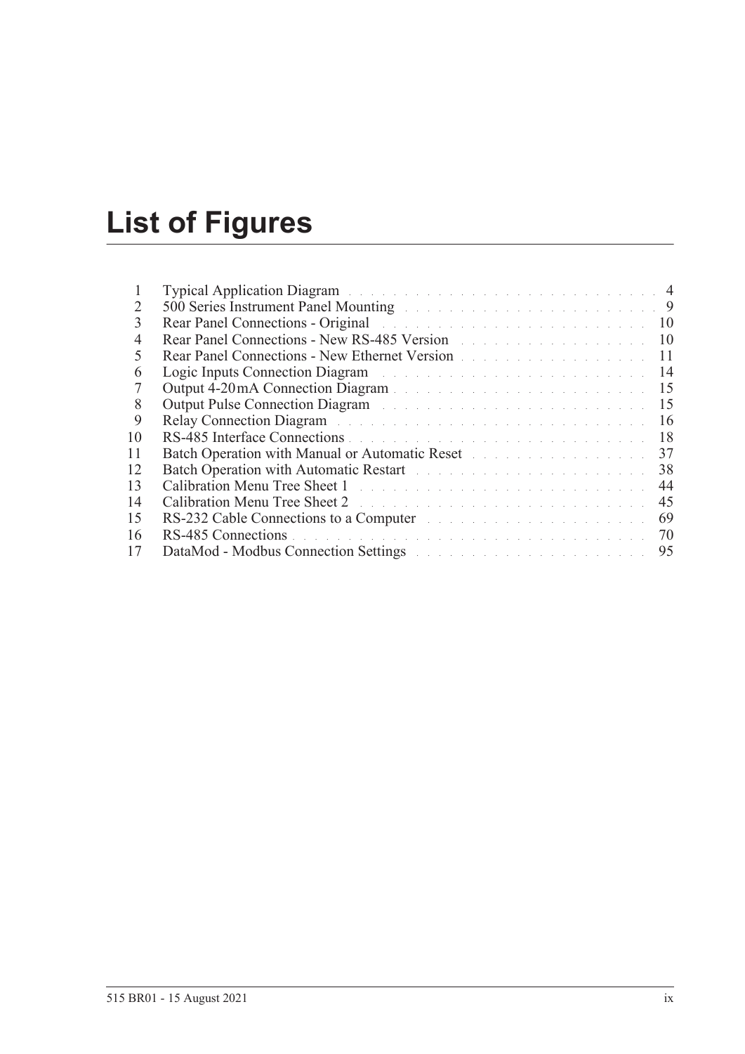# List of Figures

| | | |
|---|---|---|
| 1 | Typical Application Diagram | 4 |
| 2 | 500 Series Instrument Panel Mounting | 9 |
| 3 | Rear Panel Connections - Original | 10 |
| 4 | Rear Panel Connections - New RS-485 Version | 10 |
| 5 | Rear Panel Connections - New Ethernet Version | 11 |
| 6 | Logic Inputs Connection Diagram | 14 |
| 7 | Output 4-20 mA Connection Diagram | 15 |
| 8 | Output Pulse Connection Diagram | 15 |
| 9 | Relay Connection Diagram | 16 |
| 10 | RS-485 Interface Connections | 18 |
| 11 | Batch Operation with Manual or Automatic Reset | 37 |
| 12 | Batch Operation with Automatic Restart | 38 |
| 13 | Calibration Menu Tree Sheet 1 | 44 |
| 14 | Calibration Menu Tree Sheet 2 | 45 |
| 15 | RS-232 Cable Connections to a Computer | 69 |
| 16 | RS-485 Connections | 70 |
| 17 | DataMod - Modbus Connection Settings | 95 |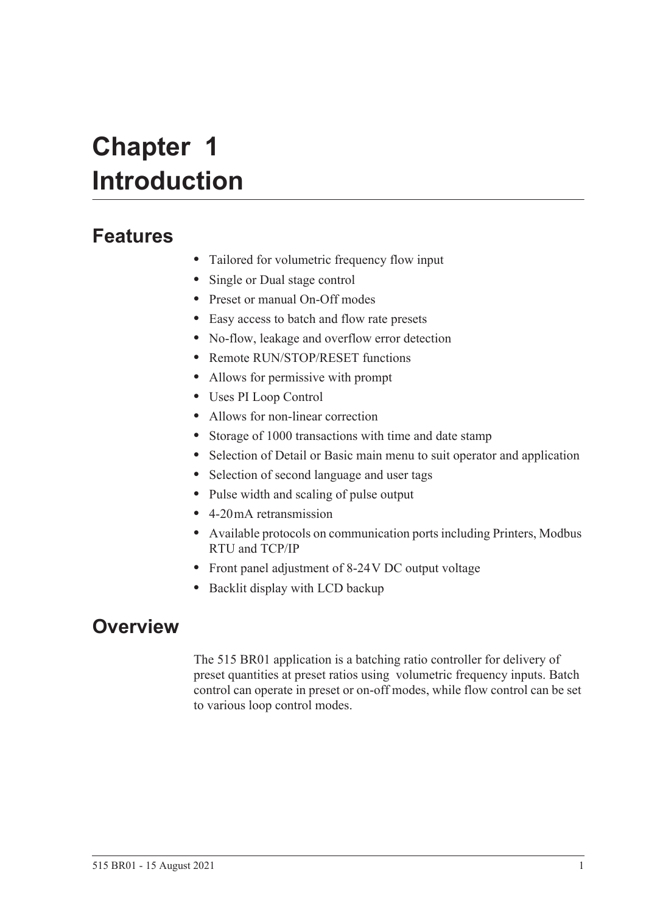# Chapter 1 Introduction

## Features

- Tailored for volumetric frequency flow input
- Single or Dual stage control
- Preset or manual On-Off modes
- Easy access to batch and flow rate presets
- No-flow, leakage and overflow error detection
- Remote RUN/STOP/RESET functions
- Allows for permissive with prompt
- Uses PI Loop Control
- Allows for non-linear correction
- Storage of 1000 transactions with time and date stamp
- Selection of Detail or Basic main menu to suit operator and application
- Selection of second language and user tags
- Pulse width and scaling of pulse output
- 4-20 mA retransmission
- Available protocols on communication ports including Printers, Modbus RTU and TCP/IP
- Front panel adjustment of 8-24 V DC output voltage
- Backlit display with LCD backup

## Overview

The 515 BR01 application is a batching ratio controller for delivery of preset quantities at preset ratios using volumetric frequency inputs. Batch control can operate in preset or on-off modes, while flow control can be set to various loop control modes.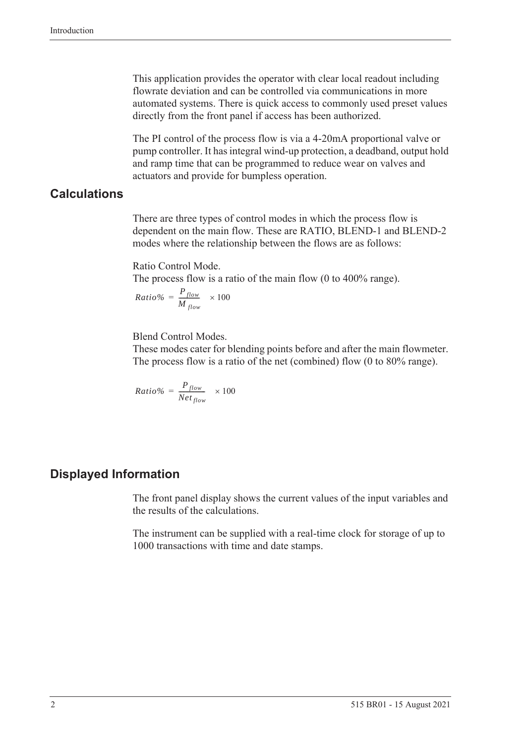This application provides the operator with clear local readout including flowrate deviation and can be controlled via communications in more automated systems. There is quick access to commonly used preset values directly from the front panel if access has been authorized.

The PI control of the process flow is via a 4-20mA proportional valve or pump controller. It has integral wind-up protection, a deadband, output hold and ramp time that can be programmed to reduce wear on valves and actuators and provide for bumpless operation.

## Calculations

There are three types of control modes in which the process flow is dependent on the main flow. These are RATIO, BLEND-1 and BLEND-2 modes where the relationship between the flows are as follows:

Ratio Control Mode.
The process flow is a ratio of the main flow (0 to 400% range).

$$Ratio\% = \frac{P_{flow}}{M_{flow}} \times 100$$

Blend Control Modes.
These modes cater for blending points before and after the main flowmeter. The process flow is a ratio of the net (combined) flow (0 to 80% range).

$$Ratio\% = \frac{P_{flow}}{Net_{flow}} \times 100$$

## Displayed Information

The front panel display shows the current values of the input variables and the results of the calculations.

The instrument can be supplied with a real-time clock for storage of up to 1000 transactions with time and date stamps.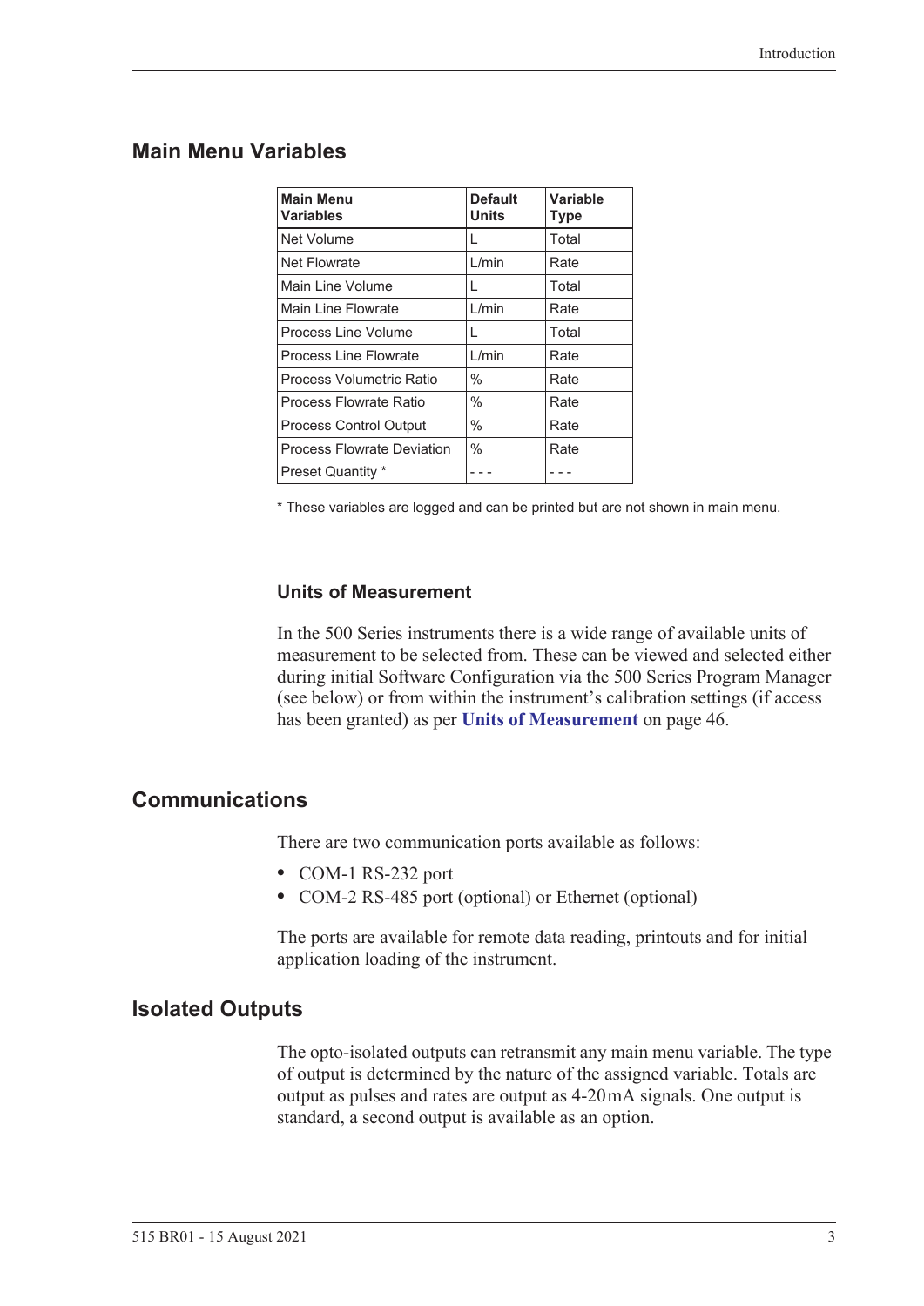## Main Menu Variables

| Main Menu Variables | Default Units | Variable Type |
|---|---|---|
| Net Volume | L | Total |
| Net Flowrate | L/min | Rate |
| Main Line Volume | L | Total |
| Main Line Flowrate | L/min | Rate |
| Process Line Volume | L | Total |
| Process Line Flowrate | L/min | Rate |
| Process Volumetric Ratio | % | Rate |
| Process Flowrate Ratio | % | Rate |
| Process Control Output | % | Rate |
| Process Flowrate Deviation | % | Rate |
| Preset Quantity * | - - - | - - - |

* These variables are logged and can be printed but are not shown in main menu.

### Units of Measurement

In the 500 Series instruments there is a wide range of available units of measurement to be selected from. These can be viewed and selected either during initial Software Configuration via the 500 Series Program Manager (see below) or from within the instrument's calibration settings (if access has been granted) as per **Units of Measurement** on page 46.

## Communications

There are two communication ports available as follows:

- COM-1 RS-232 port
- COM-2 RS-485 port (optional) or Ethernet (optional)

The ports are available for remote data reading, printouts and for initial application loading of the instrument.

## Isolated Outputs

The opto-isolated outputs can retransmit any main menu variable. The type of output is determined by the nature of the assigned variable. Totals are output as pulses and rates are output as 4-20mA signals. One output is standard, a second output is available as an option.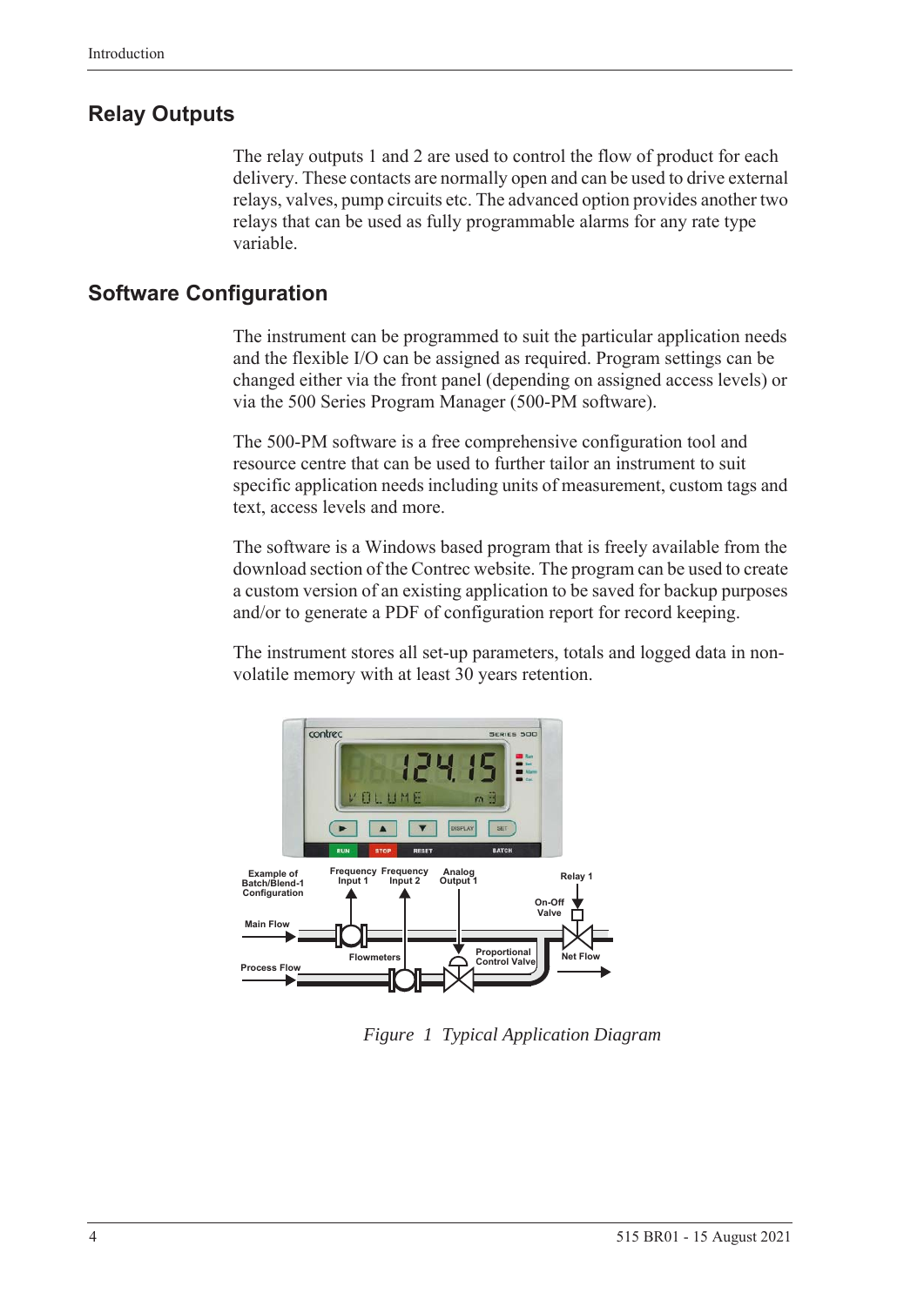## Relay Outputs

The relay outputs 1 and 2 are used to control the flow of product for each delivery. These contacts are normally open and can be used to drive external relays, valves, pump circuits etc. The advanced option provides another two relays that can be used as fully programmable alarms for any rate type variable.

## Software Configuration

The instrument can be programmed to suit the particular application needs and the flexible I/O can be assigned as required. Program settings can be changed either via the front panel (depending on assigned access levels) or via the 500 Series Program Manager (500-PM software).

The 500-PM software is a free comprehensive configuration tool and resource centre that can be used to further tailor an instrument to suit specific application needs including units of measurement, custom tags and text, access levels and more.

The software is a Windows based program that is freely available from the download section of the Contrec website. The program can be used to create a custom version of an existing application to be saved for backup purposes and/or to generate a PDF of configuration report for record keeping.

The instrument stores all set-up parameters, totals and logged data in non-volatile memory with at least 30 years retention.

*Figure 1 Typical Application Diagram*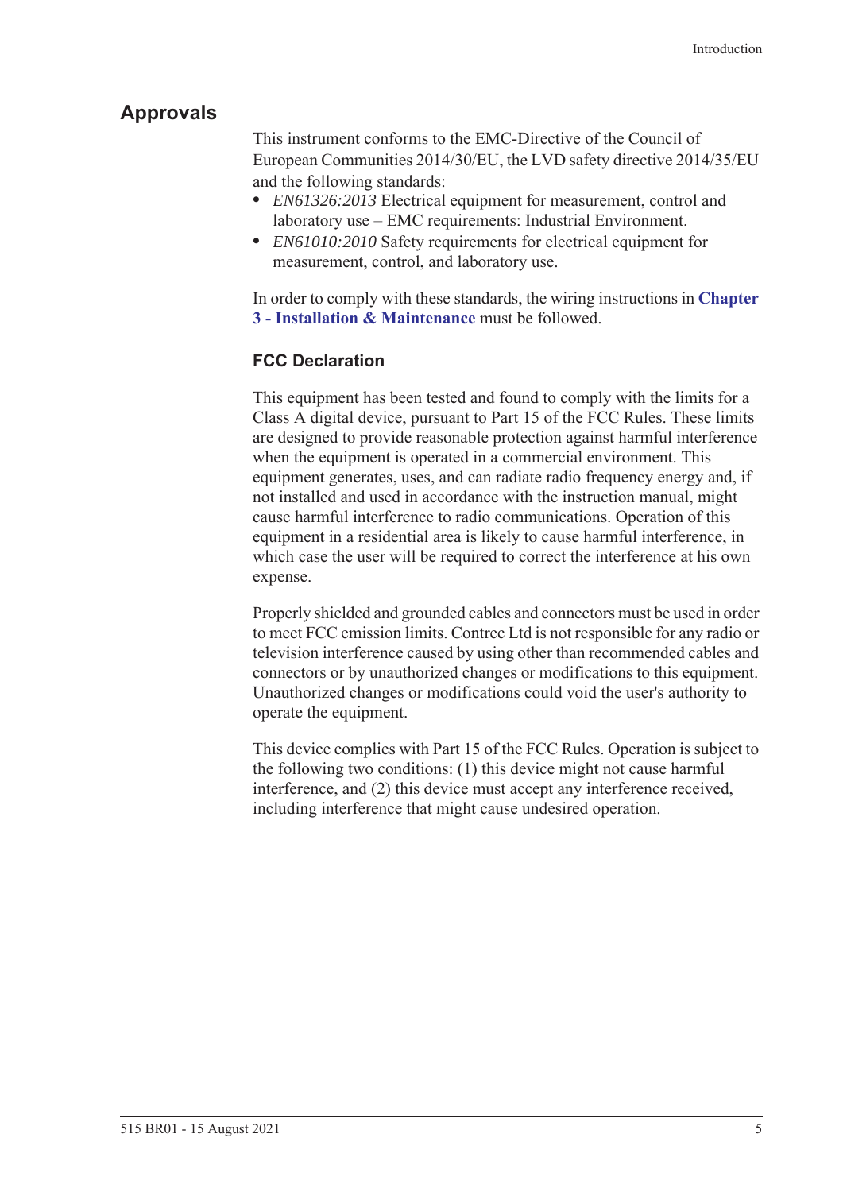## Approvals

This instrument conforms to the EMC-Directive of the Council of European Communities 2014/30/EU, the LVD safety directive 2014/35/EU and the following standards:

- *EN61326:2013* Electrical equipment for measurement, control and laboratory use – EMC requirements: Industrial Environment.
- *EN61010:2010* Safety requirements for electrical equipment for measurement, control, and laboratory use.

In order to comply with these standards, the wiring instructions in **Chapter 3 - Installation & Maintenance** must be followed.

### FCC Declaration

This equipment has been tested and found to comply with the limits for a Class A digital device, pursuant to Part 15 of the FCC Rules. These limits are designed to provide reasonable protection against harmful interference when the equipment is operated in a commercial environment. This equipment generates, uses, and can radiate radio frequency energy and, if not installed and used in accordance with the instruction manual, might cause harmful interference to radio communications. Operation of this equipment in a residential area is likely to cause harmful interference, in which case the user will be required to correct the interference at his own expense.

Properly shielded and grounded cables and connectors must be used in order to meet FCC emission limits. Contrec Ltd is not responsible for any radio or television interference caused by using other than recommended cables and connectors or by unauthorized changes or modifications to this equipment. Unauthorized changes or modifications could void the user's authority to operate the equipment.

This device complies with Part 15 of the FCC Rules. Operation is subject to the following two conditions: (1) this device might not cause harmful interference, and (2) this device must accept any interference received, including interference that might cause undesired operation.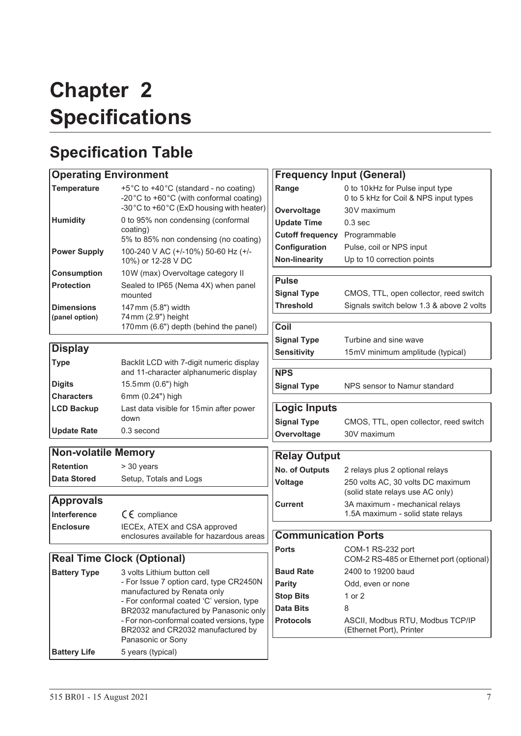# Chapter 2 Specifications

## Specification Table

| Operating Environment | |
|---|---|
| **Temperature** | +5°C to +40°C (standard - no coating)<br>-20°C to +60°C (with conformal coating)<br>-30°C to +60°C (ExD housing with heater) |
| **Humidity** | 0 to 95% non condensing (conformal coating)<br>5% to 85% non condensing (no coating) |
| **Power Supply** | 100-240 V AC (+/-10%) 50-60 Hz (+/-10%) or 12-28 V DC |
| **Consumption** | 10W (max) Overvoltage category II |
| **Protection** | Sealed to IP65 (Nema 4X) when panel mounted |
| **Dimensions (panel option)** | 147mm (5.8") width<br>74mm (2.9") height<br>170mm (6.6") depth (behind the panel) |

| Display | |
|---|---|
| **Type** | Backlit LCD with 7-digit numeric display and 11-character alphanumeric display |
| **Digits** | 15.5mm (0.6") high |
| **Characters** | 6mm (0.24") high |
| **LCD Backup** | Last data visible for 15min after power down |
| **Update Rate** | 0.3 second |

| Non-volatile Memory | |
|---|---|
| **Retention** | > 30 years |
| **Data Stored** | Setup, Totals and Logs |

| Approvals | |
|---|---|
| **Interference** | CE compliance |
| **Enclosure** | IECEx, ATEX and CSA approved enclosures available for hazardous areas |

| Real Time Clock (Optional) | |
|---|---|
| **Battery Type** | 3 volts Lithium button cell<br>- For Issue 7 option card, type CR2450N manufactured by Renata only<br>- For conformal coated 'C' version, type BR2032 manufactured by Panasonic only<br>- For non-conformal coated versions, type BR2032 and CR2032 manufactured by Panasonic or Sony |
| **Battery Life** | 5 years (typical) |

| Frequency Input (General) | |
|---|---|
| **Range** | 0 to 10kHz for Pulse input type<br>0 to 5 kHz for Coil & NPS input types |
| **Overvoltage** | 30V maximum |
| **Update Time** | 0.3 sec |
| **Cutoff frequency** | Programmable |
| **Configuration** | Pulse, coil or NPS input |
| **Non-linearity** | Up to 10 correction points |

| Pulse | |
|---|---|
| **Signal Type** | CMOS, TTL, open collector, reed switch |
| **Threshold** | Signals switch below 1.3 & above 2 volts |

| Coil | |
|---|---|
| **Signal Type** | Turbine and sine wave |
| **Sensitivity** | 15mV minimum amplitude (typical) |

| NPS | |
|---|---|
| **Signal Type** | NPS sensor to Namur standard |

| Logic Inputs | |
|---|---|
| **Signal Type** | CMOS, TTL, open collector, reed switch |
| **Overvoltage** | 30V maximum |

| Relay Output | |
|---|---|
| **No. of Outputs** | 2 relays plus 2 optional relays |
| **Voltage** | 250 volts AC, 30 volts DC maximum (solid state relays use AC only) |
| **Current** | 3A maximum - mechanical relays<br>1.5A maximum - solid state relays |

| Communication Ports | |
|---|---|
| **Ports** | COM-1 RS-232 port<br>COM-2 RS-485 or Ethernet port (optional) |
| **Baud Rate** | 2400 to 19200 baud |
| **Parity** | Odd, even or none |
| **Stop Bits** | 1 or 2 |
| **Data Bits** | 8 |
| **Protocols** | ASCII, Modbus RTU, Modbus TCP/IP (Ethernet Port), Printer |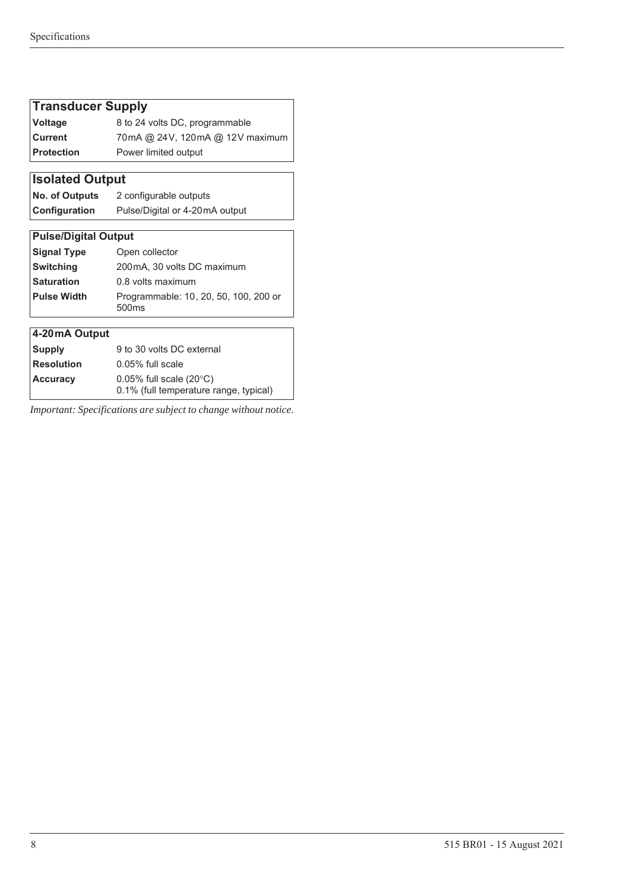| Transducer Supply | |
|---|---|
| **Voltage** | 8 to 24 volts DC, programmable |
| **Current** | 70 mA @ 24 V, 120 mA @ 12 V maximum |
| **Protection** | Power limited output |

| Isolated Output | |
|---|---|
| **No. of Outputs** | 2 configurable outputs |
| **Configuration** | Pulse/Digital or 4-20 mA output |

| Pulse/Digital Output | |
|---|---|
| **Signal Type** | Open collector |
| **Switching** | 200 mA, 30 volts DC maximum |
| **Saturation** | 0.8 volts maximum |
| **Pulse Width** | Programmable: 10, 20, 50, 100, 200 or 500ms |

| 4-20 mA Output | |
|---|---|
| **Supply** | 9 to 30 volts DC external |
| **Resolution** | 0.05% full scale |
| **Accuracy** | 0.05% full scale (20°C)<br>0.1% (full temperature range, typical) |

*Important: Specifications are subject to change without notice.*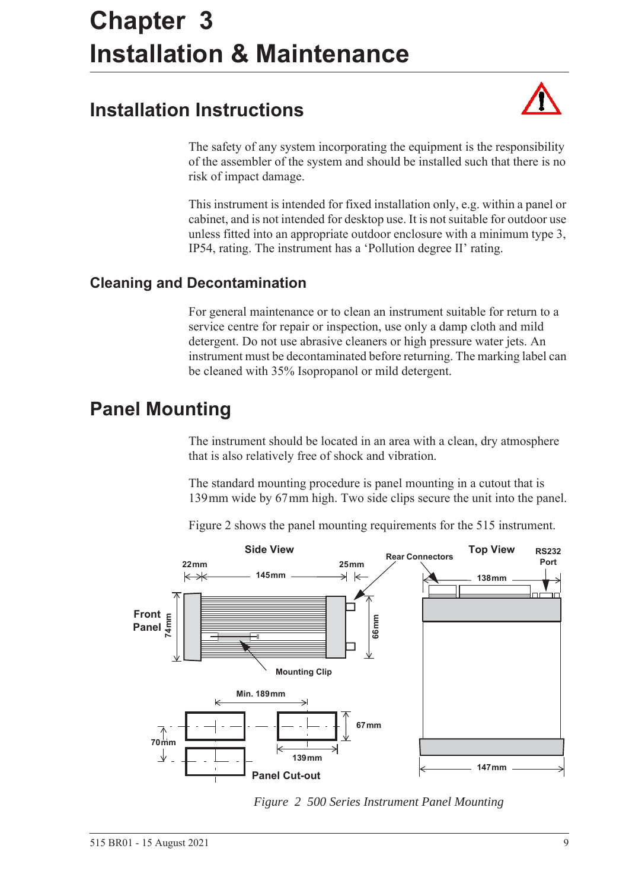# Chapter 3
# Installation & Maintenance

## Installation Instructions

The safety of any system incorporating the equipment is the responsibility of the assembler of the system and should be installed such that there is no risk of impact damage.

This instrument is intended for fixed installation only, e.g. within a panel or cabinet, and is not intended for desktop use. It is not suitable for outdoor use unless fitted into an appropriate outdoor enclosure with a minimum type 3, IP54, rating. The instrument has a 'Pollution degree II' rating.

### Cleaning and Decontamination

For general maintenance or to clean an instrument suitable for return to a service centre for repair or inspection, use only a damp cloth and mild detergent. Do not use abrasive cleaners or high pressure water jets. An instrument must be decontaminated before returning. The marking label can be cleaned with 35% Isopropanol or mild detergent.

## Panel Mounting

The instrument should be located in an area with a clean, dry atmosphere that is also relatively free of shock and vibration.

The standard mounting procedure is panel mounting in a cutout that is 139 mm wide by 67 mm high. Two side clips secure the unit into the panel.

Figure 2 shows the panel mounting requirements for the 515 instrument.

Side View — 22mm, 145mm, 25mm, Front Panel, 74mm, 66mm, Rear Connectors, Mounting Clip

Top View — RS232 Port, 138mm, 147mm

Panel Cut-out — Min. 189mm, 67mm, 70mm, 139mm

*Figure 2 500 Series Instrument Panel Mounting*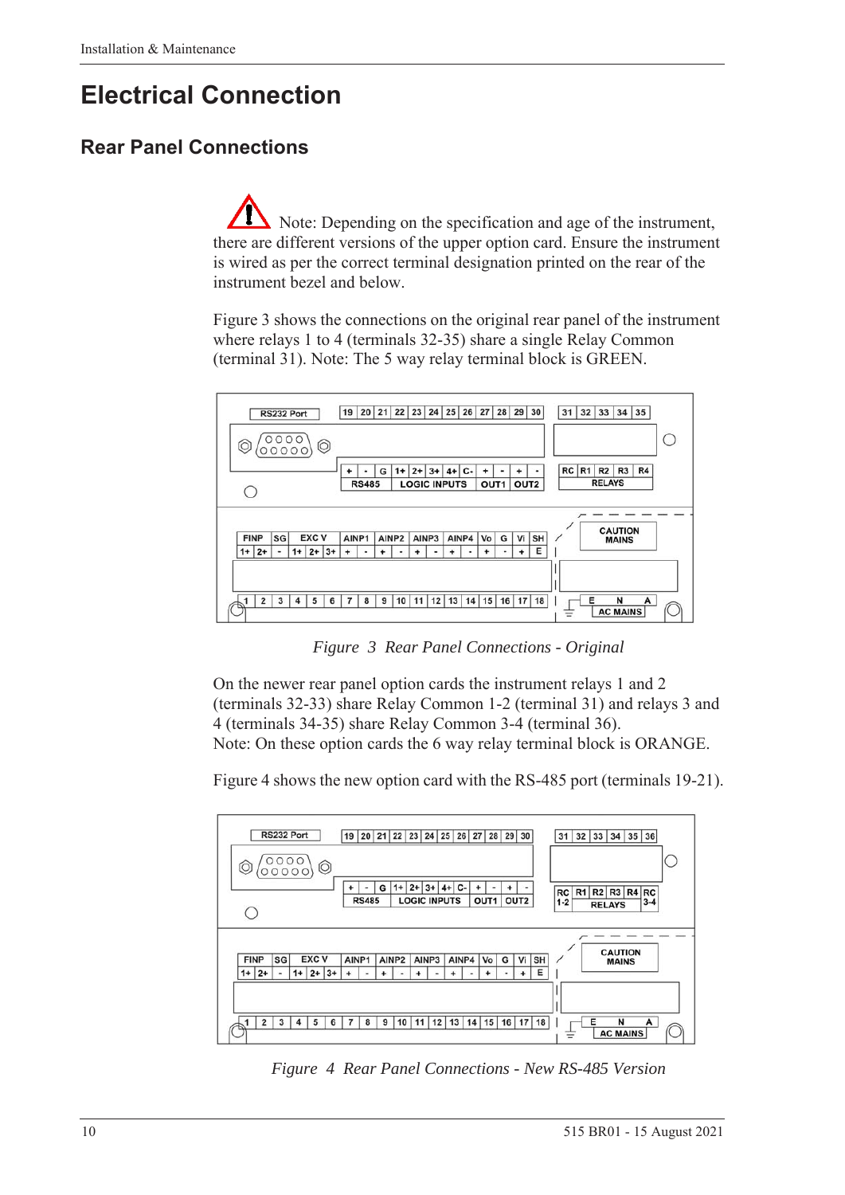# Electrical Connection

## Rear Panel Connections

Note: Depending on the specification and age of the instrument, there are different versions of the upper option card. Ensure the instrument is wired as per the correct terminal designation printed on the rear of the instrument bezel and below.

Figure 3 shows the connections on the original rear panel of the instrument where relays 1 to 4 (terminals 32-35) share a single Relay Common (terminal 31). Note: The 5 way relay terminal block is GREEN.

*Figure 3 Rear Panel Connections - Original*

On the newer rear panel option cards the instrument relays 1 and 2 (terminals 32-33) share Relay Common 1-2 (terminal 31) and relays 3 and 4 (terminals 34-35) share Relay Common 3-4 (terminal 36).
Note: On these option cards the 6 way relay terminal block is ORANGE.

Figure 4 shows the new option card with the RS-485 port (terminals 19-21).

*Figure 4 Rear Panel Connections - New RS-485 Version*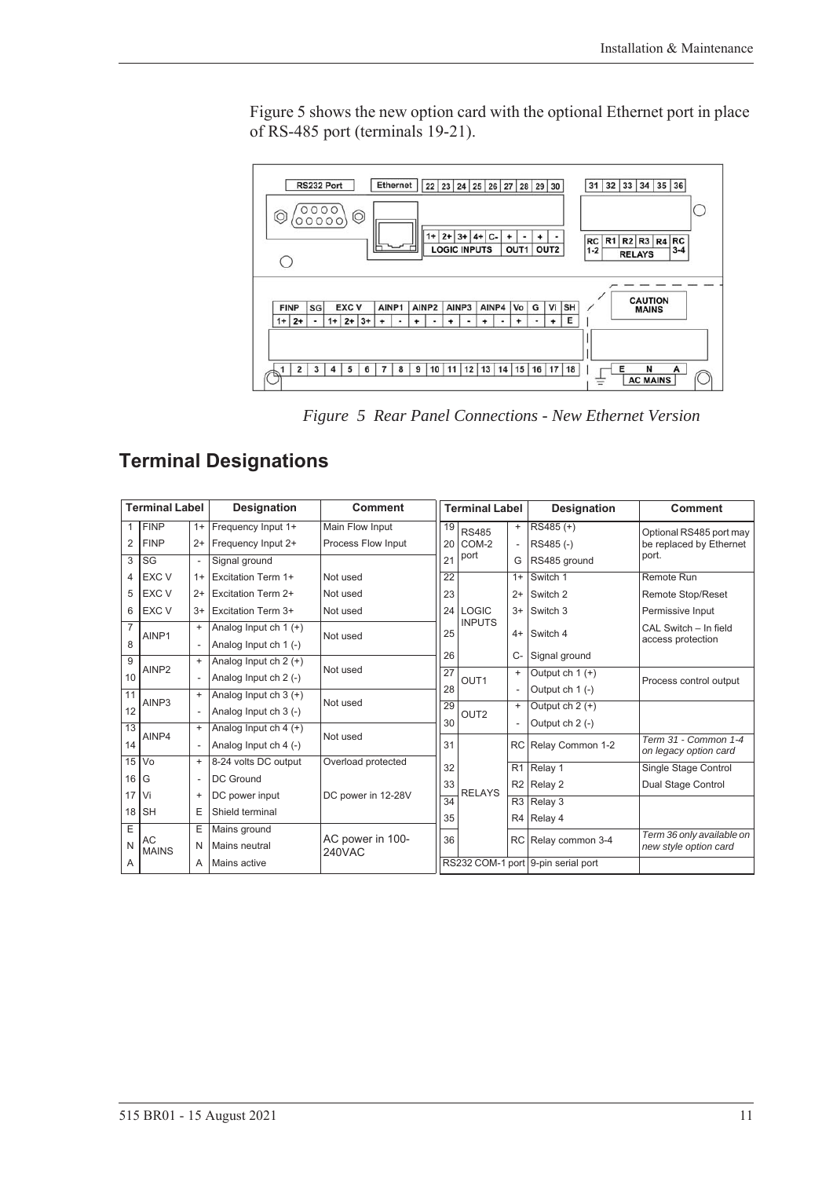Figure 5 shows the new option card with the optional Ethernet port in place of RS-485 port (terminals 19-21).

*Figure 5 Rear Panel Connections - New Ethernet Version*

## Terminal Designations

| Terminal Label | | | Designation | Comment |
|---|---|---|---|---|
| 1 | FINP | 1+ | Frequency Input 1+ | Main Flow Input |
| 2 | FINP | 2+ | Frequency Input 2+ | Process Flow Input |
| 3 | SG | - | Signal ground | |
| 4 | EXC V | 1+ | Excitation Term 1+ | Not used |
| 5 | EXC V | 2+ | Excitation Term 2+ | Not used |
| 6 | EXC V | 3+ | Excitation Term 3+ | Not used |
| 7 | AINP1 | + | Analog Input ch 1 (+) | Not used |
| 8 | | - | Analog Input ch 1 (-) | |
| 9 | AINP2 | + | Analog Input ch 2 (+) | Not used |
| 10 | | - | Analog Input ch 2 (-) | |
| 11 | AINP3 | + | Analog Input ch 3 (+) | Not used |
| 12 | | - | Analog Input ch 3 (-) | |
| 13 | AINP4 | + | Analog Input ch 4 (+) | Not used |
| 14 | | - | Analog Input ch 4 (-) | |
| 15 | Vo | + | 8-24 volts DC output | Overload protected |
| 16 | G | - | DC Ground | |
| 17 | Vi | + | DC power input | DC power in 12-28V |
| 18 | SH | E | Shield terminal | |
| E | AC MAINS | E | Mains ground | AC power in 100-240VAC |
| N | | N | Mains neutral | |
| A | | A | Mains active | |

| Terminal Label | | | Designation | Comment |
|---|---|---|---|---|
| 19 | RS485 COM-2 port | + | RS485 (+) | Optional RS485 port may be replaced by Ethernet port. |
| 20 | | - | RS485 (-) | |
| 21 | | G | RS485 ground | |
| 22 | LOGIC INPUTS | 1+ | Switch 1 | Remote Run |
| 23 | | 2+ | Switch 2 | Remote Stop/Reset |
| 24 | | 3+ | Switch 3 | Permissive Input |
| 25 | | 4+ | Switch 4 | CAL Switch – In field access protection |
| 26 | | C- | Signal ground | |
| 27 | OUT1 | + | Output ch 1 (+) | Process control output |
| 28 | | - | Output ch 1 (-) | |
| 29 | OUT2 | + | Output ch 2 (+) | |
| 30 | | - | Output ch 2 (-) | |
| 31 | RELAYS | RC | Relay Common 1-2 | *Term 31 - Common 1-4 on legacy option card* |
| 32 | | R1 | Relay 1 | Single Stage Control |
| 33 | | R2 | Relay 2 | Dual Stage Control |
| 34 | | R3 | Relay 3 | |
| 35 | | R4 | Relay 4 | |
| 36 | | RC | Relay common 3-4 | *Term 36 only available on new style option card* |
| RS232 COM-1 port | | | 9-pin serial port | |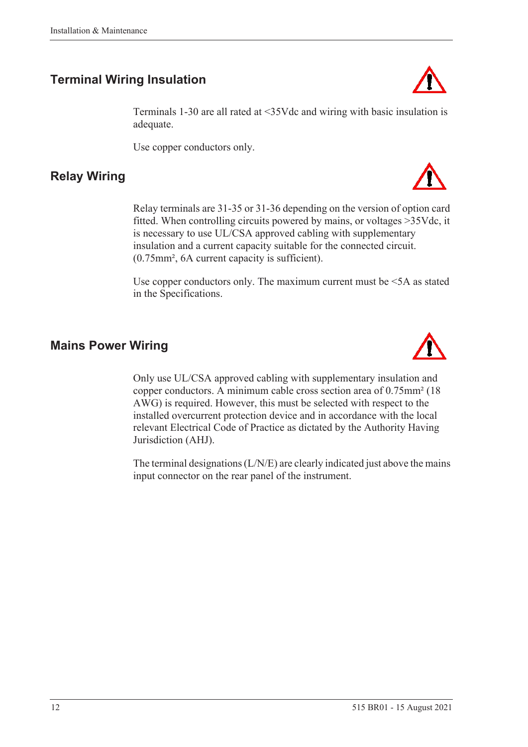## Terminal Wiring Insulation

Terminals 1-30 are all rated at <35Vdc and wiring with basic insulation is adequate.

Use copper conductors only.

## Relay Wiring

Relay terminals are 31-35 or 31-36 depending on the version of option card fitted. When controlling circuits powered by mains, or voltages >35Vdc, it is necessary to use UL/CSA approved cabling with supplementary insulation and a current capacity suitable for the connected circuit. (0.75mm², 6A current capacity is sufficient).

Use copper conductors only. The maximum current must be <5A as stated in the Specifications.

## Mains Power Wiring

Only use UL/CSA approved cabling with supplementary insulation and copper conductors. A minimum cable cross section area of 0.75mm² (18 AWG) is required. However, this must be selected with respect to the installed overcurrent protection device and in accordance with the local relevant Electrical Code of Practice as dictated by the Authority Having Jurisdiction (AHJ).

The terminal designations (L/N/E) are clearly indicated just above the mains input connector on the rear panel of the instrument.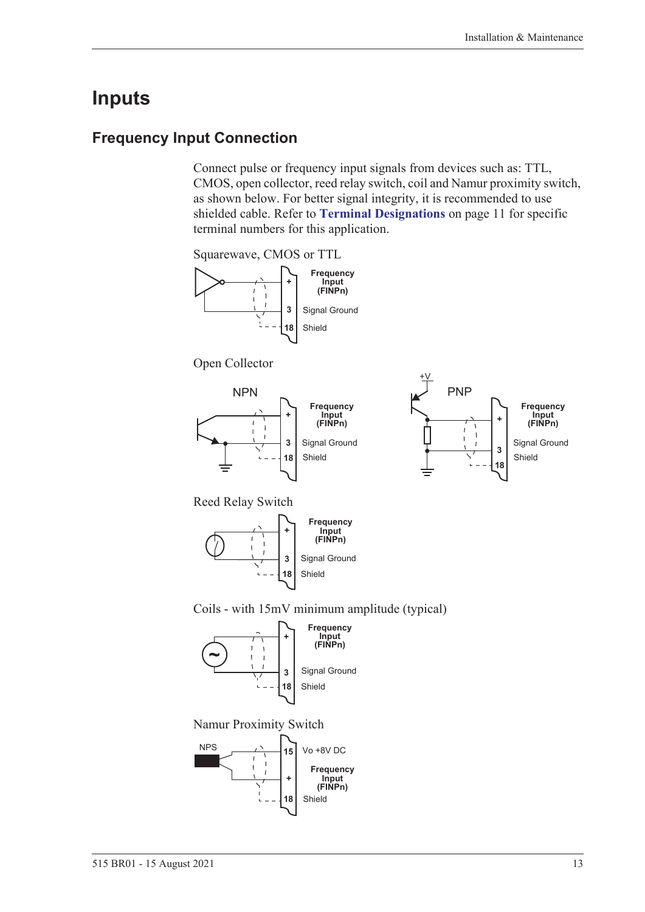# Inputs

## Frequency Input Connection

Connect pulse or frequency input signals from devices such as: TTL, CMOS, open collector, reed relay switch, coil and Namur proximity switch, as shown below. For better signal integrity, it is recommended to use shielded cable. Refer to **Terminal Designations** on page 11 for specific terminal numbers for this application.

Squarewave, CMOS or TTL

| Terminal | Function |
|---|---|
| + | Frequency Input (FINPn) |
| 3 | Signal Ground |
| 18 | Shield |

Open Collector

NPN

| Terminal | Function |
|---|---|
| + | Frequency Input (FINPn) |
| 3 | Signal Ground |
| 18 | Shield |

PNP

| Terminal | Function |
|---|---|
| + | Frequency Input (FINPn) |
| 3 | Signal Ground |
| 18 | Shield |

Reed Relay Switch

| Terminal | Function |
|---|---|
| + | Frequency Input (FINPn) |
| 3 | Signal Ground |
| 18 | Shield |

Coils - with 15mV minimum amplitude (typical)

| Terminal | Function |
|---|---|
| + | Frequency Input (FINPn) |
| 3 | Signal Ground |
| 18 | Shield |

Namur Proximity Switch

| Terminal | Function |
|---|---|
| 15 | Vo +8V DC |
| + | Frequency Input (FINPn) |
| 18 | Shield |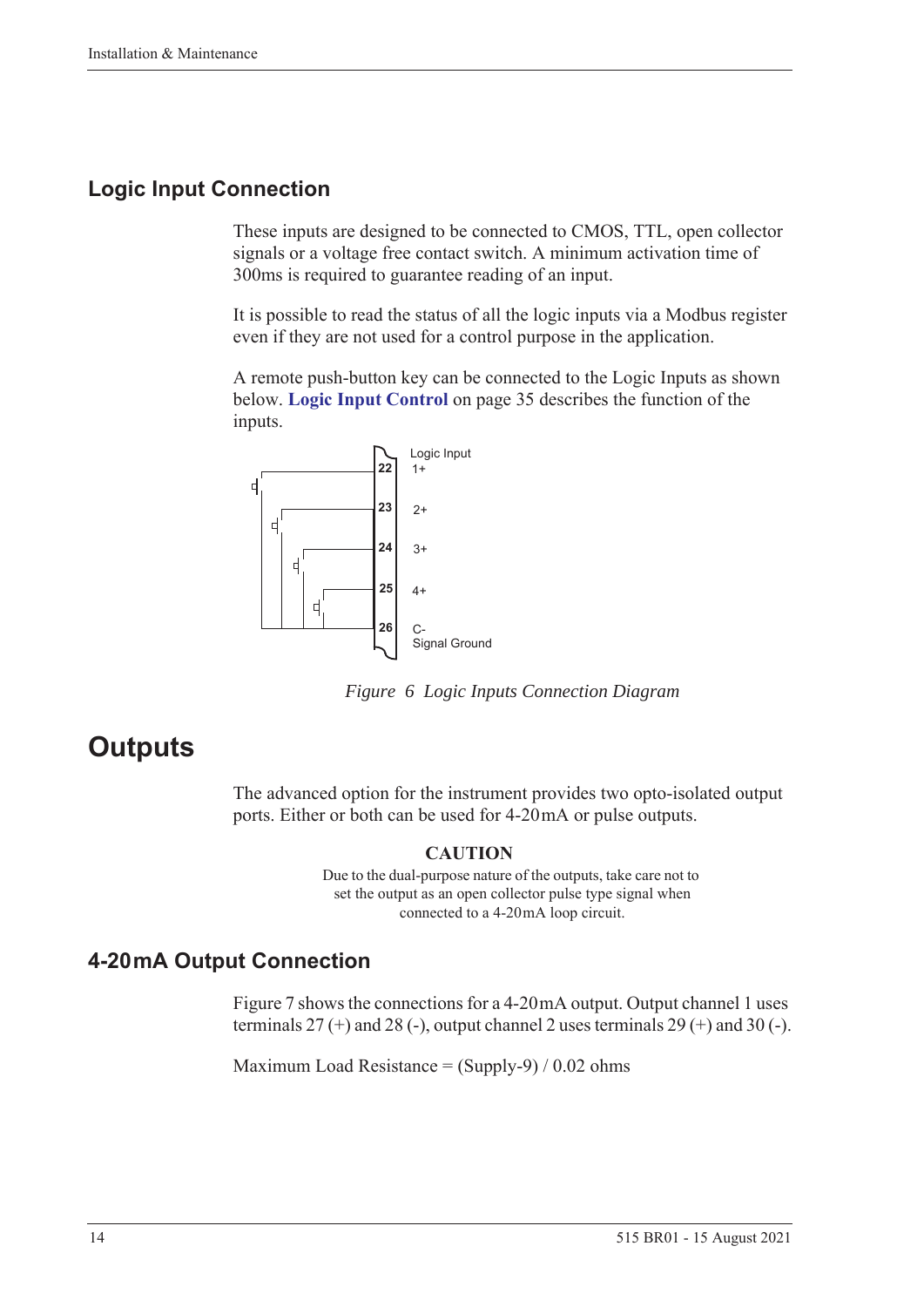## Logic Input Connection

These inputs are designed to be connected to CMOS, TTL, open collector signals or a voltage free contact switch. A minimum activation time of 300ms is required to guarantee reading of an input.

It is possible to read the status of all the logic inputs via a Modbus register even if they are not used for a control purpose in the application.

A remote push-button key can be connected to the Logic Inputs as shown below. **Logic Input Control** on page 35 describes the function of the inputs.

*Figure 6 Logic Inputs Connection Diagram*

# Outputs

The advanced option for the instrument provides two opto-isolated output ports. Either or both can be used for 4-20 mA or pulse outputs.

**CAUTION**

Due to the dual-purpose nature of the outputs, take care not to set the output as an open collector pulse type signal when connected to a 4-20 mA loop circuit.

## 4-20 mA Output Connection

Figure 7 shows the connections for a 4-20 mA output. Output channel 1 uses terminals 27 (+) and 28 (-), output channel 2 uses terminals 29 (+) and 30 (-).

Maximum Load Resistance = (Supply-9) / 0.02 ohms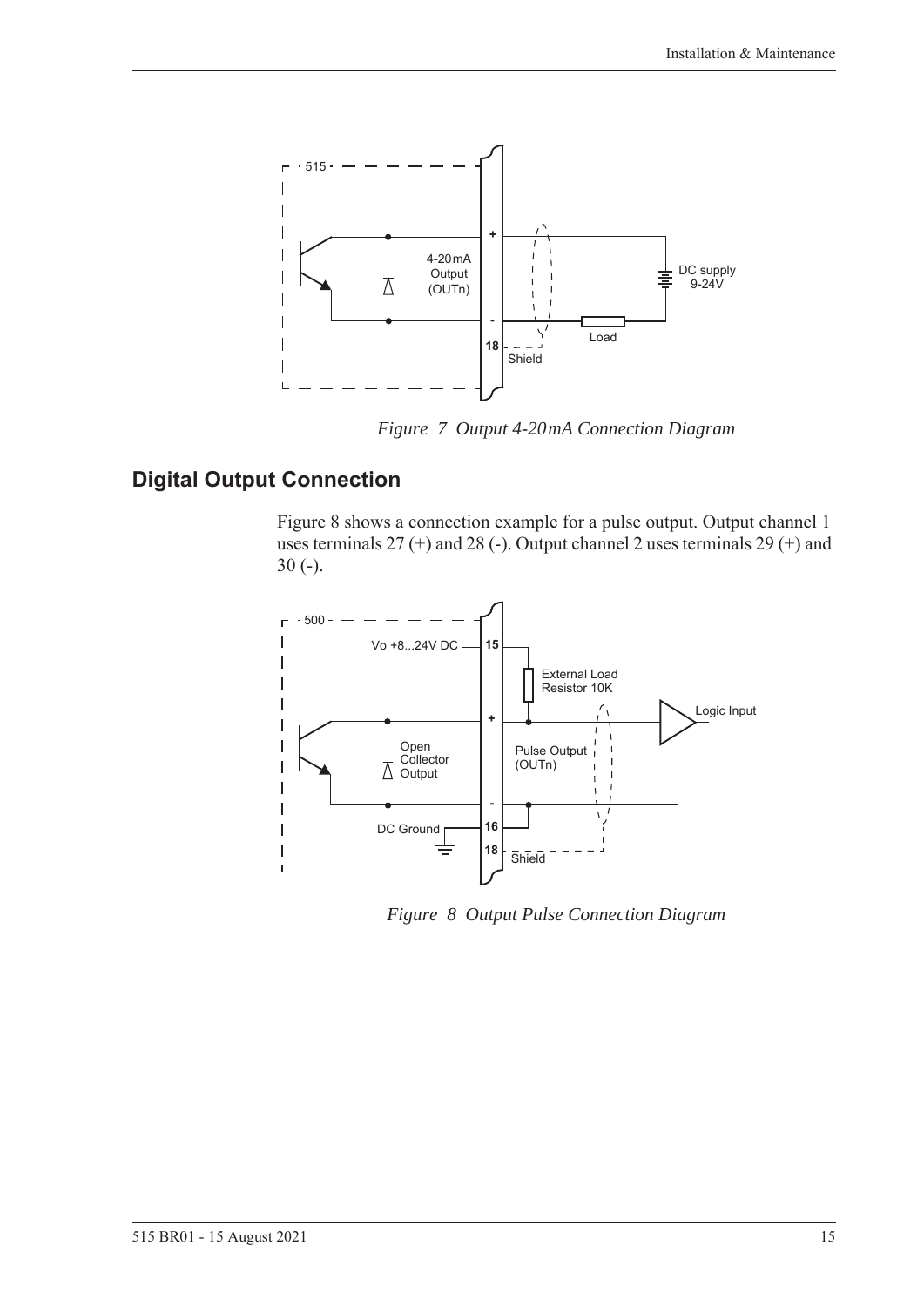*Figure 7 Output 4-20 mA Connection Diagram*

## Digital Output Connection

Figure 8 shows a connection example for a pulse output. Output channel 1 uses terminals 27 (+) and 28 (-). Output channel 2 uses terminals 29 (+) and 30 (-).

*Figure 8 Output Pulse Connection Diagram*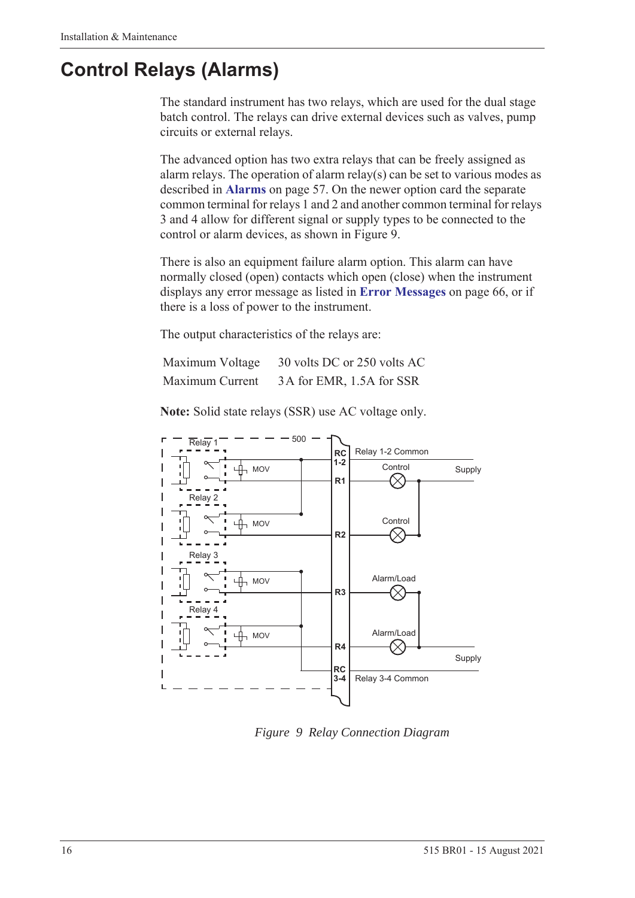# Control Relays (Alarms)

The standard instrument has two relays, which are used for the dual stage batch control. The relays can drive external devices such as valves, pump circuits or external relays.

The advanced option has two extra relays that can be freely assigned as alarm relays. The operation of alarm relay(s) can be set to various modes as described in **Alarms** on page 57. On the newer option card the separate common terminal for relays 1 and 2 and another common terminal for relays 3 and 4 allow for different signal or supply types to be connected to the control or alarm devices, as shown in Figure 9.

There is also an equipment failure alarm option. This alarm can have normally closed (open) contacts which open (close) when the instrument displays any error message as listed in **Error Messages** on page 66, or if there is a loss of power to the instrument.

The output characteristics of the relays are:

| Maximum Voltage | 30 volts DC or 250 volts AC |
|---|---|
| Maximum Current | 3 A for EMR, 1.5A for SSR |

**Note:** Solid state relays (SSR) use AC voltage only.

*Figure 9 Relay Connection Diagram*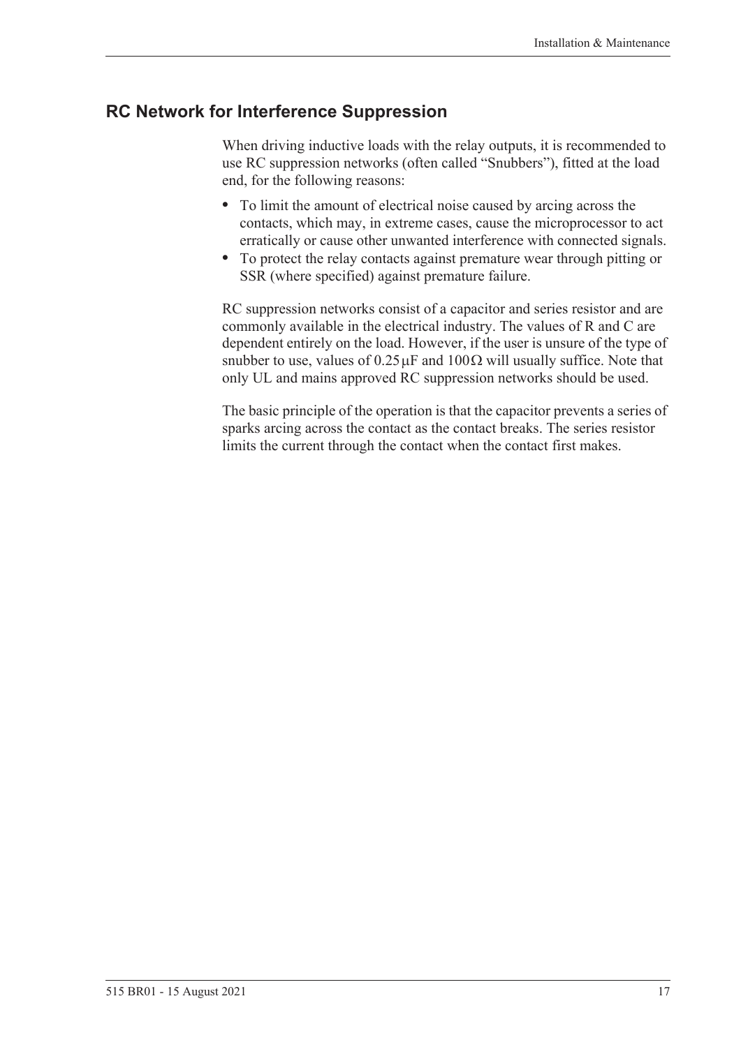## RC Network for Interference Suppression

When driving inductive loads with the relay outputs, it is recommended to use RC suppression networks (often called "Snubbers"), fitted at the load end, for the following reasons:

- To limit the amount of electrical noise caused by arcing across the contacts, which may, in extreme cases, cause the microprocessor to act erratically or cause other unwanted interference with connected signals.
- To protect the relay contacts against premature wear through pitting or SSR (where specified) against premature failure.

RC suppression networks consist of a capacitor and series resistor and are commonly available in the electrical industry. The values of R and C are dependent entirely on the load. However, if the user is unsure of the type of snubber to use, values of $0.25\,\mu F$ and $100\,\Omega$ will usually suffice. Note that only UL and mains approved RC suppression networks should be used.

The basic principle of the operation is that the capacitor prevents a series of sparks arcing across the contact as the contact breaks. The series resistor limits the current through the contact when the contact first makes.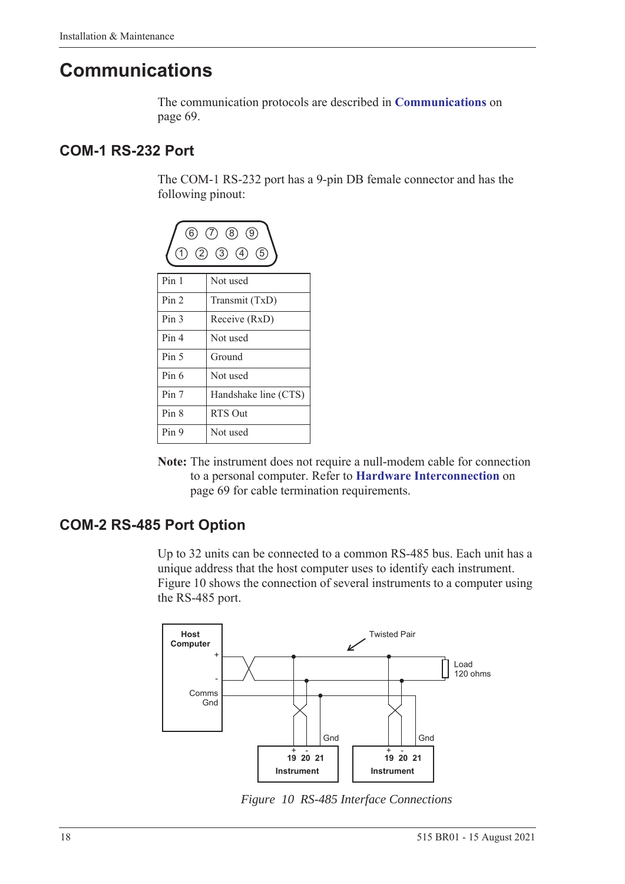# Communications

The communication protocols are described in **Communications** on page 69.

## COM-1 RS-232 Port

The COM-1 RS-232 port has a 9-pin DB female connector and has the following pinout:

| Pin | Function |
|---|---|
| Pin 1 | Not used |
| Pin 2 | Transmit (TxD) |
| Pin 3 | Receive (RxD) |
| Pin 4 | Not used |
| Pin 5 | Ground |
| Pin 6 | Not used |
| Pin 7 | Handshake line (CTS) |
| Pin 8 | RTS Out |
| Pin 9 | Not used |

**Note:** The instrument does not require a null-modem cable for connection to a personal computer. Refer to **Hardware Interconnection** on page 69 for cable termination requirements.

## COM-2 RS-485 Port Option

Up to 32 units can be connected to a common RS-485 bus. Each unit has a unique address that the host computer uses to identify each instrument. Figure 10 shows the connection of several instruments to a computer using the RS-485 port.

*Figure 10 RS-485 Interface Connections*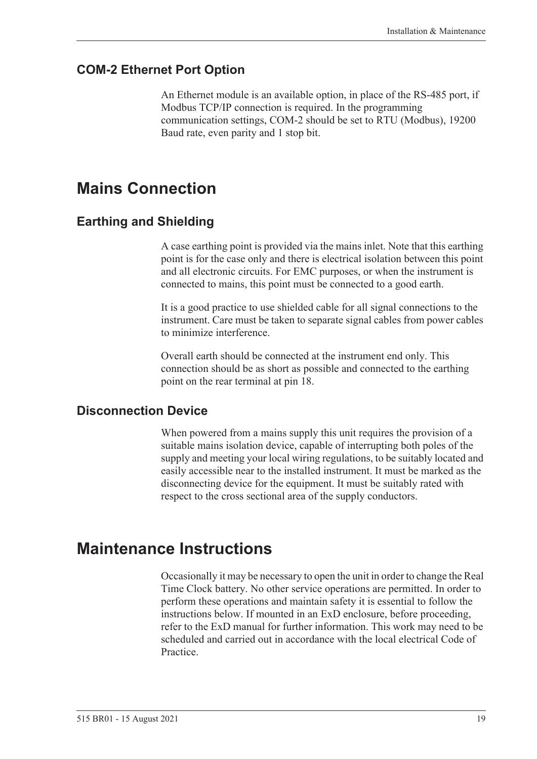### COM-2 Ethernet Port Option

An Ethernet module is an available option, in place of the RS-485 port, if Modbus TCP/IP connection is required. In the programming communication settings, COM-2 should be set to RTU (Modbus), 19200 Baud rate, even parity and 1 stop bit.

## Mains Connection

### Earthing and Shielding

A case earthing point is provided via the mains inlet. Note that this earthing point is for the case only and there is electrical isolation between this point and all electronic circuits. For EMC purposes, or when the instrument is connected to mains, this point must be connected to a good earth.

It is a good practice to use shielded cable for all signal connections to the instrument. Care must be taken to separate signal cables from power cables to minimize interference.

Overall earth should be connected at the instrument end only. This connection should be as short as possible and connected to the earthing point on the rear terminal at pin 18.

### Disconnection Device

When powered from a mains supply this unit requires the provision of a suitable mains isolation device, capable of interrupting both poles of the supply and meeting your local wiring regulations, to be suitably located and easily accessible near to the installed instrument. It must be marked as the disconnecting device for the equipment. It must be suitably rated with respect to the cross sectional area of the supply conductors.

## Maintenance Instructions

Occasionally it may be necessary to open the unit in order to change the Real Time Clock battery. No other service operations are permitted. In order to perform these operations and maintain safety it is essential to follow the instructions below. If mounted in an ExD enclosure, before proceeding, refer to the ExD manual for further information. This work may need to be scheduled and carried out in accordance with the local electrical Code of Practice.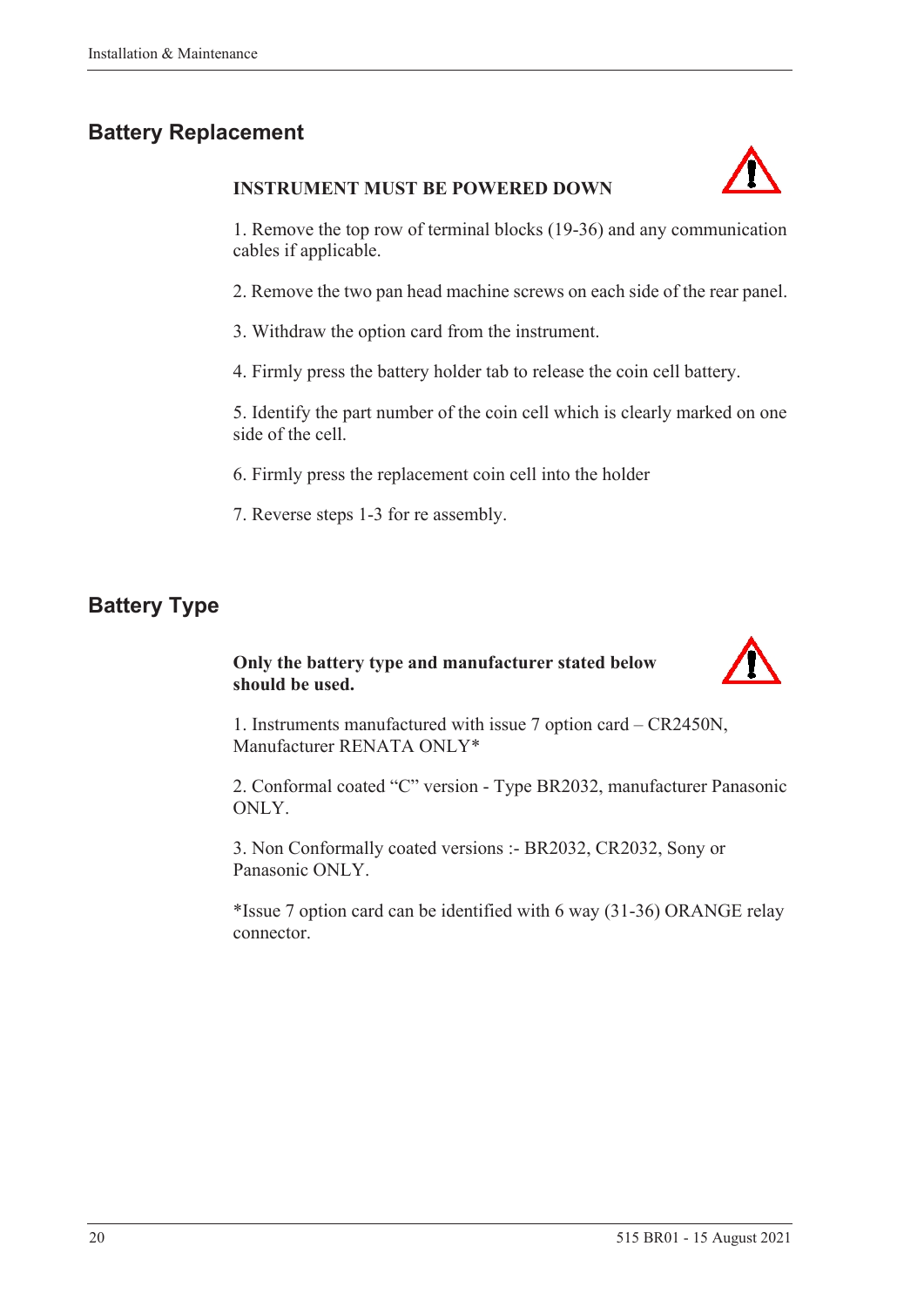## Battery Replacement

**INSTRUMENT MUST BE POWERED DOWN**

1. Remove the top row of terminal blocks (19-36) and any communication cables if applicable.

2. Remove the two pan head machine screws on each side of the rear panel.

3. Withdraw the option card from the instrument.

4. Firmly press the battery holder tab to release the coin cell battery.

5. Identify the part number of the coin cell which is clearly marked on one side of the cell.

6. Firmly press the replacement coin cell into the holder

7. Reverse steps 1-3 for re assembly.

## Battery Type

**Only the battery type and manufacturer stated below should be used.**

1. Instruments manufactured with issue 7 option card – CR2450N, Manufacturer RENATA ONLY*

2. Conformal coated "C" version - Type BR2032, manufacturer Panasonic ONLY.

3. Non Conformally coated versions :- BR2032, CR2032, Sony or Panasonic ONLY.

*Issue 7 option card can be identified with 6 way (31-36) ORANGE relay connector.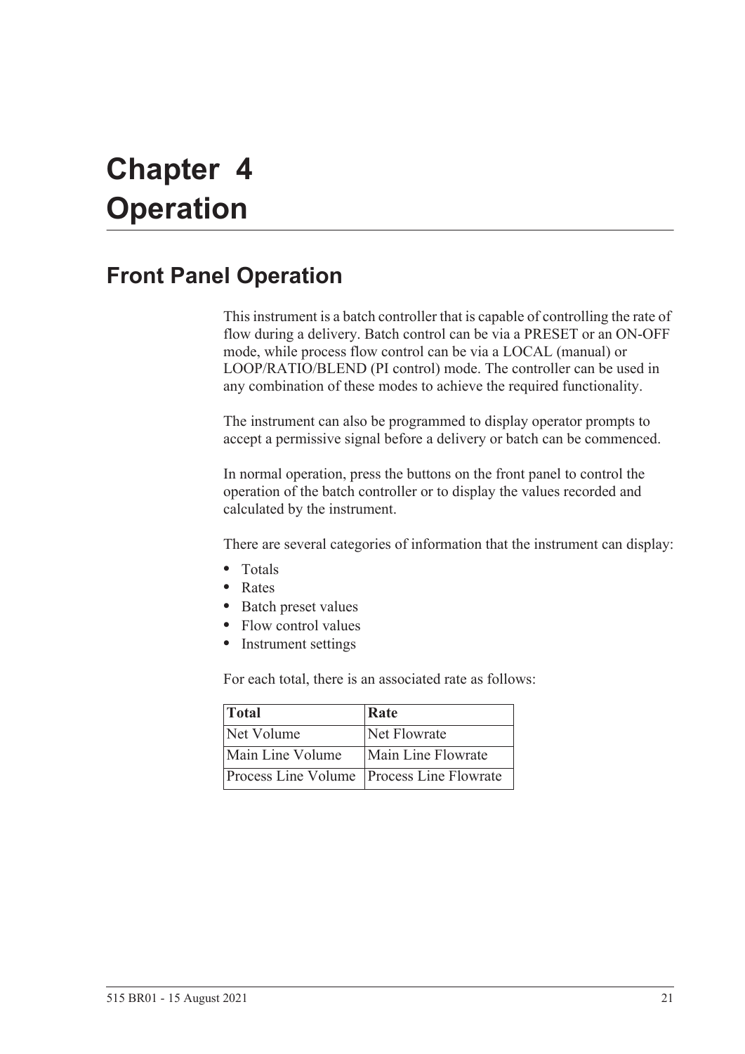# Chapter 4
# Operation

## Front Panel Operation

This instrument is a batch controller that is capable of controlling the rate of flow during a delivery. Batch control can be via a PRESET or an ON-OFF mode, while process flow control can be via a LOCAL (manual) or LOOP/RATIO/BLEND (PI control) mode. The controller can be used in any combination of these modes to achieve the required functionality.

The instrument can also be programmed to display operator prompts to accept a permissive signal before a delivery or batch can be commenced.

In normal operation, press the buttons on the front panel to control the operation of the batch controller or to display the values recorded and calculated by the instrument.

There are several categories of information that the instrument can display:

- Totals
- Rates
- Batch preset values
- Flow control values
- Instrument settings

For each total, there is an associated rate as follows:

| Total | Rate |
|---|---|
| Net Volume | Net Flowrate |
| Main Line Volume | Main Line Flowrate |
| Process Line Volume | Process Line Flowrate |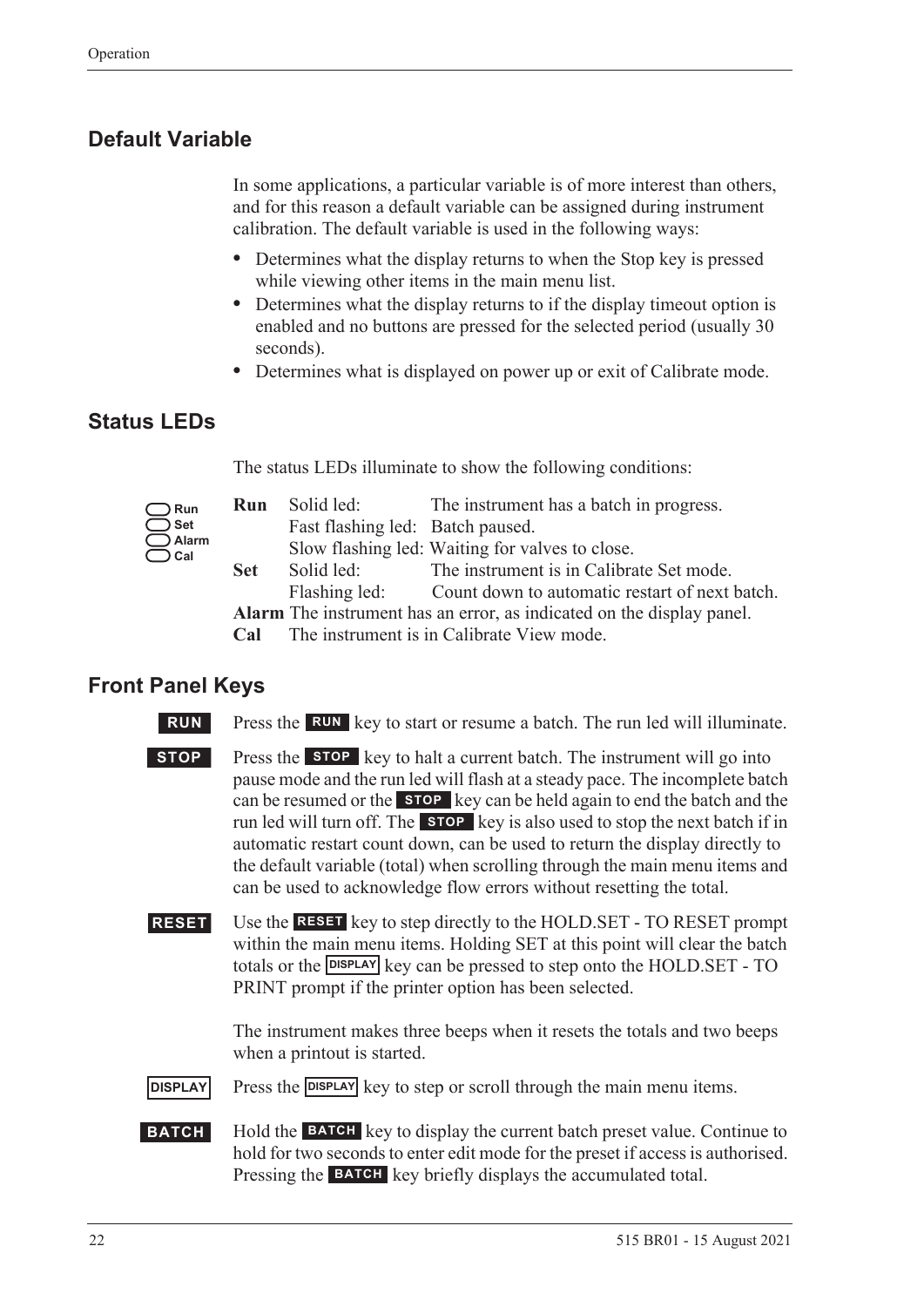## Default Variable

In some applications, a particular variable is of more interest than others, and for this reason a default variable can be assigned during instrument calibration. The default variable is used in the following ways:

- Determines what the display returns to when the Stop key is pressed while viewing other items in the main menu list.
- Determines what the display returns to if the display timeout option is enabled and no buttons are pressed for the selected period (usually 30 seconds).
- Determines what is displayed on power up or exit of Calibrate mode.

## Status LEDs

The status LEDs illuminate to show the following conditions:

| | | |
|---|---|---|
| **Run** | Solid led: | The instrument has a batch in progress. |
| | Fast flashing led: | Batch paused. |
| | Slow flashing led: | Waiting for valves to close. |
| **Set** | Solid led: | The instrument is in Calibrate Set mode. |
| | Flashing led: | Count down to automatic restart of next batch. |
| **Alarm** | The instrument has an error, as indicated on the display panel. | |
| **Cal** | The instrument is in Calibrate View mode. | |

## Front Panel Keys

**RUN** Press the **RUN** key to start or resume a batch. The run led will illuminate.

**STOP** Press the **STOP** key to halt a current batch. The instrument will go into pause mode and the run led will flash at a steady pace. The incomplete batch can be resumed or the **STOP** key can be held again to end the batch and the run led will turn off. The **STOP** key is also used to stop the next batch if in automatic restart count down, can be used to return the display directly to the default variable (total) when scrolling through the main menu items and can be used to acknowledge flow errors without resetting the total.

**RESET** Use the **RESET** key to step directly to the HOLD.SET - TO RESET prompt within the main menu items. Holding SET at this point will clear the batch totals or the **DISPLAY** key can be pressed to step onto the HOLD.SET - TO PRINT prompt if the printer option has been selected.

The instrument makes three beeps when it resets the totals and two beeps when a printout is started.

**DISPLAY** Press the **DISPLAY** key to step or scroll through the main menu items.

**BATCH** Hold the **BATCH** key to display the current batch preset value. Continue to hold for two seconds to enter edit mode for the preset if access is authorised. Pressing the **BATCH** key briefly displays the accumulated total.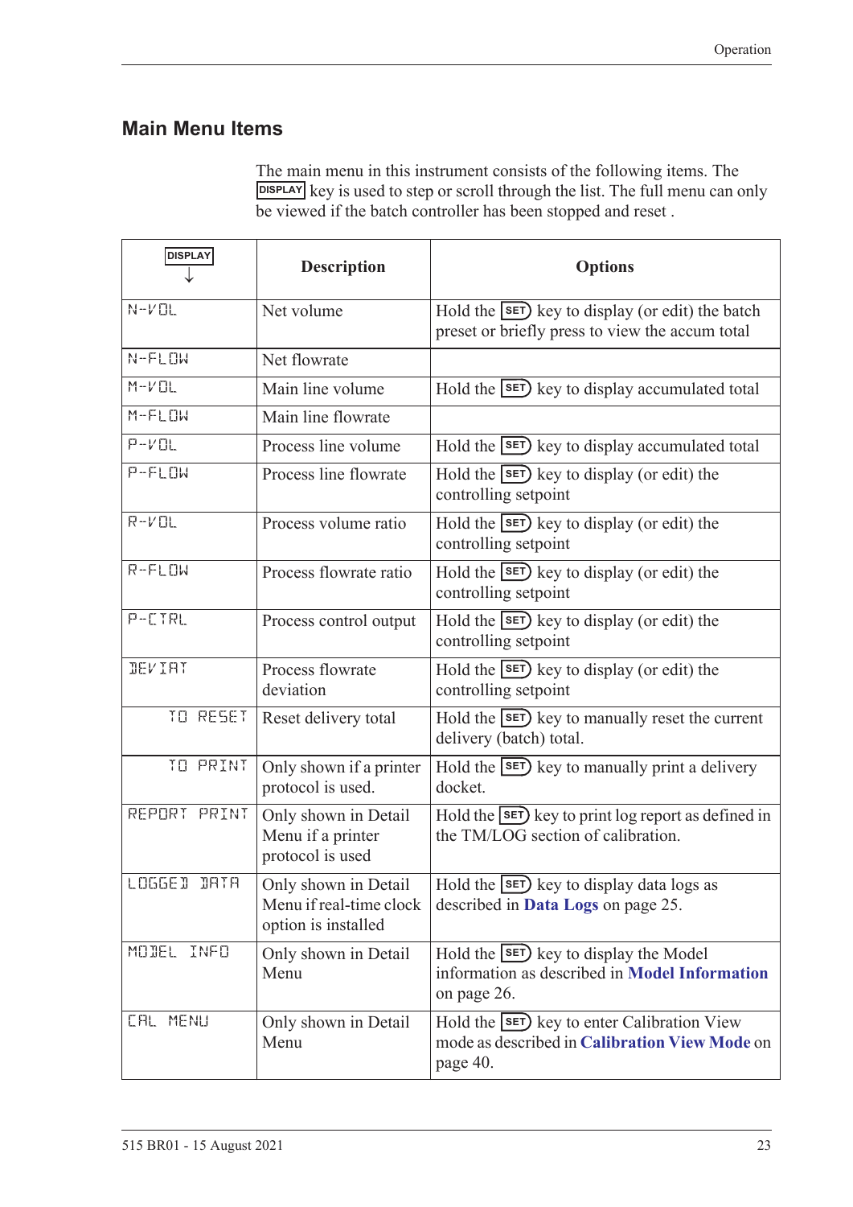## Main Menu Items

The main menu in this instrument consists of the following items. The DISPLAY key is used to step or scroll through the list. The full menu can only be viewed if the batch controller has been stopped and reset .

| DISPLAY ↓ | Description | Options |
|---|---|---|
| N-VOL | Net volume | Hold the SET key to display (or edit) the batch preset or briefly press to view the accum total |
| N-FLOW | Net flowrate | |
| M-VOL | Main line volume | Hold the SET key to display accumulated total |
| M-FLOW | Main line flowrate | |
| P-VOL | Process line volume | Hold the SET key to display accumulated total |
| P-FLOW | Process line flowrate | Hold the SET key to display (or edit) the controlling setpoint |
| R-VOL | Process volume ratio | Hold the SET key to display (or edit) the controlling setpoint |
| R-FLOW | Process flowrate ratio | Hold the SET key to display (or edit) the controlling setpoint |
| P-CTRL | Process control output | Hold the SET key to display (or edit) the controlling setpoint |
| DEVIAT | Process flowrate deviation | Hold the SET key to display (or edit) the controlling setpoint |
| TO RESET | Reset delivery total | Hold the SET key to manually reset the current delivery (batch) total. |
| TO PRINT | Only shown if a printer protocol is used. | Hold the SET key to manually print a delivery docket. |
| REPORT PRINT | Only shown in Detail Menu if a printer protocol is used | Hold the SET key to print log report as defined in the TM/LOG section of calibration. |
| LOGGED DATA | Only shown in Detail Menu if real-time clock option is installed | Hold the SET key to display data logs as described in **Data Logs** on page 25. |
| MODEL INFO | Only shown in Detail Menu | Hold the SET key to display the Model information as described in **Model Information** on page 26. |
| CAL MENU | Only shown in Detail Menu | Hold the SET key to enter Calibration View mode as described in **Calibration View Mode** on page 40. |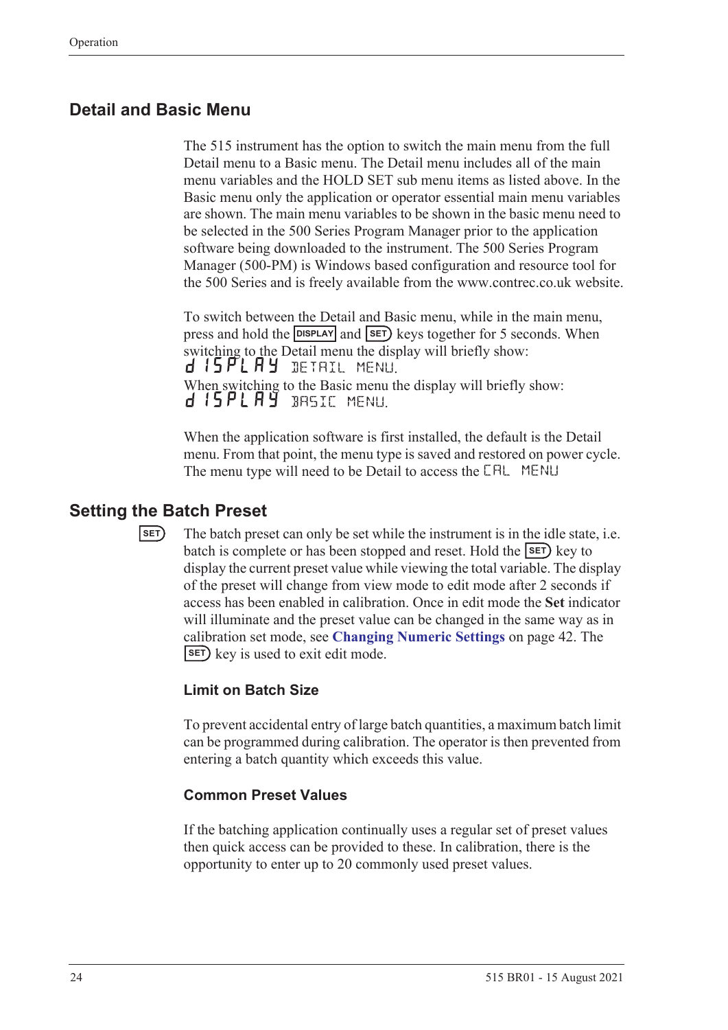## Detail and Basic Menu

The 515 instrument has the option to switch the main menu from the full Detail menu to a Basic menu. The Detail menu includes all of the main menu variables and the HOLD SET sub menu items as listed above. In the Basic menu only the application or operator essential main menu variables are shown. The main menu variables to be shown in the basic menu need to be selected in the 500 Series Program Manager prior to the application software being downloaded to the instrument. The 500 Series Program Manager (500-PM) is Windows based configuration and resource tool for the 500 Series and is freely available from the www.contrec.co.uk website.

To switch between the Detail and Basic menu, while in the main menu, press and hold the DISPLAY and SET keys together for 5 seconds. When switching to the Detail menu the display will briefly show:
dISPLAY DETAIL MENU.
When switching to the Basic menu the display will briefly show:
dISPLAY BASIC MENU.

When the application software is first installed, the default is the Detail menu. From that point, the menu type is saved and restored on power cycle. The menu type will need to be Detail to access the CAL MENU

## Setting the Batch Preset

SET The batch preset can only be set while the instrument is in the idle state, i.e. batch is complete or has been stopped and reset. Hold the SET key to display the current preset value while viewing the total variable. The display of the preset will change from view mode to edit mode after 2 seconds if access has been enabled in calibration. Once in edit mode the **Set** indicator will illuminate and the preset value can be changed in the same way as in calibration set mode, see **Changing Numeric Settings** on page 42. The SET key is used to exit edit mode.

### Limit on Batch Size

To prevent accidental entry of large batch quantities, a maximum batch limit can be programmed during calibration. The operator is then prevented from entering a batch quantity which exceeds this value.

### Common Preset Values

If the batching application continually uses a regular set of preset values then quick access can be provided to these. In calibration, there is the opportunity to enter up to 20 commonly used preset values.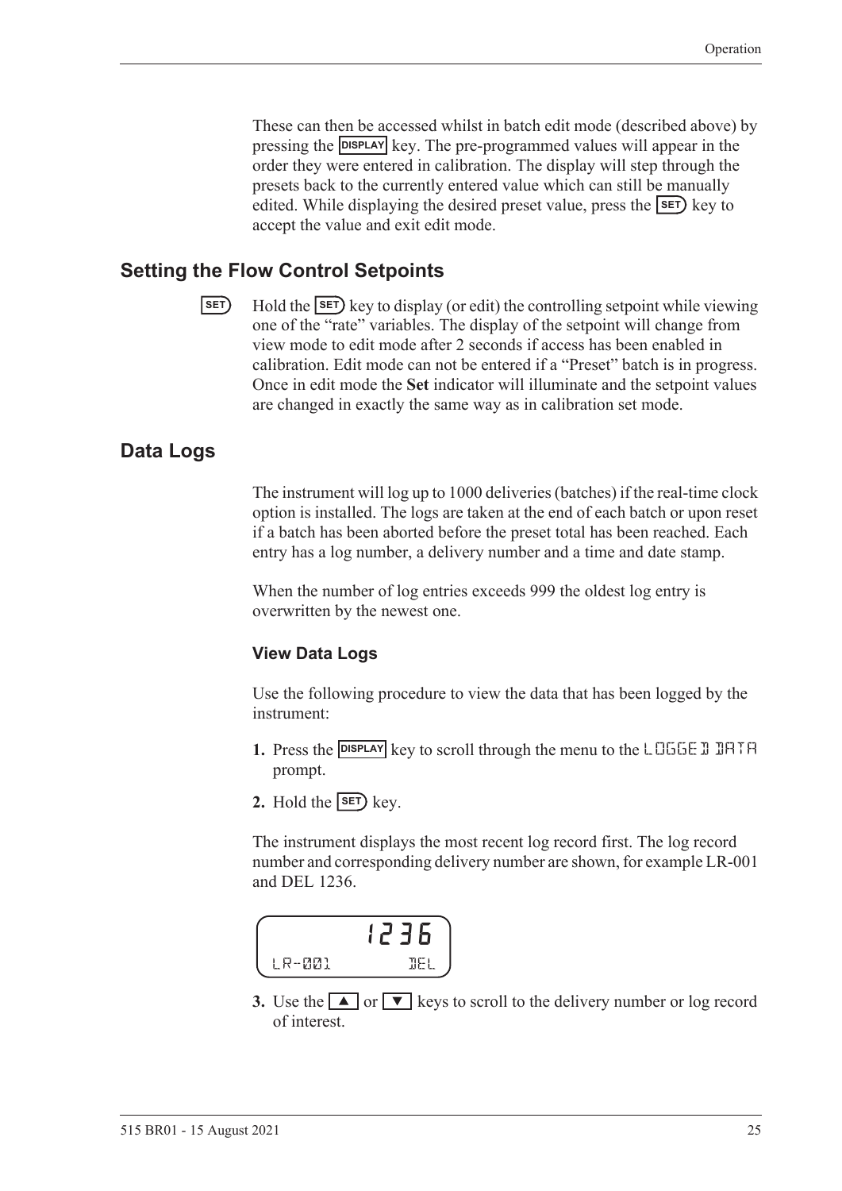These can then be accessed whilst in batch edit mode (described above) by pressing the **DISPLAY** key. The pre-programmed values will appear in the order they were entered in calibration. The display will step through the presets back to the currently entered value which can still be manually edited. While displaying the desired preset value, press the **SET** key to accept the value and exit edit mode.

## Setting the Flow Control Setpoints

**SET**

Hold the **SET** key to display (or edit) the controlling setpoint while viewing one of the "rate" variables. The display of the setpoint will change from view mode to edit mode after 2 seconds if access has been enabled in calibration. Edit mode can not be entered if a "Preset" batch is in progress. Once in edit mode the **Set** indicator will illuminate and the setpoint values are changed in exactly the same way as in calibration set mode.

## Data Logs

The instrument will log up to 1000 deliveries (batches) if the real-time clock option is installed. The logs are taken at the end of each batch or upon reset if a batch has been aborted before the preset total has been reached. Each entry has a log number, a delivery number and a time and date stamp.

When the number of log entries exceeds 999 the oldest log entry is overwritten by the newest one.

### View Data Logs

Use the following procedure to view the data that has been logged by the instrument:

1. Press the **DISPLAY** key to scroll through the menu to the LOGGED DATA prompt.
2. Hold the **SET** key.

The instrument displays the most recent log record first. The log record number and corresponding delivery number are shown, for example LR-001 and DEL 1236.

```
          1236
LR-001         DEL
```

3. Use the ▲ or ▼ keys to scroll to the delivery number or log record of interest.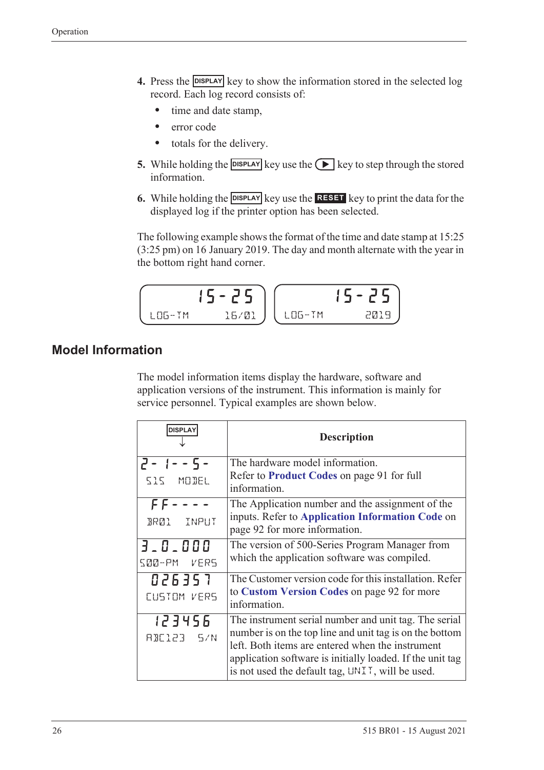4. Press the DISPLAY key to show the information stored in the selected log record. Each log record consists of:
   - time and date stamp,
   - error code
   - totals for the delivery.
5. While holding the DISPLAY key use the ▶ key to step through the stored information.
6. While holding the DISPLAY key use the RESET key to print the data for the displayed log if the printer option has been selected.

The following example shows the format of the time and date stamp at 15:25 (3:25 pm) on 16 January 2019. The day and month alternate with the year in the bottom right hand corner.

```
      15-25            15-25
LOG-TM    16/01   LOG-TM    2019
```

## Model Information

The model information items display the hardware, software and application versions of the instrument. This information is mainly for service personnel. Typical examples are shown below.

| DISPLAY ↓ | Description |
|---|---|
| 2-1--5- <br> 515 MODEL | The hardware model information. Refer to **Product Codes** on page 91 for full information. |
| FF---- <br> BR01 INPUT | The Application number and the assignment of the inputs. Refer to **Application Information Code** on page 92 for more information. |
| 3.0.000 <br> 500-PM VERS | The version of 500-Series Program Manager from which the application software was compiled. |
| 026357 <br> CUSTOM VERS | The Customer version code for this installation. Refer to **Custom Version Codes** on page 92 for more information. |
| 123456 <br> ABC123 S/N | The instrument serial number and unit tag. The serial number is on the top line and unit tag is on the bottom left. Both items are entered when the instrument application software is initially loaded. If the unit tag is not used the default tag, UNIT, will be used. |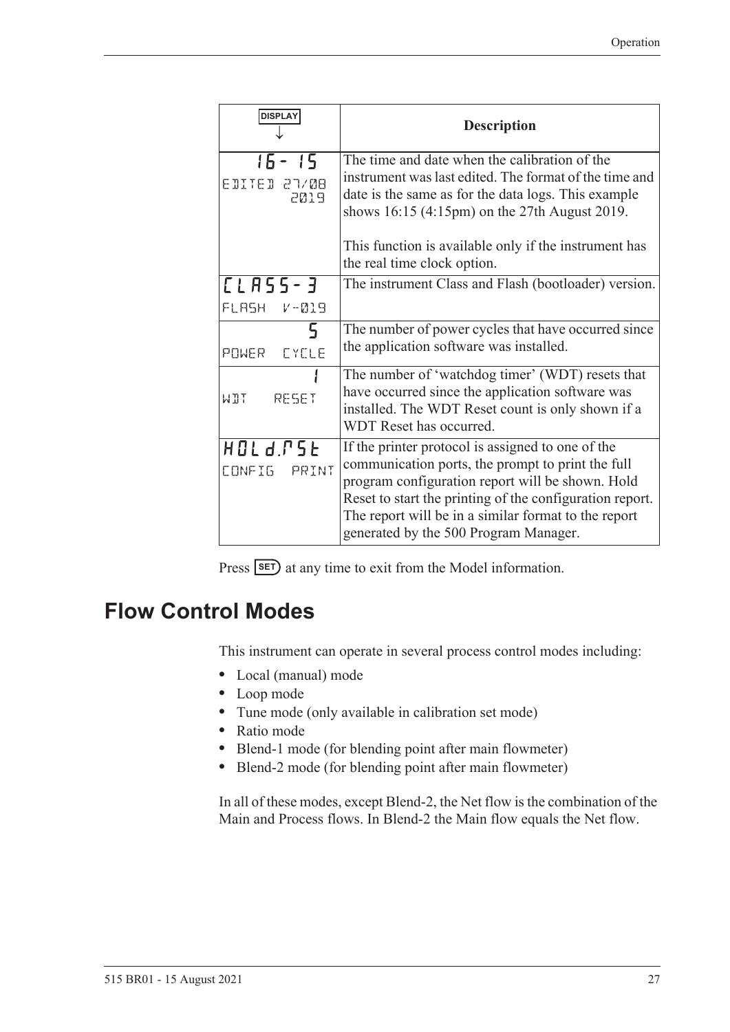| DISPLAY ↓ | Description |
|---|---|
| 16- 15<br>EDITED 27/08 2019 | The time and date when the calibration of the instrument was last edited. The format of the time and date is the same as for the data logs. This example shows 16:15 (4:15pm) on the 27th August 2019.<br><br>This function is available only if the instrument has the real time clock option. |
| CLASS- 3<br>FLASH V-019 | The instrument Class and Flash (bootloader) version. |
| 5<br>POWER CYCLE | The number of power cycles that have occurred since the application software was installed. |
| 1<br>WDT RESET | The number of 'watchdog timer' (WDT) resets that have occurred since the application software was installed. The WDT Reset count is only shown if a WDT Reset has occurred. |
| HOLd.rSt<br>CONFIG PRINT | If the printer protocol is assigned to one of the communication ports, the prompt to print the full program configuration report will be shown. Hold Reset to start the printing of the configuration report. The report will be in a similar format to the report generated by the 500 Program Manager. |

Press SET at any time to exit from the Model information.

## Flow Control Modes

This instrument can operate in several process control modes including:

- Local (manual) mode
- Loop mode
- Tune mode (only available in calibration set mode)
- Ratio mode
- Blend-1 mode (for blending point after main flowmeter)
- Blend-2 mode (for blending point after main flowmeter)

In all of these modes, except Blend-2, the Net flow is the combination of the Main and Process flows. In Blend-2 the Main flow equals the Net flow.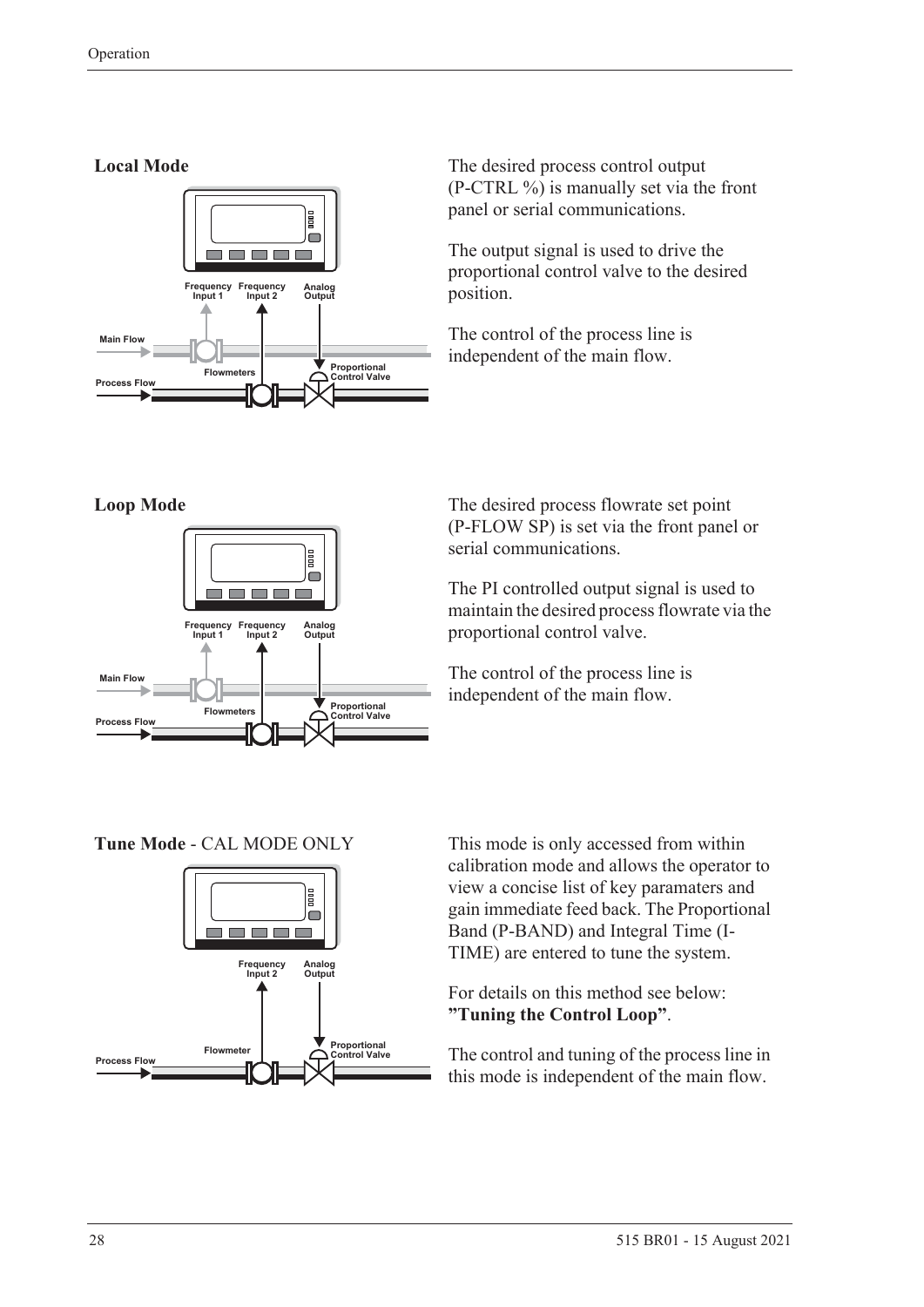### Local Mode

The desired process control output (P-CTRL %) is manually set via the front panel or serial communications.

The output signal is used to drive the proportional control valve to the desired position.

The control of the process line is independent of the main flow.

### Loop Mode

The desired process flowrate set point (P-FLOW SP) is set via the front panel or serial communications.

The PI controlled output signal is used to maintain the desired process flowrate via the proportional control valve.

The control of the process line is independent of the main flow.

### Tune Mode - CAL MODE ONLY

This mode is only accessed from within calibration mode and allows the operator to view a concise list of key paramaters and gain immediate feed back. The Proportional Band (P-BAND) and Integral Time (I-TIME) are entered to tune the system.

For details on this method see below: **"Tuning the Control Loop"**.

The control and tuning of the process line in this mode is independent of the main flow.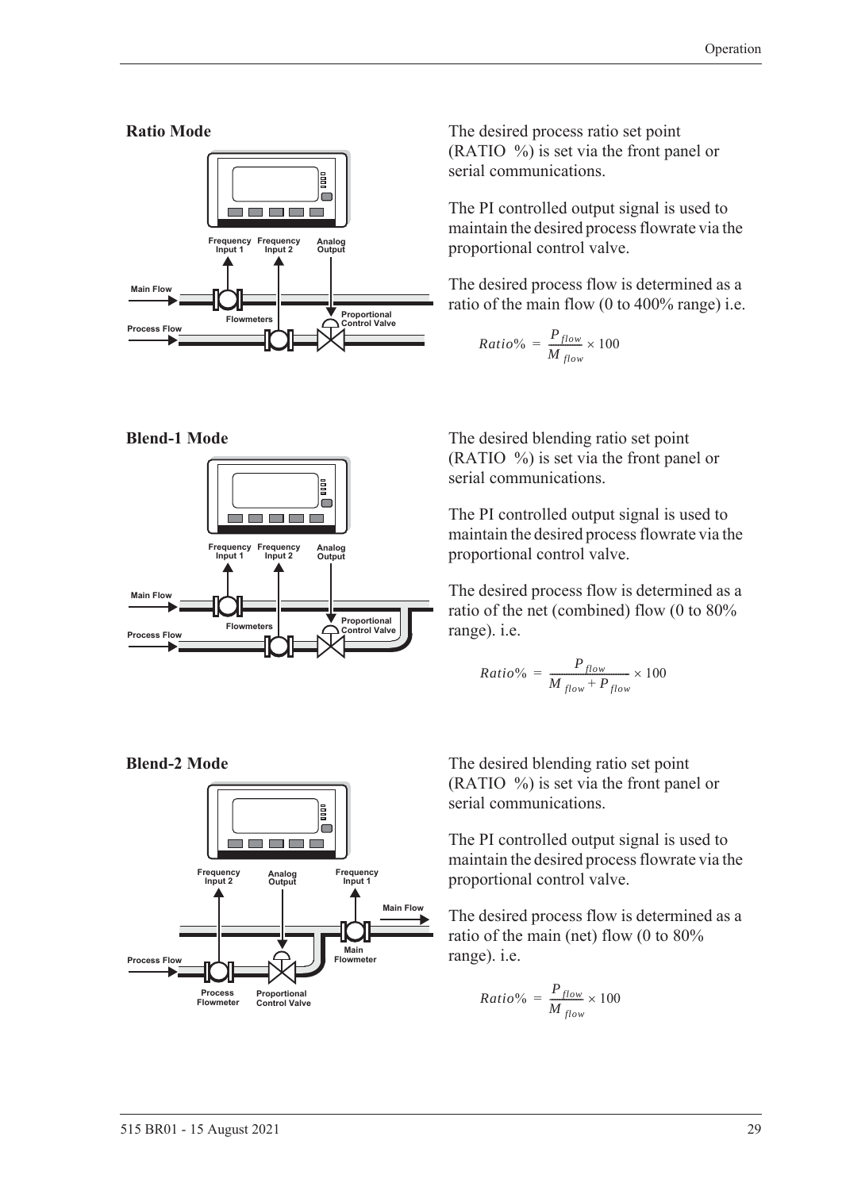### Ratio Mode

The desired process ratio set point (RATIO %) is set via the front panel or serial communications.

The PI controlled output signal is used to maintain the desired process flowrate via the proportional control valve.

The desired process flow is determined as a ratio of the main flow (0 to 400% range) i.e.

$$Ratio\% = \frac{P_{flow}}{M_{flow}} \times 100$$

### Blend-1 Mode

The desired blending ratio set point (RATIO %) is set via the front panel or serial communications.

The PI controlled output signal is used to maintain the desired process flowrate via the proportional control valve.

The desired process flow is determined as a ratio of the net (combined) flow (0 to 80% range). i.e.

$$Ratio\% = \frac{P_{flow}}{M_{flow} + P_{flow}} \times 100$$

### Blend-2 Mode

The desired blending ratio set point (RATIO %) is set via the front panel or serial communications.

The PI controlled output signal is used to maintain the desired process flowrate via the proportional control valve.

The desired process flow is determined as a ratio of the main (net) flow (0 to 80% range). i.e.

$$Ratio\% = \frac{P_{flow}}{M_{flow}} \times 100$$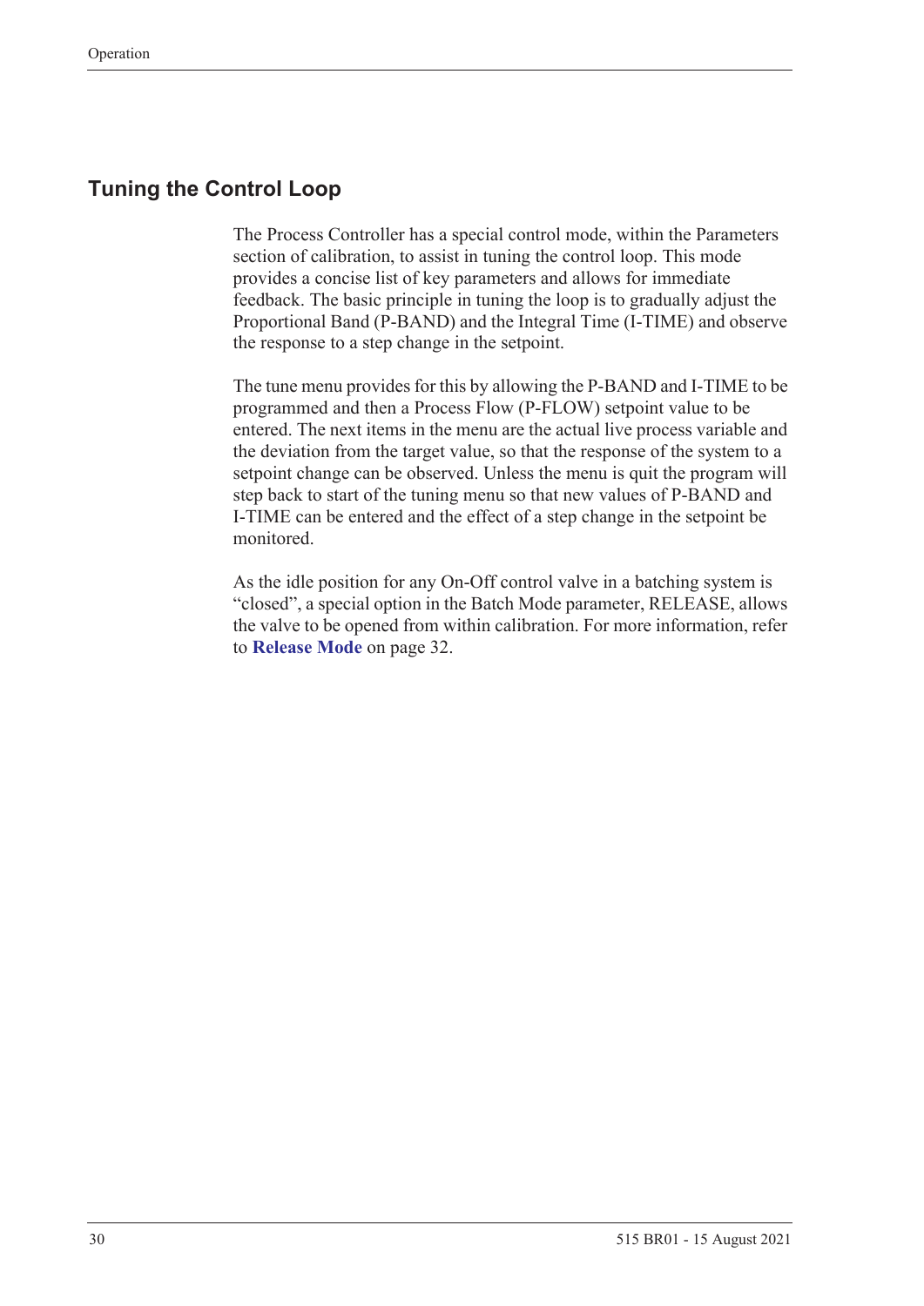## Tuning the Control Loop

The Process Controller has a special control mode, within the Parameters section of calibration, to assist in tuning the control loop. This mode provides a concise list of key parameters and allows for immediate feedback. The basic principle in tuning the loop is to gradually adjust the Proportional Band (P-BAND) and the Integral Time (I-TIME) and observe the response to a step change in the setpoint.

The tune menu provides for this by allowing the P-BAND and I-TIME to be programmed and then a Process Flow (P-FLOW) setpoint value to be entered. The next items in the menu are the actual live process variable and the deviation from the target value, so that the response of the system to a setpoint change can be observed. Unless the menu is quit the program will step back to start of the tuning menu so that new values of P-BAND and I-TIME can be entered and the effect of a step change in the setpoint be monitored.

As the idle position for any On-Off control valve in a batching system is "closed", a special option in the Batch Mode parameter, RELEASE, allows the valve to be opened from within calibration. For more information, refer to **Release Mode** on page 32.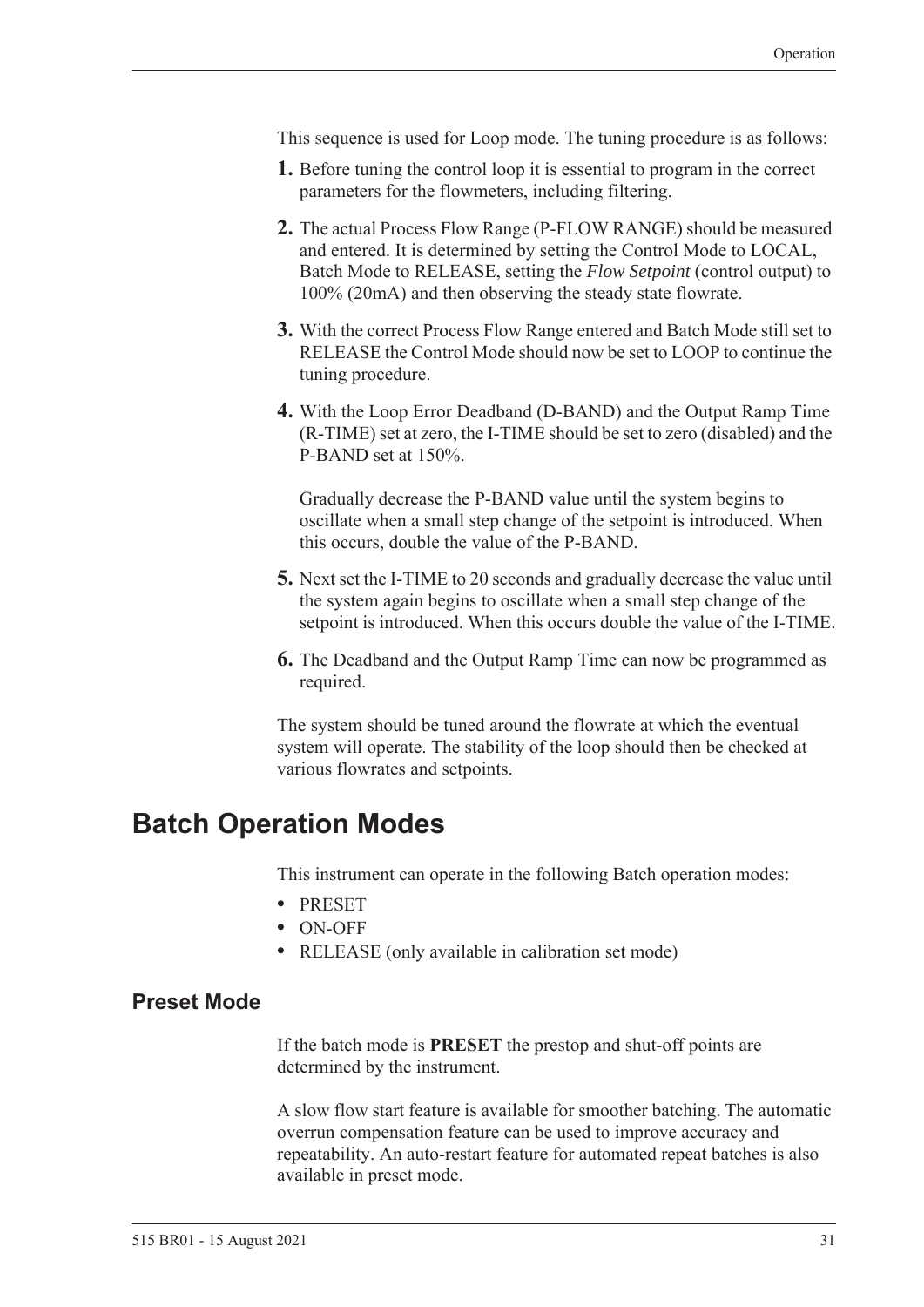This sequence is used for Loop mode. The tuning procedure is as follows:

1. Before tuning the control loop it is essential to program in the correct parameters for the flowmeters, including filtering.
2. The actual Process Flow Range (P-FLOW RANGE) should be measured and entered. It is determined by setting the Control Mode to LOCAL, Batch Mode to RELEASE, setting the *Flow Setpoint* (control output) to 100% (20mA) and then observing the steady state flowrate.
3. With the correct Process Flow Range entered and Batch Mode still set to RELEASE the Control Mode should now be set to LOOP to continue the tuning procedure.
4. With the Loop Error Deadband (D-BAND) and the Output Ramp Time (R-TIME) set at zero, the I-TIME should be set to zero (disabled) and the P-BAND set at 150%.

   Gradually decrease the P-BAND value until the system begins to oscillate when a small step change of the setpoint is introduced. When this occurs, double the value of the P-BAND.
5. Next set the I-TIME to 20 seconds and gradually decrease the value until the system again begins to oscillate when a small step change of the setpoint is introduced. When this occurs double the value of the I-TIME.
6. The Deadband and the Output Ramp Time can now be programmed as required.

The system should be tuned around the flowrate at which the eventual system will operate. The stability of the loop should then be checked at various flowrates and setpoints.

# Batch Operation Modes

This instrument can operate in the following Batch operation modes:

- PRESET
- ON-OFF
- RELEASE (only available in calibration set mode)

## Preset Mode

If the batch mode is **PRESET** the prestop and shut-off points are determined by the instrument.

A slow flow start feature is available for smoother batching. The automatic overrun compensation feature can be used to improve accuracy and repeatability. An auto-restart feature for automated repeat batches is also available in preset mode.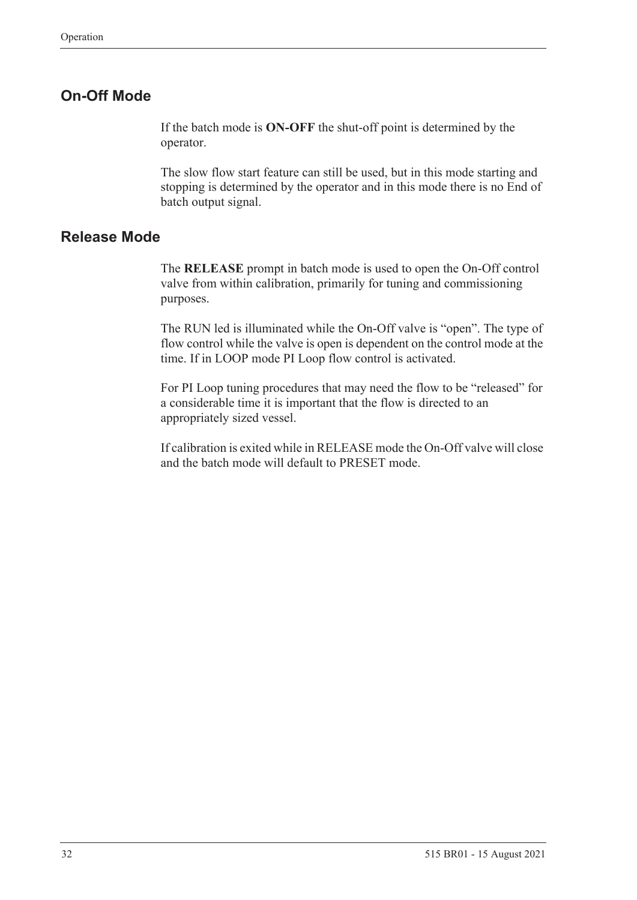## On-Off Mode

If the batch mode is **ON-OFF** the shut-off point is determined by the operator.

The slow flow start feature can still be used, but in this mode starting and stopping is determined by the operator and in this mode there is no End of batch output signal.

## Release Mode

The **RELEASE** prompt in batch mode is used to open the On-Off control valve from within calibration, primarily for tuning and commissioning purposes.

The RUN led is illuminated while the On-Off valve is “open”. The type of flow control while the valve is open is dependent on the control mode at the time. If in LOOP mode PI Loop flow control is activated.

For PI Loop tuning procedures that may need the flow to be “released” for a considerable time it is important that the flow is directed to an appropriately sized vessel.

If calibration is exited while in RELEASE mode the On-Off valve will close and the batch mode will default to PRESET mode.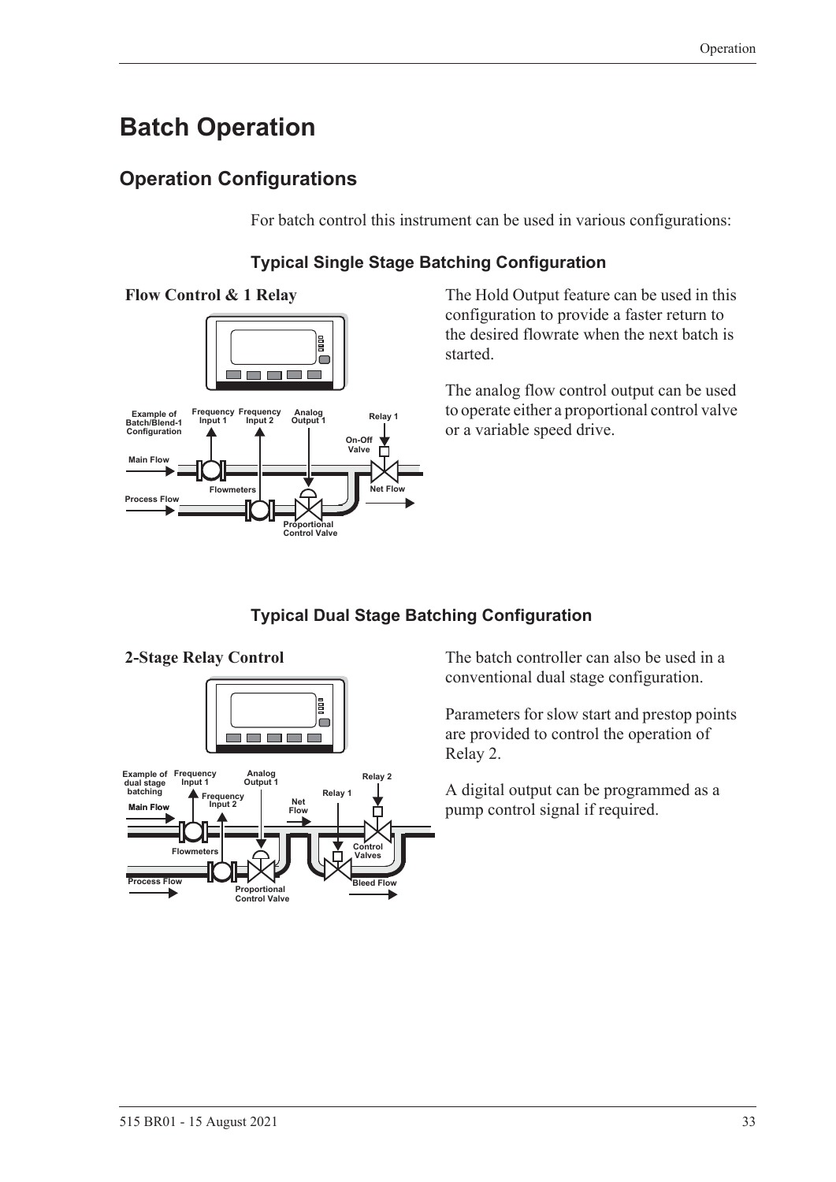# Batch Operation

## Operation Configurations

For batch control this instrument can be used in various configurations:

### Typical Single Stage Batching Configuration

**Flow Control & 1 Relay**

The Hold Output feature can be used in this configuration to provide a faster return to the desired flowrate when the next batch is started.

The analog flow control output can be used to operate either a proportional control valve or a variable speed drive.

### Typical Dual Stage Batching Configuration

**2-Stage Relay Control**

The batch controller can also be used in a conventional dual stage configuration.

Parameters for slow start and prestop points are provided to control the operation of Relay 2.

A digital output can be programmed as a pump control signal if required.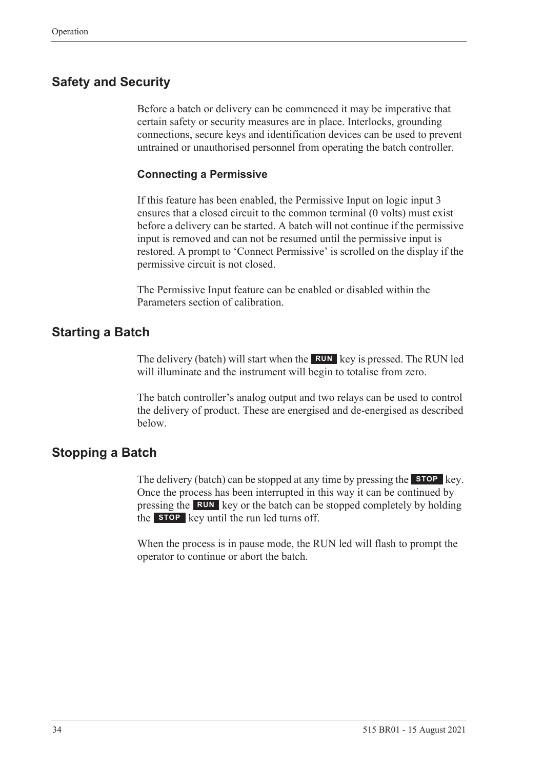## Safety and Security

Before a batch or delivery can be commenced it may be imperative that certain safety or security measures are in place. Interlocks, grounding connections, secure keys and identification devices can be used to prevent untrained or unauthorised personnel from operating the batch controller.

### Connecting a Permissive

If this feature has been enabled, the Permissive Input on logic input 3 ensures that a closed circuit to the common terminal (0 volts) must exist before a delivery can be started. A batch will not continue if the permissive input is removed and can not be resumed until the permissive input is restored. A prompt to 'Connect Permissive' is scrolled on the display if the permissive circuit is not closed.

The Permissive Input feature can be enabled or disabled within the Parameters section of calibration.

## Starting a Batch

The delivery (batch) will start when the **RUN** key is pressed. The RUN led will illuminate and the instrument will begin to totalise from zero.

The batch controller's analog output and two relays can be used to control the delivery of product. These are energised and de-energised as described below.

## Stopping a Batch

The delivery (batch) can be stopped at any time by pressing the **STOP** key. Once the process has been interrupted in this way it can be continued by pressing the **RUN** key or the batch can be stopped completely by holding the **STOP** key until the run led turns off.

When the process is in pause mode, the RUN led will flash to prompt the operator to continue or abort the batch.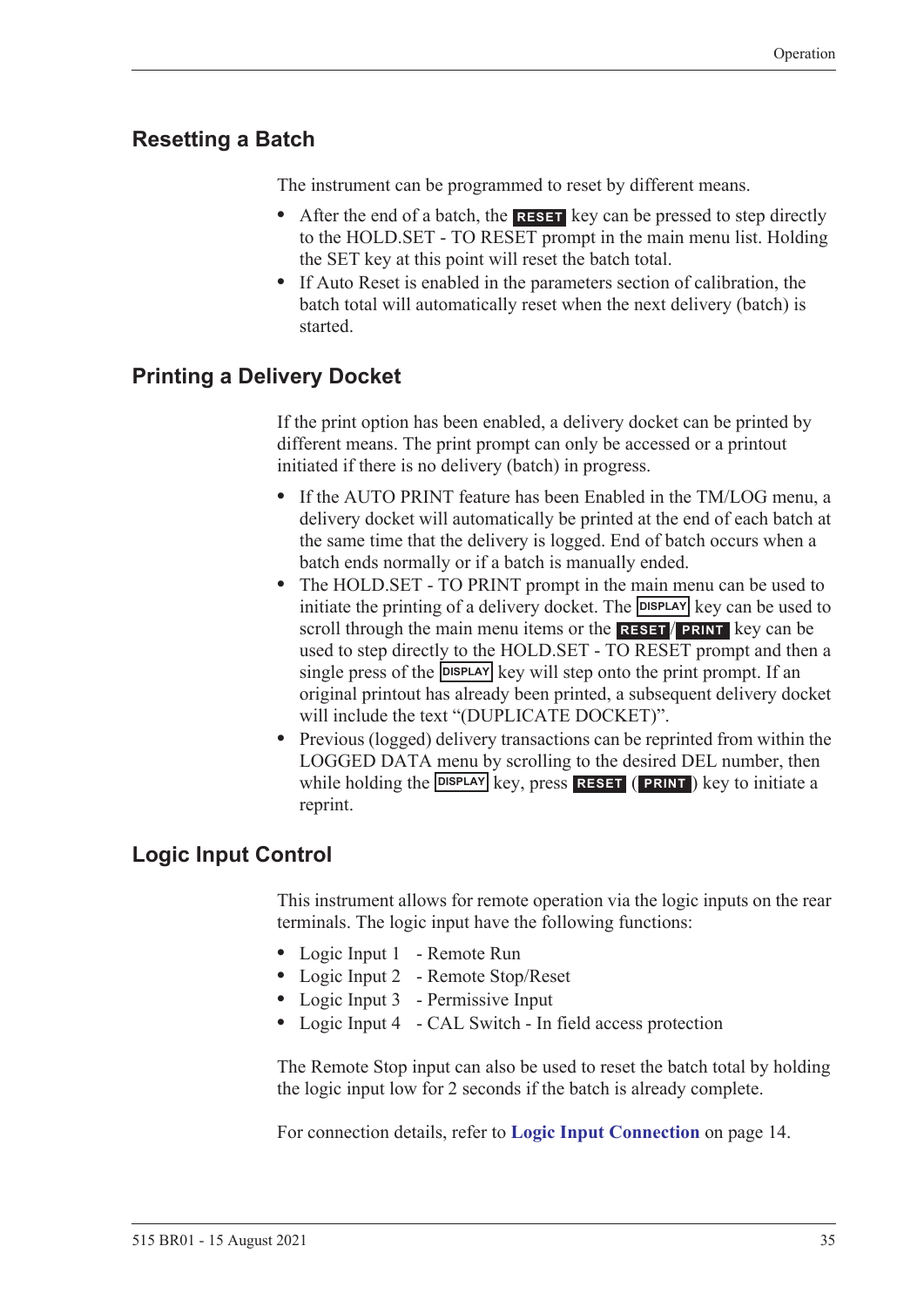## Resetting a Batch

The instrument can be programmed to reset by different means.

- After the end of a batch, the **RESET** key can be pressed to step directly to the HOLD.SET - TO RESET prompt in the main menu list. Holding the SET key at this point will reset the batch total.
- If Auto Reset is enabled in the parameters section of calibration, the batch total will automatically reset when the next delivery (batch) is started.

## Printing a Delivery Docket

If the print option has been enabled, a delivery docket can be printed by different means. The print prompt can only be accessed or a printout initiated if there is no delivery (batch) in progress.

- If the AUTO PRINT feature has been Enabled in the TM/LOG menu, a delivery docket will automatically be printed at the end of each batch at the same time that the delivery is logged. End of batch occurs when a batch ends normally or if a batch is manually ended.
- The HOLD.SET - TO PRINT prompt in the main menu can be used to initiate the printing of a delivery docket. The **DISPLAY** key can be used to scroll through the main menu items or the **RESET**/**PRINT** key can be used to step directly to the HOLD.SET - TO RESET prompt and then a single press of the **DISPLAY** key will step onto the print prompt. If an original printout has already been printed, a subsequent delivery docket will include the text "(DUPLICATE DOCKET)".
- Previous (logged) delivery transactions can be reprinted from within the LOGGED DATA menu by scrolling to the desired DEL number, then while holding the **DISPLAY** key, press **RESET** (**PRINT**) key to initiate a reprint.

## Logic Input Control

This instrument allows for remote operation via the logic inputs on the rear terminals. The logic input have the following functions:

- Logic Input 1 - Remote Run
- Logic Input 2 - Remote Stop/Reset
- Logic Input 3 - Permissive Input
- Logic Input 4 - CAL Switch - In field access protection

The Remote Stop input can also be used to reset the batch total by holding the logic input low for 2 seconds if the batch is already complete.

For connection details, refer to **Logic Input Connection** on page 14.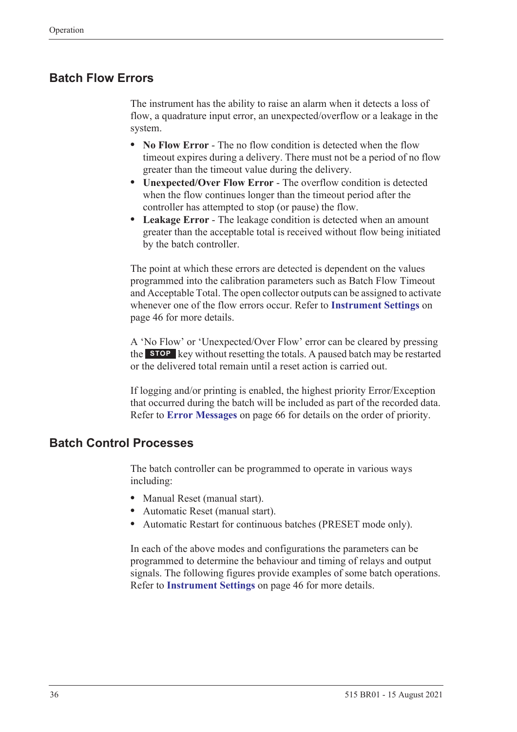## Batch Flow Errors

The instrument has the ability to raise an alarm when it detects a loss of flow, a quadrature input error, an unexpected/overflow or a leakage in the system.

- **No Flow Error** - The no flow condition is detected when the flow timeout expires during a delivery. There must not be a period of no flow greater than the timeout value during the delivery.
- **Unexpected/Over Flow Error** - The overflow condition is detected when the flow continues longer than the timeout period after the controller has attempted to stop (or pause) the flow.
- **Leakage Error** - The leakage condition is detected when an amount greater than the acceptable total is received without flow being initiated by the batch controller.

The point at which these errors are detected is dependent on the values programmed into the calibration parameters such as Batch Flow Timeout and Acceptable Total. The open collector outputs can be assigned to activate whenever one of the flow errors occur. Refer to **Instrument Settings** on page 46 for more details.

A 'No Flow' or 'Unexpected/Over Flow' error can be cleared by pressing the **STOP** key without resetting the totals. A paused batch may be restarted or the delivered total remain until a reset action is carried out.

If logging and/or printing is enabled, the highest priority Error/Exception that occurred during the batch will be included as part of the recorded data. Refer to **Error Messages** on page 66 for details on the order of priority.

## Batch Control Processes

The batch controller can be programmed to operate in various ways including:

- Manual Reset (manual start).
- Automatic Reset (manual start).
- Automatic Restart for continuous batches (PRESET mode only).

In each of the above modes and configurations the parameters can be programmed to determine the behaviour and timing of relays and output signals. The following figures provide examples of some batch operations. Refer to **Instrument Settings** on page 46 for more details.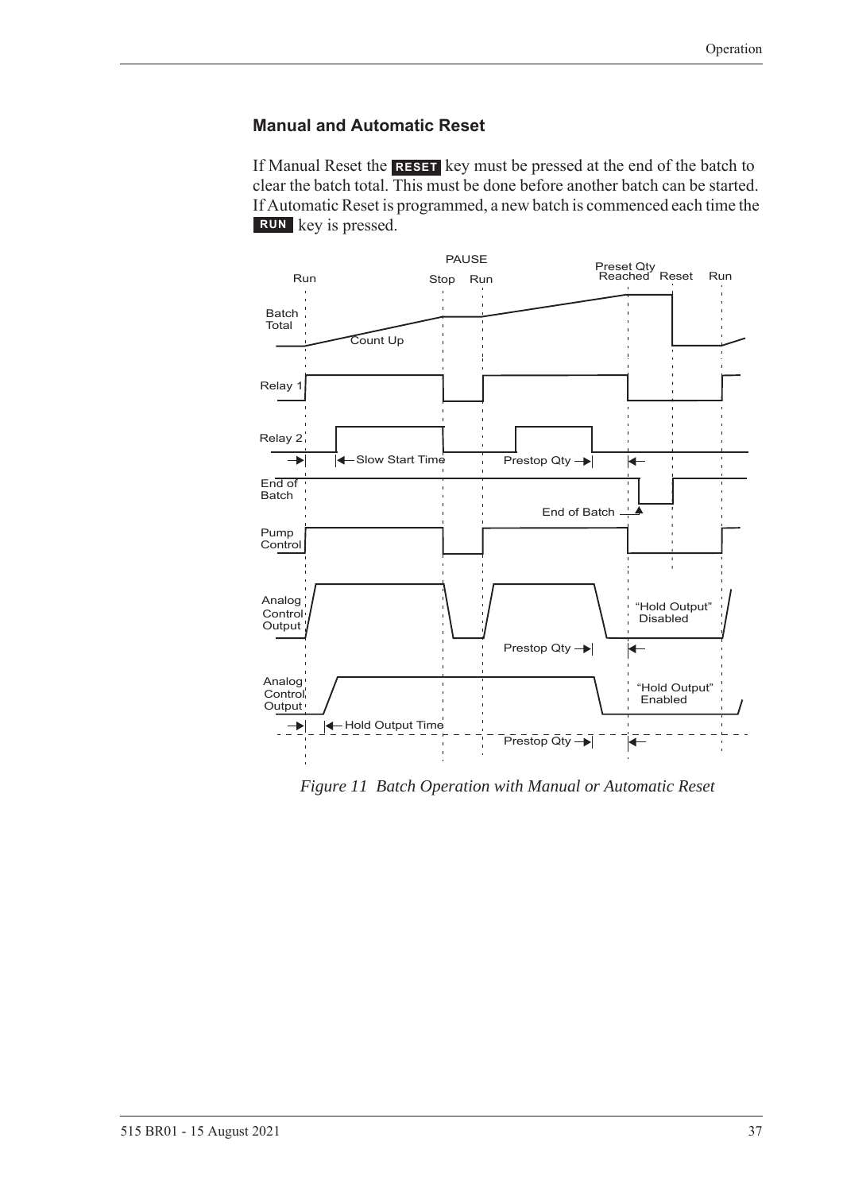### Manual and Automatic Reset

If Manual Reset the **RESET** key must be pressed at the end of the batch to clear the batch total. This must be done before another batch can be started. If Automatic Reset is programmed, a new batch is commenced each time the **RUN** key is pressed.

*Figure 11 Batch Operation with Manual or Automatic Reset*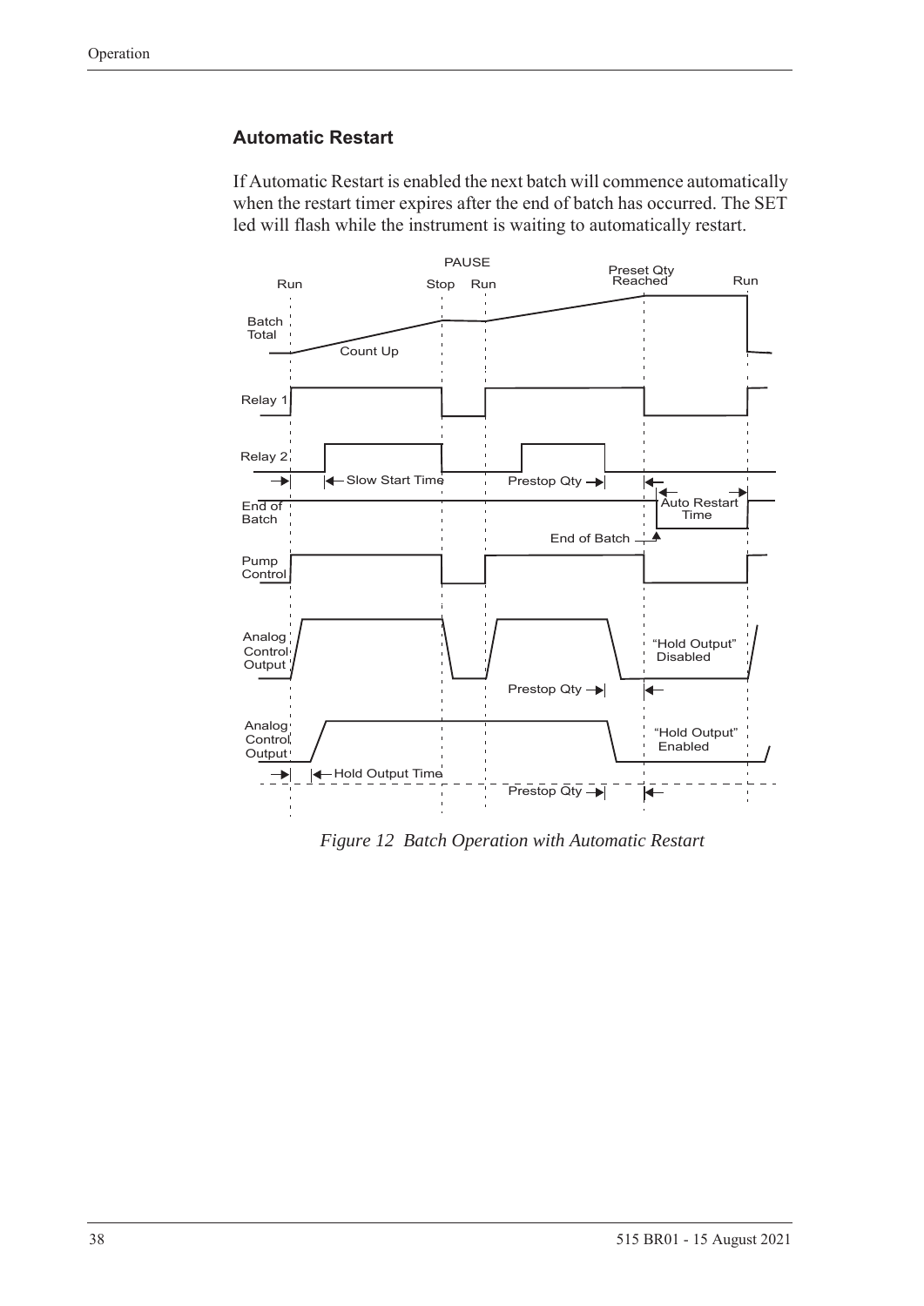### Automatic Restart

If Automatic Restart is enabled the next batch will commence automatically when the restart timer expires after the end of batch has occurred. The SET led will flash while the instrument is waiting to automatically restart.

*Figure 12 Batch Operation with Automatic Restart*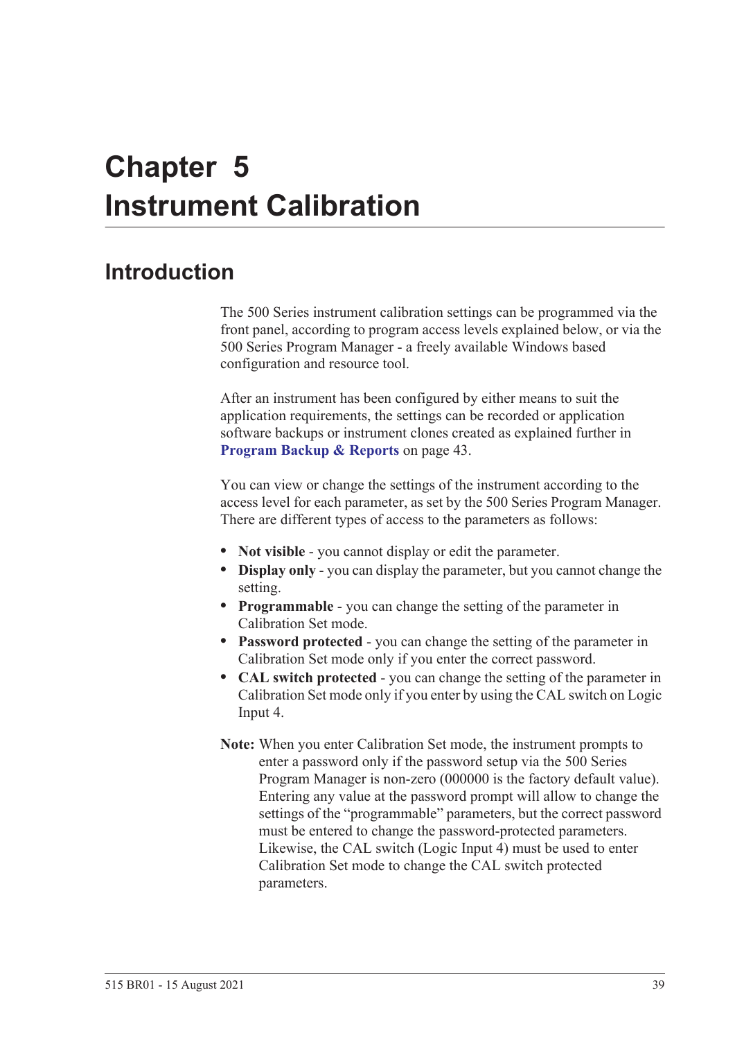# Chapter 5
# Instrument Calibration

## Introduction

The 500 Series instrument calibration settings can be programmed via the front panel, according to program access levels explained below, or via the 500 Series Program Manager - a freely available Windows based configuration and resource tool.

After an instrument has been configured by either means to suit the application requirements, the settings can be recorded or application software backups or instrument clones created as explained further in **Program Backup & Reports** on page 43.

You can view or change the settings of the instrument according to the access level for each parameter, as set by the 500 Series Program Manager. There are different types of access to the parameters as follows:

- **Not visible** - you cannot display or edit the parameter.
- **Display only** - you can display the parameter, but you cannot change the setting.
- **Programmable** - you can change the setting of the parameter in Calibration Set mode.
- **Password protected** - you can change the setting of the parameter in Calibration Set mode only if you enter the correct password.
- **CAL switch protected** - you can change the setting of the parameter in Calibration Set mode only if you enter by using the CAL switch on Logic Input 4.

**Note:** When you enter Calibration Set mode, the instrument prompts to enter a password only if the password setup via the 500 Series Program Manager is non-zero (000000 is the factory default value). Entering any value at the password prompt will allow to change the settings of the "programmable" parameters, but the correct password must be entered to change the password-protected parameters. Likewise, the CAL switch (Logic Input 4) must be used to enter Calibration Set mode to change the CAL switch protected parameters.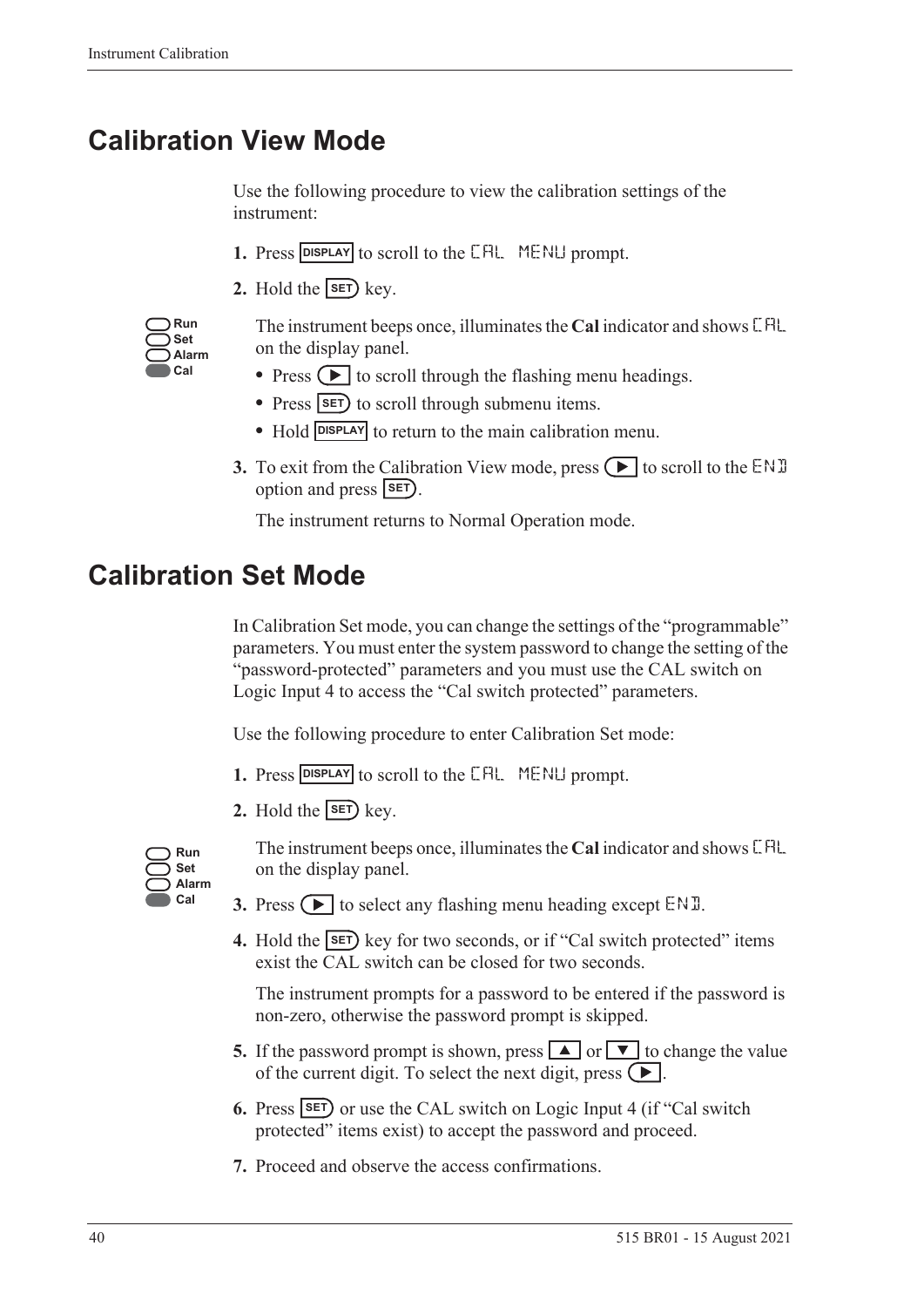# Calibration View Mode

Use the following procedure to view the calibration settings of the instrument:

1. Press DISPLAY to scroll to the CAL MENU prompt.
2. Hold the SET key.

Run
Set
Alarm
Cal

The instrument beeps once, illuminates the **Cal** indicator and shows CAL on the display panel.

- Press ▶ to scroll through the flashing menu headings.
- Press SET to scroll through submenu items.
- Hold DISPLAY to return to the main calibration menu.

3. To exit from the Calibration View mode, press ▶ to scroll to the END option and press SET.

   The instrument returns to Normal Operation mode.

# Calibration Set Mode

In Calibration Set mode, you can change the settings of the "programmable" parameters. You must enter the system password to change the setting of the "password-protected" parameters and you must use the CAL switch on Logic Input 4 to access the "Cal switch protected" parameters.

Use the following procedure to enter Calibration Set mode:

1. Press DISPLAY to scroll to the CAL MENU prompt.
2. Hold the SET key.

Run
Set
Alarm
Cal

The instrument beeps once, illuminates the **Cal** indicator and shows CAL on the display panel.

3. Press ▶ to select any flashing menu heading except END.
4. Hold the SET key for two seconds, or if "Cal switch protected" items exist the CAL switch can be closed for two seconds.

   The instrument prompts for a password to be entered if the password is non-zero, otherwise the password prompt is skipped.

5. If the password prompt is shown, press ▲ or ▼ to change the value of the current digit. To select the next digit, press ▶.
6. Press SET or use the CAL switch on Logic Input 4 (if "Cal switch protected" items exist) to accept the password and proceed.
7. Proceed and observe the access confirmations.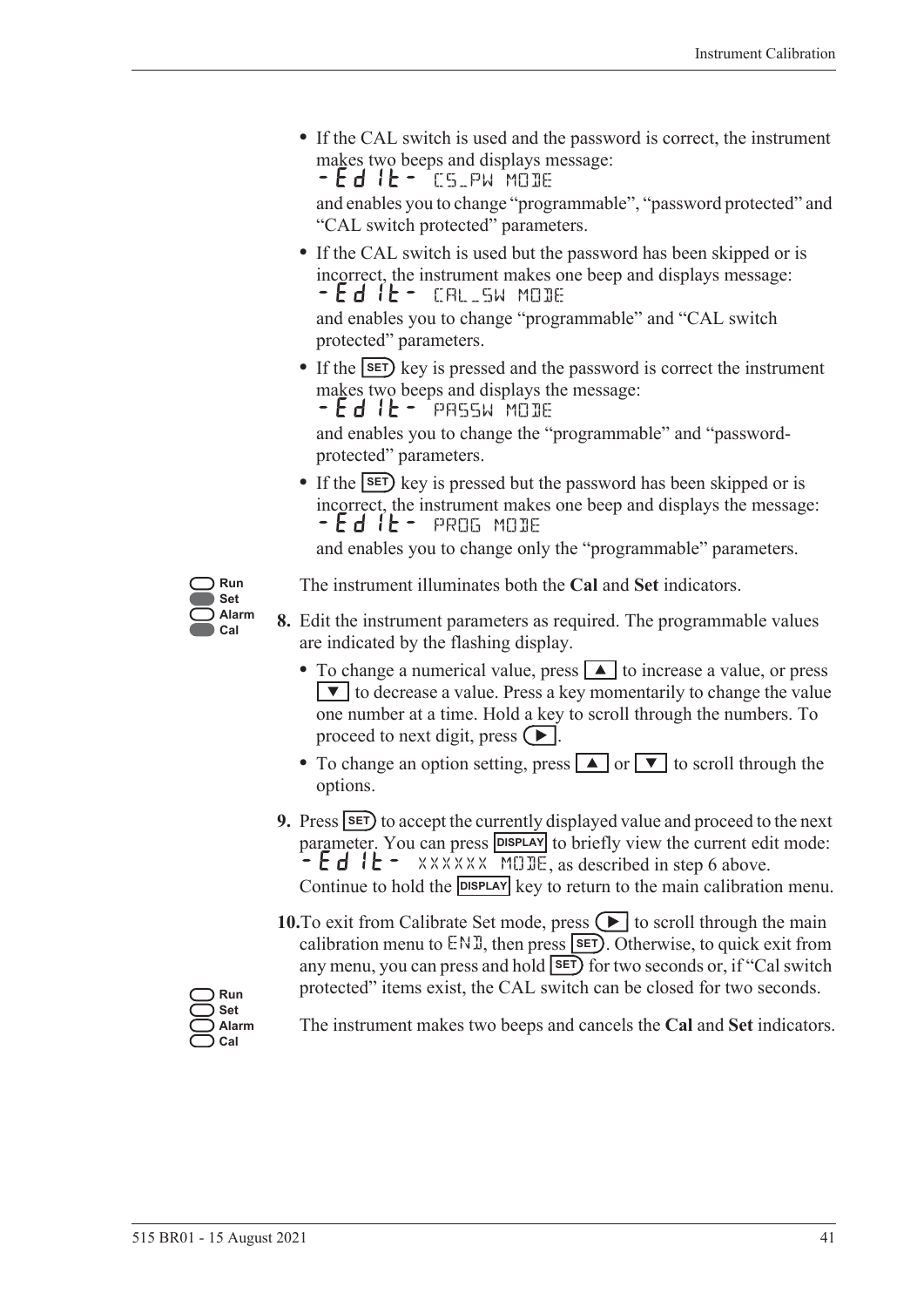- If the CAL switch is used and the password is correct, the instrument makes two beeps and displays message:
  -Edit- CS_PW MODE
  and enables you to change "programmable", "password protected" and "CAL switch protected" parameters.
- If the CAL switch is used but the password has been skipped or is incorrect, the instrument makes one beep and displays message:
  -Edit- CAL_SW MODE
  and enables you to change "programmable" and "CAL switch protected" parameters.
- If the SET key is pressed and the password is correct the instrument makes two beeps and displays the message:
  -Edit- PASSW MODE
  and enables you to change the "programmable" and "password-protected" parameters.
- If the SET key is pressed but the password has been skipped or is incorrect, the instrument makes one beep and displays the message:
  -Edit- PROG MODE
  and enables you to change only the "programmable" parameters.

Run
Set
Alarm
Cal

The instrument illuminates both the **Cal** and **Set** indicators.

**8.** Edit the instrument parameters as required. The programmable values are indicated by the flashing display.

- To change a numerical value, press ▲ to increase a value, or press ▼ to decrease a value. Press a key momentarily to change the value one number at a time. Hold a key to scroll through the numbers. To proceed to next digit, press ▶.
- To change an option setting, press ▲ or ▼ to scroll through the options.

**9.** Press SET to accept the currently displayed value and proceed to the next parameter. You can press DISPLAY to briefly view the current edit mode: -Edit- XXXXXX MODE, as described in step 6 above. Continue to hold the DISPLAY key to return to the main calibration menu.

**10.** To exit from Calibrate Set mode, press ▶ to scroll through the main calibration menu to END, then press SET. Otherwise, to quick exit from any menu, you can press and hold SET for two seconds or, if "Cal switch protected" items exist, the CAL switch can be closed for two seconds.

Run
Set
Alarm
Cal

The instrument makes two beeps and cancels the **Cal** and **Set** indicators.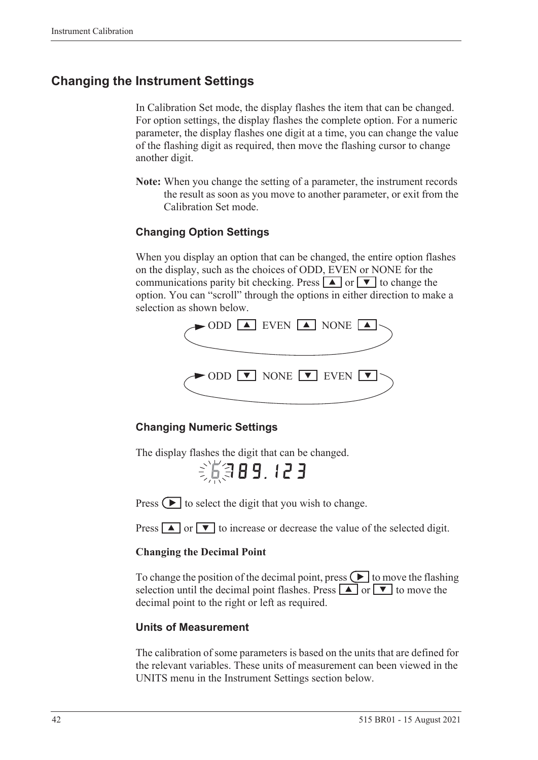## Changing the Instrument Settings

In Calibration Set mode, the display flashes the item that can be changed. For option settings, the display flashes the complete option. For a numeric parameter, the display flashes one digit at a time, you can change the value of the flashing digit as required, then move the flashing cursor to change another digit.

**Note:** When you change the setting of a parameter, the instrument records the result as soon as you move to another parameter, or exit from the Calibration Set mode.

### Changing Option Settings

When you display an option that can be changed, the entire option flashes on the display, such as the choices of ODD, EVEN or NONE for the communications parity bit checking. Press ▲ or ▼ to change the option. You can "scroll" through the options in either direction to make a selection as shown below.

ODD ▲ EVEN ▲ NONE ▲

ODD ▼ NONE ▼ EVEN ▼

### Changing Numeric Settings

The display flashes the digit that can be changed.

6789.123

Press ► to select the digit that you wish to change.

Press ▲ or ▼ to increase or decrease the value of the selected digit.

**Changing the Decimal Point**

To change the position of the decimal point, press ► to move the flashing selection until the decimal point flashes. Press ▲ or ▼ to move the decimal point to the right or left as required.

### Units of Measurement

The calibration of some parameters is based on the units that are defined for the relevant variables. These units of measurement can been viewed in the UNITS menu in the Instrument Settings section below.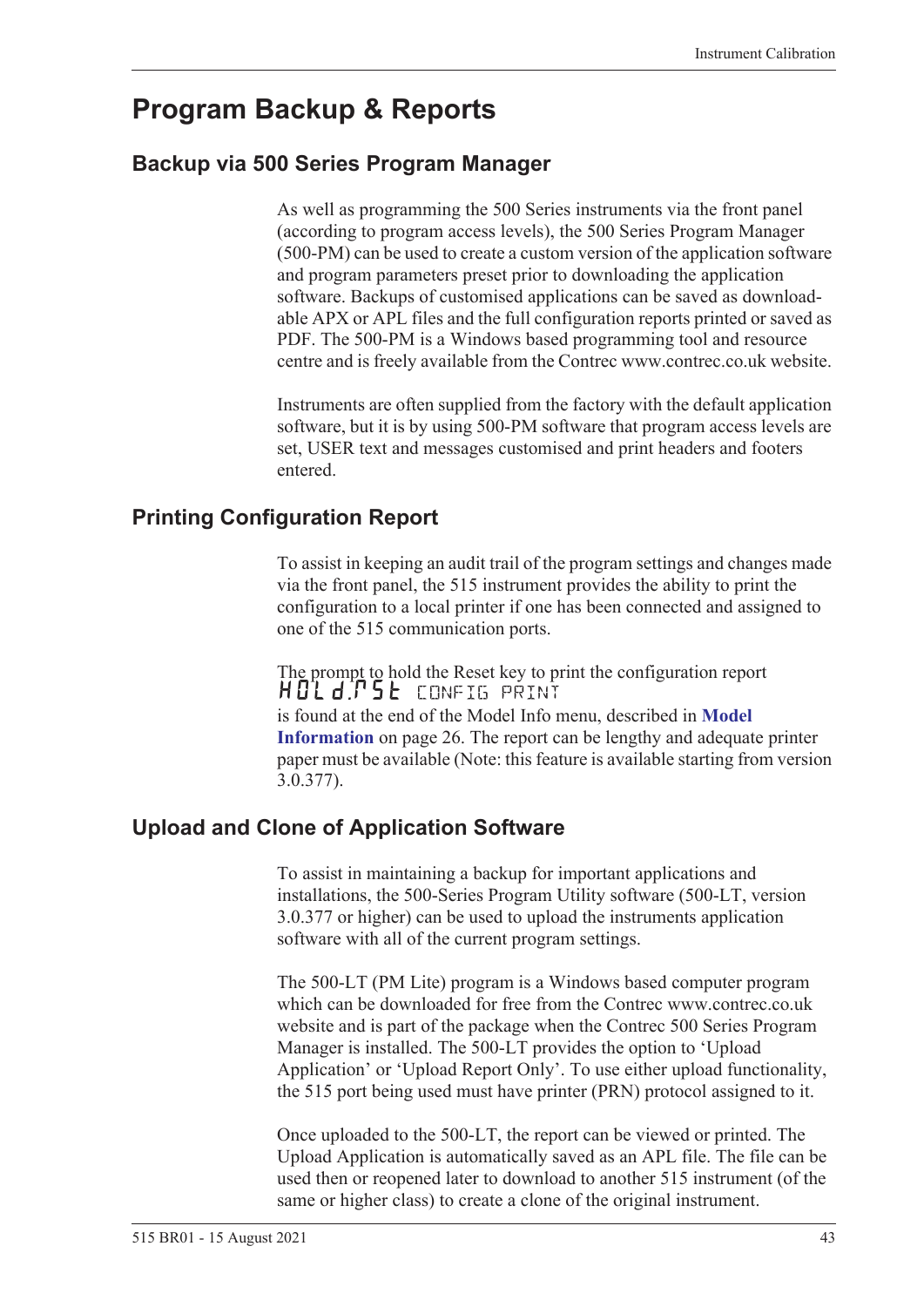# Program Backup & Reports

## Backup via 500 Series Program Manager

As well as programming the 500 Series instruments via the front panel (according to program access levels), the 500 Series Program Manager (500-PM) can be used to create a custom version of the application software and program parameters preset prior to downloading the application software. Backups of customised applications can be saved as downloadable APX or APL files and the full configuration reports printed or saved as PDF. The 500-PM is a Windows based programming tool and resource centre and is freely available from the Contrec www.contrec.co.uk website.

Instruments are often supplied from the factory with the default application software, but it is by using 500-PM software that program access levels are set, USER text and messages customised and print headers and footers entered.

## Printing Configuration Report

To assist in keeping an audit trail of the program settings and changes made via the front panel, the 515 instrument provides the ability to print the configuration to a local printer if one has been connected and assigned to one of the 515 communication ports.

The prompt to hold the Reset key to print the configuration report
HOLd.rSt CONFIG PRINT
is found at the end of the Model Info menu, described in **Model Information** on page 26. The report can be lengthy and adequate printer paper must be available (Note: this feature is available starting from version 3.0.377).

## Upload and Clone of Application Software

To assist in maintaining a backup for important applications and installations, the 500-Series Program Utility software (500-LT, version 3.0.377 or higher) can be used to upload the instruments application software with all of the current program settings.

The 500-LT (PM Lite) program is a Windows based computer program which can be downloaded for free from the Contrec www.contrec.co.uk website and is part of the package when the Contrec 500 Series Program Manager is installed. The 500-LT provides the option to 'Upload Application' or 'Upload Report Only'. To use either upload functionality, the 515 port being used must have printer (PRN) protocol assigned to it.

Once uploaded to the 500-LT, the report can be viewed or printed. The Upload Application is automatically saved as an APL file. The file can be used then or reopened later to download to another 515 instrument (of the same or higher class) to create a clone of the original instrument.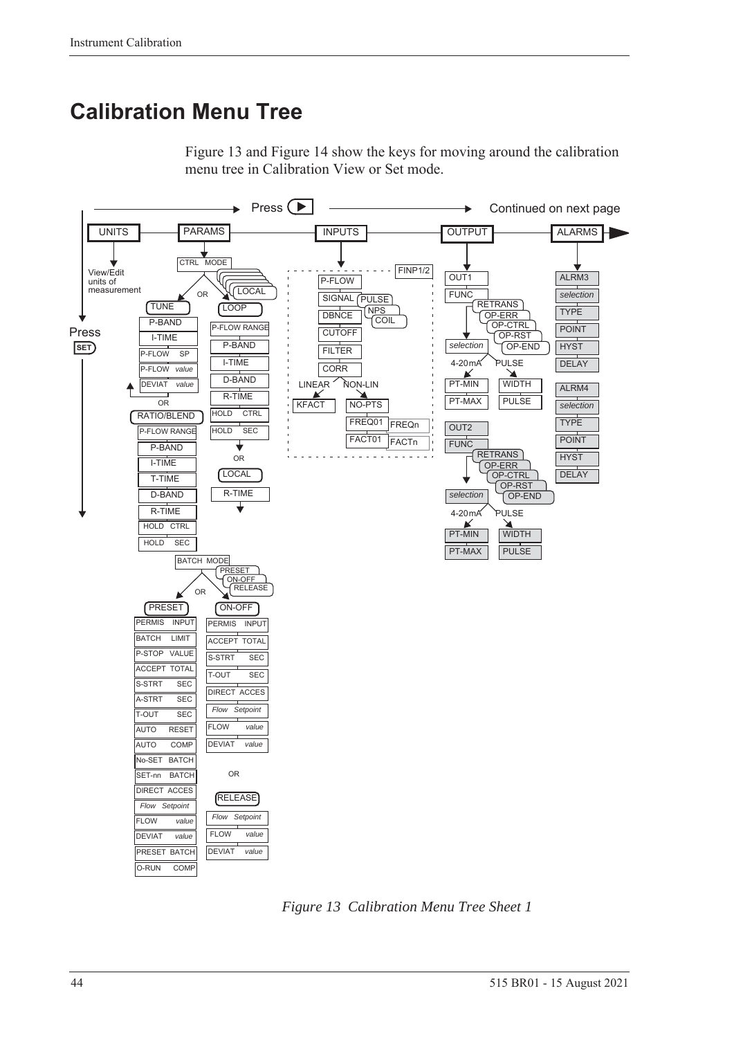# Calibration Menu Tree

Figure 13 and Figure 14 show the keys for moving around the calibration menu tree in Calibration View or Set mode.

*Figure 13 Calibration Menu Tree Sheet 1*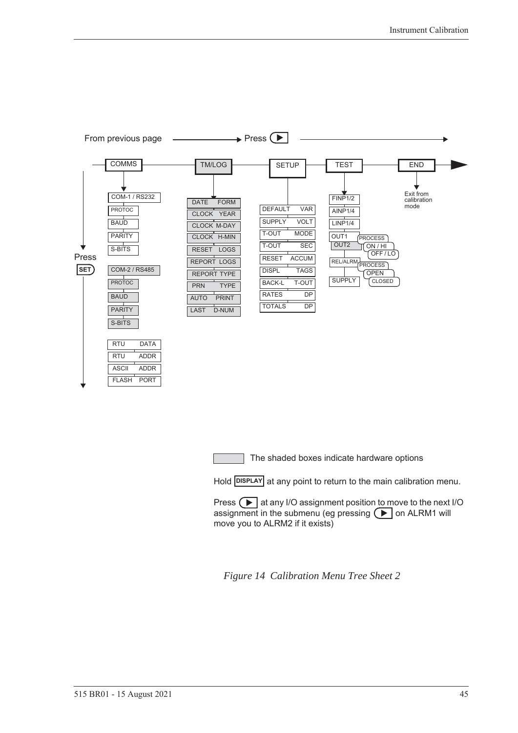From previous page ——→ Press ▶ ——→

COMMS — TM/LOG — SETUP — TEST — END

**COMMS** (Press SET to move down):
- COM-1 / RS232
  - PROTOC
  - BAUD
  - PARITY
  - S-BITS
- COM-2 / RS485
  - PROTOC
  - BAUD
  - PARITY
  - S-BITS
- RTU DATA
- RTU ADDR
- ASCII ADDR
- FLASH PORT

**TM/LOG**:
- DATE FORM
- CLOCK YEAR
- CLOCK M-DAY
- CLOCK H-MIN
- RESET LOGS
- REPORT LOGS
- REPORT TYPE
- PRN TYPE
- AUTO PRINT
- LAST D-NUM

**SETUP**:
- DEFAULT VAR
- SUPPLY VOLT
- T-OUT MODE
- T-OUT SEC
- RESET ACCUM
- DISPL TAGS
- BACK-L T-OUT
- RATES DP
- TOTALS DP

**TEST**:
- FINP1/2
- AINP1/4
- LINP1/4
- OUT1 / OUT2 — PROCESS, ON / HI, OFF / LO
- REL/ALRM — PROCESS, OPEN, CLOSED
- SUPPLY

**END**: Exit from calibration mode

The shaded boxes indicate hardware options

Hold DISPLAY at any point to return to the main calibration menu.

Press ▶ at any I/O assignment position to move to the next I/O assignment in the submenu (eg pressing ▶ on ALRM1 will move you to ALRM2 if it exists)

*Figure 14 Calibration Menu Tree Sheet 2*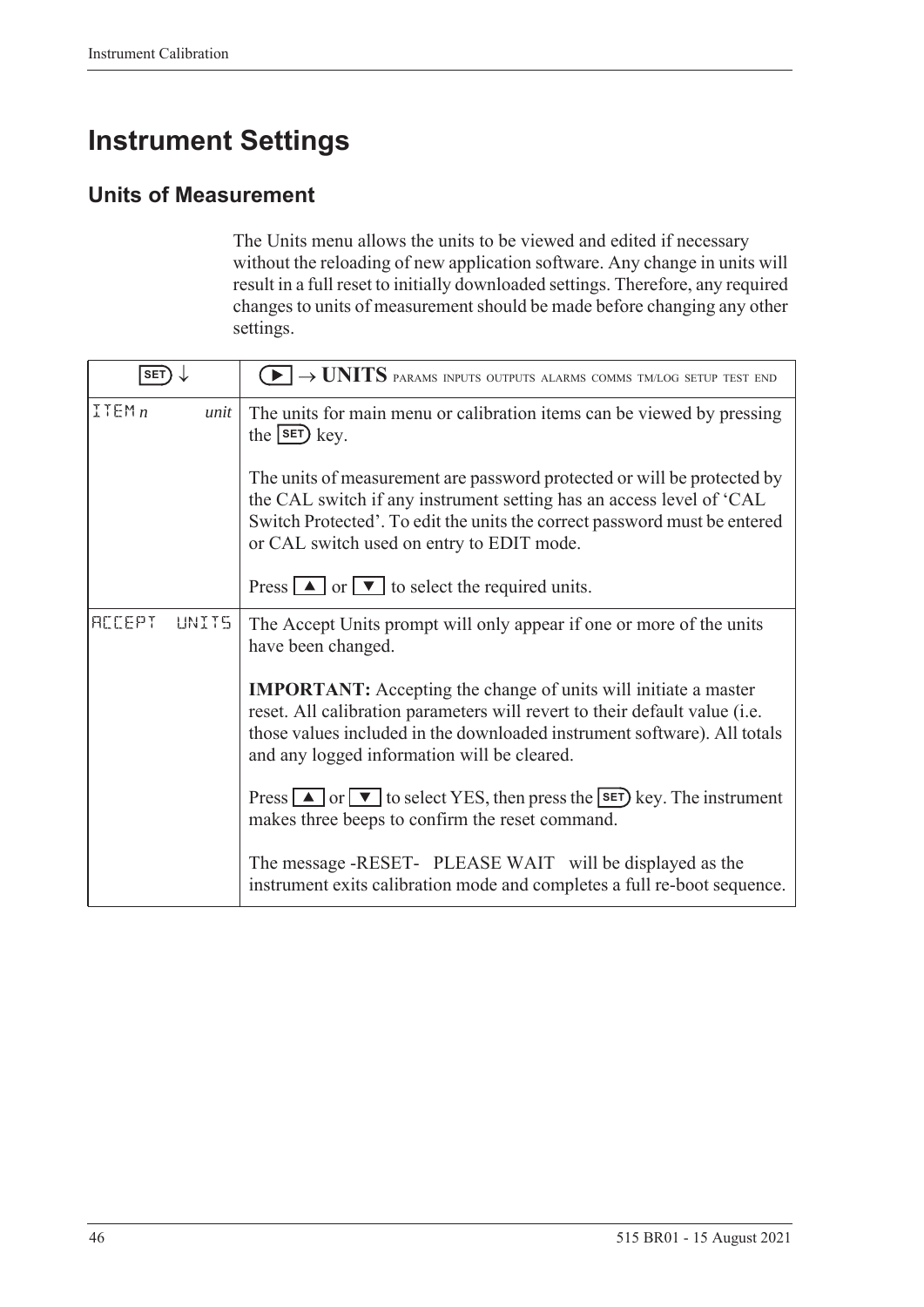# Instrument Settings

## Units of Measurement

The Units menu allows the units to be viewed and edited if necessary without the reloading of new application software. Any change in units will result in a full reset to initially downloaded settings. Therefore, any required changes to units of measurement should be made before changing any other settings.

| SET ↓ | ▶ → **UNITS** PARAMS INPUTS OUTPUTS ALARMS COMMS TM/LOG SETUP TEST END |
|---|---|
| ITEM *n* *unit* | The units for main menu or calibration items can be viewed by pressing the SET key.<br><br>The units of measurement are password protected or will be protected by the CAL switch if any instrument setting has an access level of 'CAL Switch Protected'. To edit the units the correct password must be entered or CAL switch used on entry to EDIT mode.<br><br>Press ▲ or ▼ to select the required units. |
| ACCEPT UNITS | The Accept Units prompt will only appear if one or more of the units have been changed.<br><br>**IMPORTANT:** Accepting the change of units will initiate a master reset. All calibration parameters will revert to their default value (i.e. those values included in the downloaded instrument software). All totals and any logged information will be cleared.<br><br>Press ▲ or ▼ to select YES, then press the SET key. The instrument makes three beeps to confirm the reset command.<br><br>The message -RESET- PLEASE WAIT will be displayed as the instrument exits calibration mode and completes a full re-boot sequence. |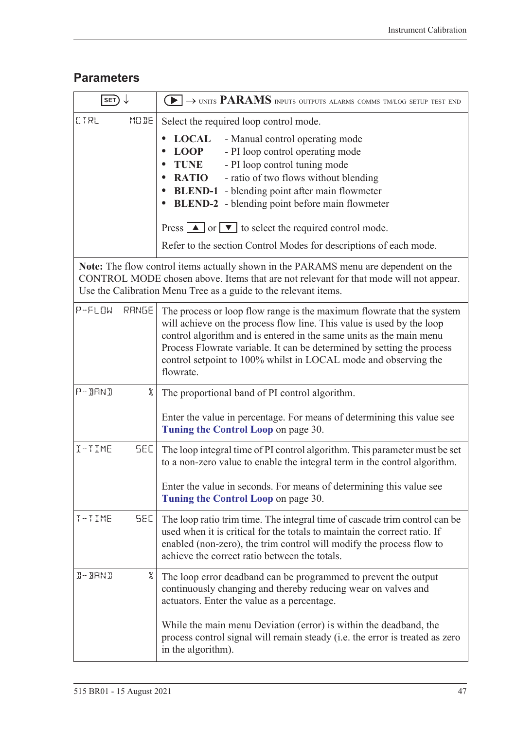## Parameters

| SET ↓ | ▶ → UNITS **PARAMS** INPUTS OUTPUTS ALARMS COMMS TM/LOG SETUP TEST END |
|---|---|
| CTRL MODE | Select the required loop control mode.<br>• **LOCAL** - Manual control operating mode<br>• **LOOP** - PI loop control operating mode<br>• **TUNE** - PI loop control tuning mode<br>• **RATIO** - ratio of two flows without blending<br>• **BLEND-1** - blending point after main flowmeter<br>• **BLEND-2** - blending point before main flowmeter<br><br>Press ▲ or ▼ to select the required control mode.<br><br>Refer to the section Control Modes for descriptions of each mode. |
| **Note:** The flow control items actually shown in the PARAMS menu are dependent on the CONTROL MODE chosen above. Items that are not relevant for that mode will not appear. Use the Calibration Menu Tree as a guide to the relevant items. | |
| P-FLOW RANGE | The process or loop flow range is the maximum flowrate that the system will achieve on the process flow line. This value is used by the loop control algorithm and is entered in the same units as the main menu Process Flowrate variable. It can be determined by setting the process control setpoint to 100% whilst in LOCAL mode and observing the flowrate. |
| P-BAND % | The proportional band of PI control algorithm.<br><br>Enter the value in percentage. For means of determining this value see **Tuning the Control Loop** on page 30. |
| I-TIME SEC | The loop integral time of PI control algorithm. This parameter must be set to a non-zero value to enable the integral term in the control algorithm.<br><br>Enter the value in seconds. For means of determining this value see **Tuning the Control Loop** on page 30. |
| T-TIME SEC | The loop ratio trim time. The integral time of cascade trim control can be used when it is critical for the totals to maintain the correct ratio. If enabled (non-zero), the trim control will modify the process flow to achieve the correct ratio between the totals. |
| D-BAND % | The loop error deadband can be programmed to prevent the output continuously changing and thereby reducing wear on valves and actuators. Enter the value as a percentage.<br><br>While the main menu Deviation (error) is within the deadband, the process control signal will remain steady (i.e. the error is treated as zero in the algorithm). |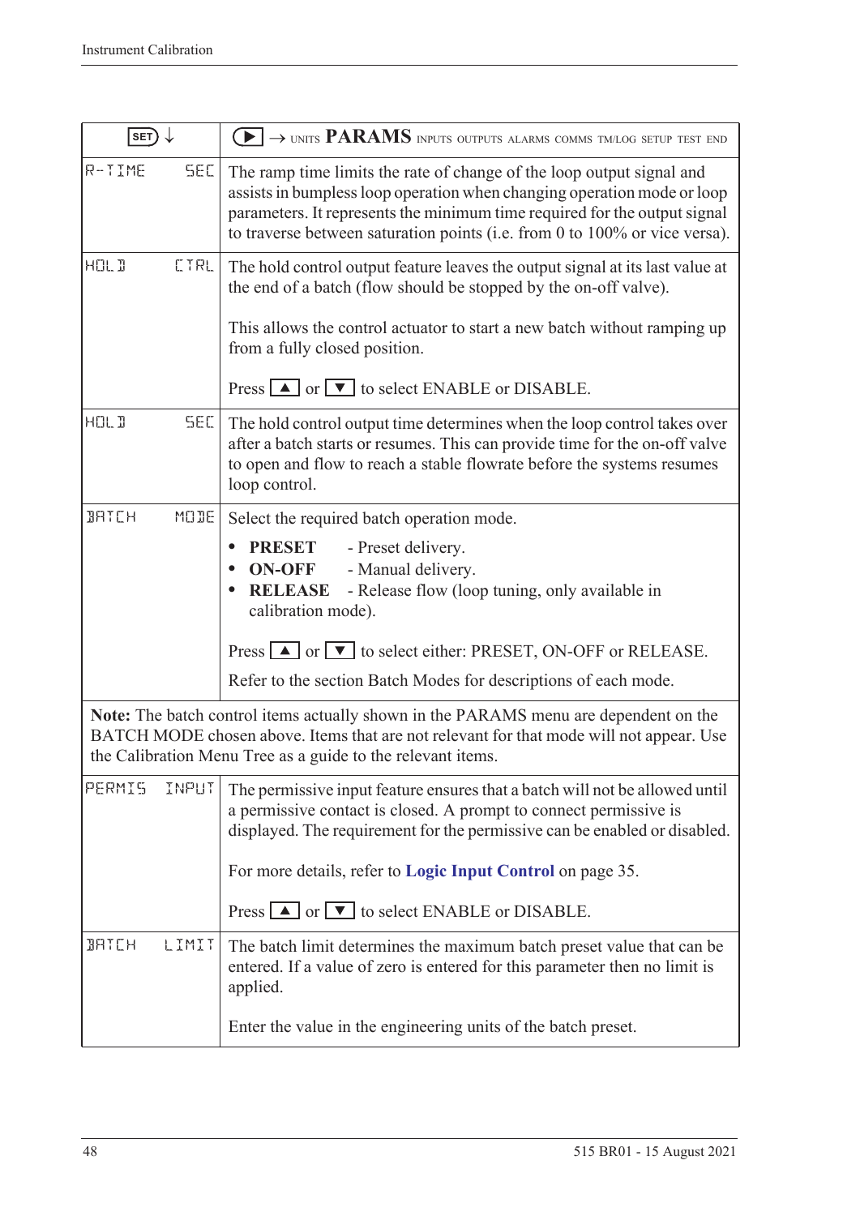| SET ↓ | ▶ → UNITS **PARAMS** INPUTS OUTPUTS ALARMS COMMS TM/LOG SETUP TEST END |
|---|---|
| R-TIME SEC | The ramp time limits the rate of change of the loop output signal and assists in bumpless loop operation when changing operation mode or loop parameters. It represents the minimum time required for the output signal to traverse between saturation points (i.e. from 0 to 100% or vice versa). |
| HOLD CTRL | The hold control output feature leaves the output signal at its last value at the end of a batch (flow should be stopped by the on-off valve).<br><br>This allows the control actuator to start a new batch without ramping up from a fully closed position.<br><br>Press ▲ or ▼ to select ENABLE or DISABLE. |
| HOLD SEC | The hold control output time determines when the loop control takes over after a batch starts or resumes. This can provide time for the on-off valve to open and flow to reach a stable flowrate before the systems resumes loop control. |
| BATCH MODE | Select the required batch operation mode.<br><br>• **PRESET** - Preset delivery.<br>• **ON-OFF** - Manual delivery.<br>• **RELEASE** - Release flow (loop tuning, only available in calibration mode).<br><br>Press ▲ or ▼ to select either: PRESET, ON-OFF or RELEASE.<br><br>Refer to the section Batch Modes for descriptions of each mode. |
| **Note:** The batch control items actually shown in the PARAMS menu are dependent on the BATCH MODE chosen above. Items that are not relevant for that mode will not appear. Use the Calibration Menu Tree as a guide to the relevant items. | |
| PERMIS INPUT | The permissive input feature ensures that a batch will not be allowed until a permissive contact is closed. A prompt to connect permissive is displayed. The requirement for the permissive can be enabled or disabled.<br><br>For more details, refer to **Logic Input Control** on page 35.<br><br>Press ▲ or ▼ to select ENABLE or DISABLE. |
| BATCH LIMIT | The batch limit determines the maximum batch preset value that can be entered. If a value of zero is entered for this parameter then no limit is applied.<br><br>Enter the value in the engineering units of the batch preset. |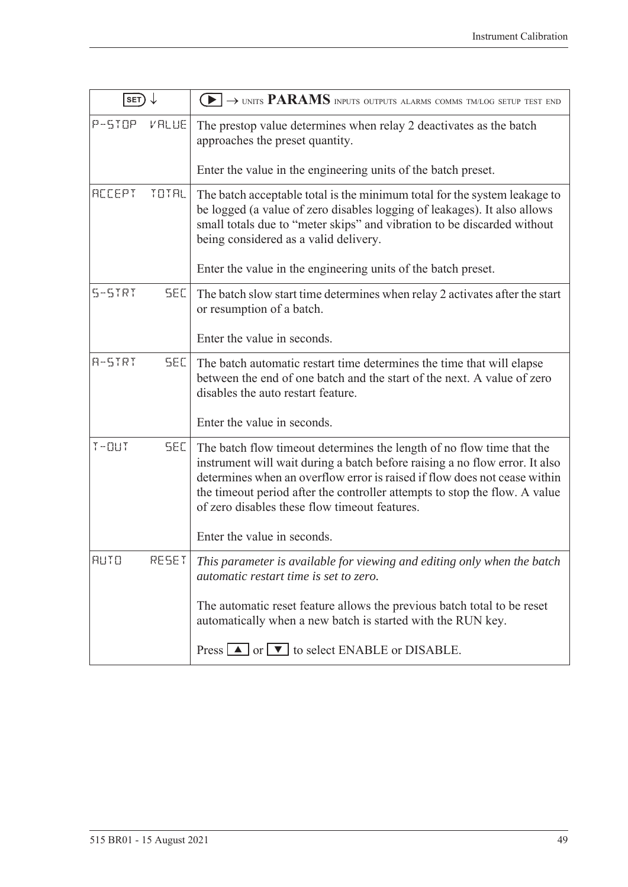| SET ↓ | ▶ → UNITS **PARAMS** INPUTS OUTPUTS ALARMS COMMS TM/LOG SETUP TEST END |
|---|---|
| P-STOP VALUE | The prestop value determines when relay 2 deactivates as the batch approaches the preset quantity.<br><br>Enter the value in the engineering units of the batch preset. |
| ACCEPT TOTAL | The batch acceptable total is the minimum total for the system leakage to be logged (a value of zero disables logging of leakages). It also allows small totals due to "meter skips" and vibration to be discarded without being considered as a valid delivery.<br><br>Enter the value in the engineering units of the batch preset. |
| S-STRT SEC | The batch slow start time determines when relay 2 activates after the start or resumption of a batch.<br><br>Enter the value in seconds. |
| A-STRT SEC | The batch automatic restart time determines the time that will elapse between the end of one batch and the start of the next. A value of zero disables the auto restart feature.<br><br>Enter the value in seconds. |
| T-OUT SEC | The batch flow timeout determines the length of no flow time that the instrument will wait during a batch before raising a no flow error. It also determines when an overflow error is raised if flow does not cease within the timeout period after the controller attempts to stop the flow. A value of zero disables these flow timeout features.<br><br>Enter the value in seconds. |
| AUTO RESET | *This parameter is available for viewing and editing only when the batch automatic restart time is set to zero.*<br><br>The automatic reset feature allows the previous batch total to be reset automatically when a new batch is started with the RUN key.<br><br>Press ▲ or ▼ to select ENABLE or DISABLE. |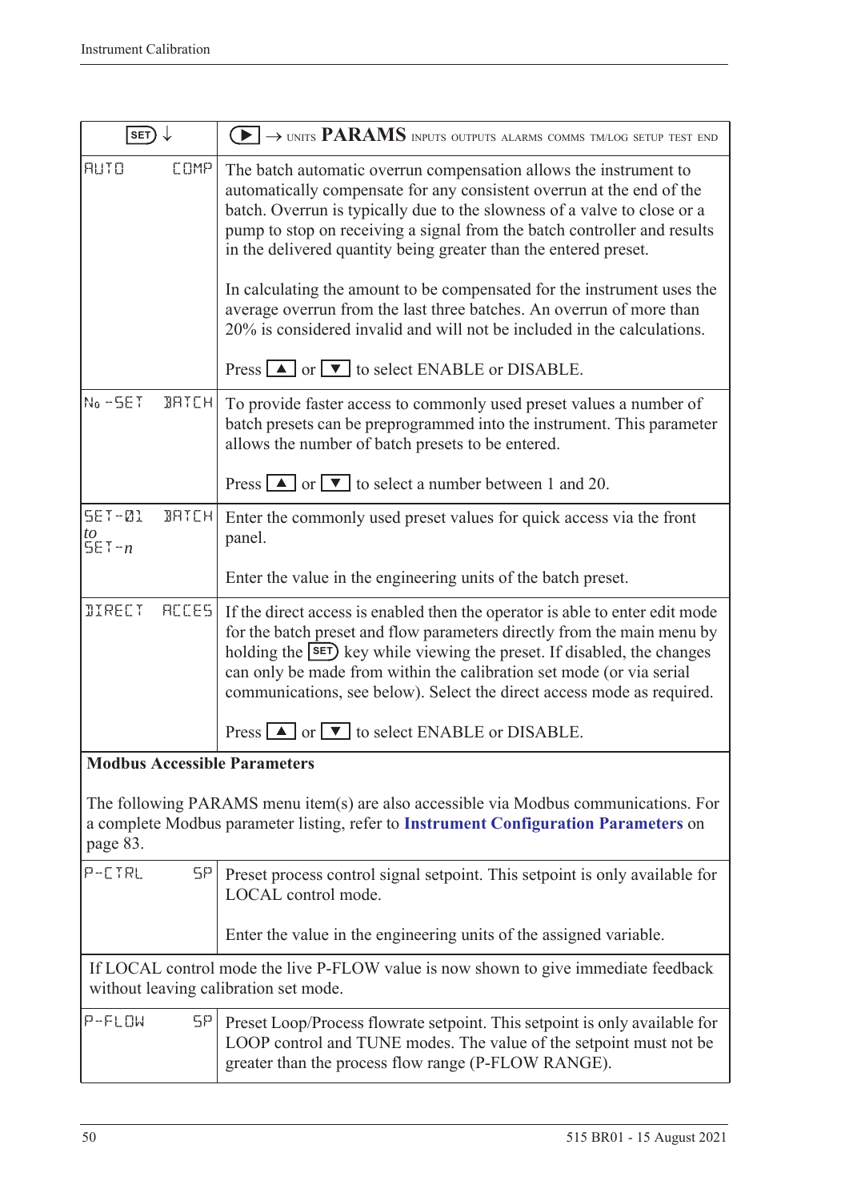| SET ↓ | ▶ → UNITS **PARAMS** INPUTS OUTPUTS ALARMS COMMS TM/LOG SETUP TEST END |
|---|---|
| AUTO COMP | The batch automatic overrun compensation allows the instrument to automatically compensate for any consistent overrun at the end of the batch. Overrun is typically due to the slowness of a valve to close or a pump to stop on receiving a signal from the batch controller and results in the delivered quantity being greater than the entered preset.<br><br>In calculating the amount to be compensated for the instrument uses the average overrun from the last three batches. An overrun of more than 20% is considered invalid and will not be included in the calculations.<br><br>Press ▲ or ▼ to select ENABLE or DISABLE. |
| No-SET BATCH | To provide faster access to commonly used preset values a number of batch presets can be preprogrammed into the instrument. This parameter allows the number of batch presets to be entered.<br><br>Press ▲ or ▼ to select a number between 1 and 20. |
| SET-01 BATCH *to* SET-*n* | Enter the commonly used preset values for quick access via the front panel.<br><br>Enter the value in the engineering units of the batch preset. |
| DIRECT ACCES | If the direct access is enabled then the operator is able to enter edit mode for the batch preset and flow parameters directly from the main menu by holding the SET key while viewing the preset. If disabled, the changes can only be made from within the calibration set mode (or via serial communications, see below). Select the direct access mode as required.<br><br>Press ▲ or ▼ to select ENABLE or DISABLE. |
| **Modbus Accessible Parameters**<br><br>The following PARAMS menu item(s) are also accessible via Modbus communications. For a complete Modbus parameter listing, refer to **Instrument Configuration Parameters** on page 83. | |
| P-CTRL SP | Preset process control signal setpoint. This setpoint is only available for LOCAL control mode.<br><br>Enter the value in the engineering units of the assigned variable. |
| If LOCAL control mode the live P-FLOW value is now shown to give immediate feedback without leaving calibration set mode. | |
| P-FLOW SP | Preset Loop/Process flowrate setpoint. This setpoint is only available for LOOP control and TUNE modes. The value of the setpoint must not be greater than the process flow range (P-FLOW RANGE). |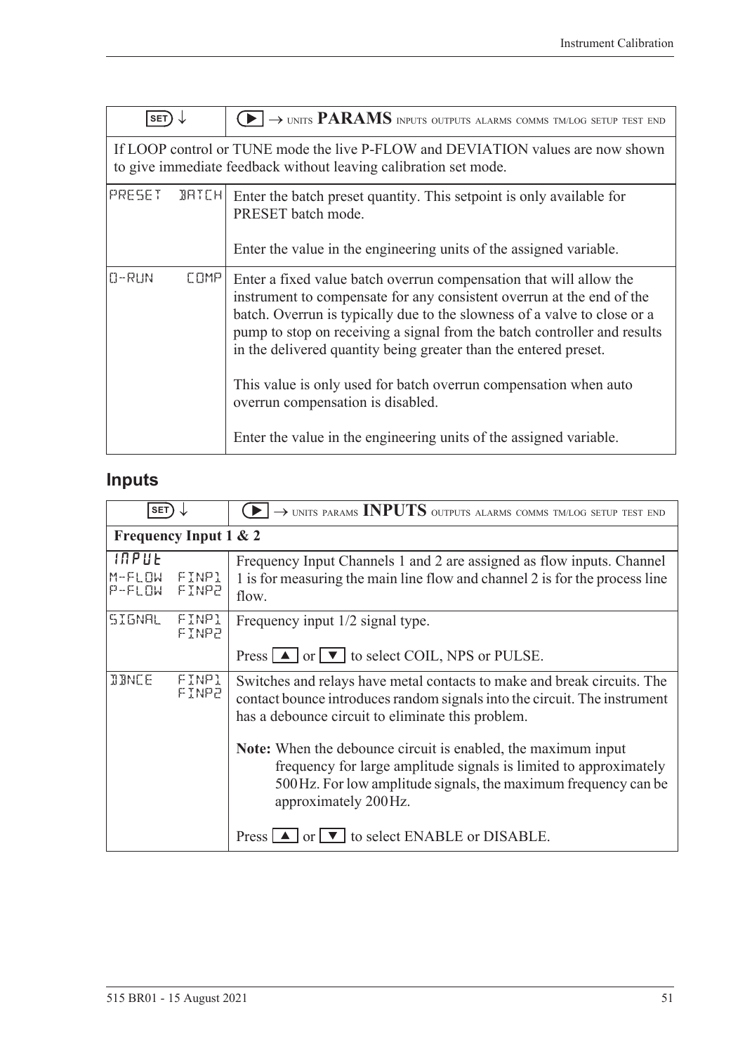| SET ↓ | ▶ → UNITS **PARAMS** INPUTS OUTPUTS ALARMS COMMS TM/LOG SETUP TEST END |
|---|---|
| If LOOP control or TUNE mode the live P-FLOW and DEVIATION values are now shown to give immediate feedback without leaving calibration set mode. | |
| PRESET BATCH | Enter the batch preset quantity. This setpoint is only available for PRESET batch mode.<br><br>Enter the value in the engineering units of the assigned variable. |
| O-RUN COMP | Enter a fixed value batch overrun compensation that will allow the instrument to compensate for any consistent overrun at the end of the batch. Overrun is typically due to the slowness of a valve to close or a pump to stop on receiving a signal from the batch controller and results in the delivered quantity being greater than the entered preset.<br><br>This value is only used for batch overrun compensation when auto overrun compensation is disabled.<br><br>Enter the value in the engineering units of the assigned variable. |

## Inputs

| SET ↓ | ▶ → UNITS PARAMS **INPUTS** OUTPUTS ALARMS COMMS TM/LOG SETUP TEST END |
|---|---|
| **Frequency Input 1 & 2** | |
| INPUT<br>M-FLOW FINP1<br>P-FLOW FINP2 | Frequency Input Channels 1 and 2 are assigned as flow inputs. Channel 1 is for measuring the main line flow and channel 2 is for the process line flow. |
| SIGNAL FINP1<br>FINP2 | Frequency input 1/2 signal type.<br><br>Press ▲ or ▼ to select COIL, NPS or PULSE. |
| DBNCE FINP1<br>FINP2 | Switches and relays have metal contacts to make and break circuits. The contact bounce introduces random signals into the circuit. The instrument has a debounce circuit to eliminate this problem.<br><br>**Note:** When the debounce circuit is enabled, the maximum input frequency for large amplitude signals is limited to approximately 500 Hz. For low amplitude signals, the maximum frequency can be approximately 200 Hz.<br><br>Press ▲ or ▼ to select ENABLE or DISABLE. |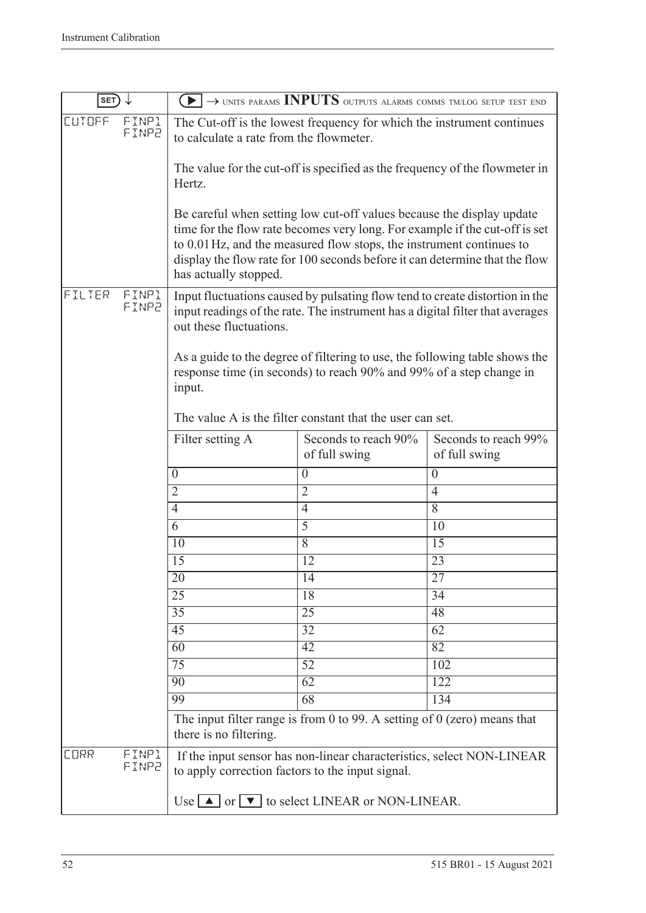| SET ↓ | ▶ → UNITS PARAMS **INPUTS** OUTPUTS ALARMS COMMS TM/LOG SETUP TEST END |
|---|---|
| CUTOFF FINP1 FINP2 | The Cut-off is the lowest frequency for which the instrument continues to calculate a rate from the flowmeter.<br><br>The value for the cut-off is specified as the frequency of the flowmeter in Hertz.<br><br>Be careful when setting low cut-off values because the display update time for the flow rate becomes very long. For example if the cut-off is set to 0.01 Hz, and the measured flow stops, the instrument continues to display the flow rate for 100 seconds before it can determine that the flow has actually stopped. |
| FILTER FINP1 FINP2 | Input fluctuations caused by pulsating flow tend to create distortion in the input readings of the rate. The instrument has a digital filter that averages out these fluctuations.<br><br>As a guide to the degree of filtering to use, the following table shows the response time (in seconds) to reach 90% and 99% of a step change in input.<br><br>The value A is the filter constant that the user can set. |

| Filter setting A | Seconds to reach 90% of full swing | Seconds to reach 99% of full swing |
|---|---|---|
| 0 | 0 | 0 |
| 2 | 2 | 4 |
| 4 | 4 | 8 |
| 6 | 5 | 10 |
| 10 | 8 | 15 |
| 15 | 12 | 23 |
| 20 | 14 | 27 |
| 25 | 18 | 34 |
| 35 | 25 | 48 |
| 45 | 32 | 62 |
| 60 | 42 | 82 |
| 75 | 52 | 102 |
| 90 | 62 | 122 |
| 99 | 68 | 134 |

The input filter range is from 0 to 99. A setting of 0 (zero) means that there is no filtering.

| | |
|---|---|
| CORR FINP1 FINP2 | If the input sensor has non-linear characteristics, select NON-LINEAR to apply correction factors to the input signal.<br><br>Use ▲ or ▼ to select LINEAR or NON-LINEAR. |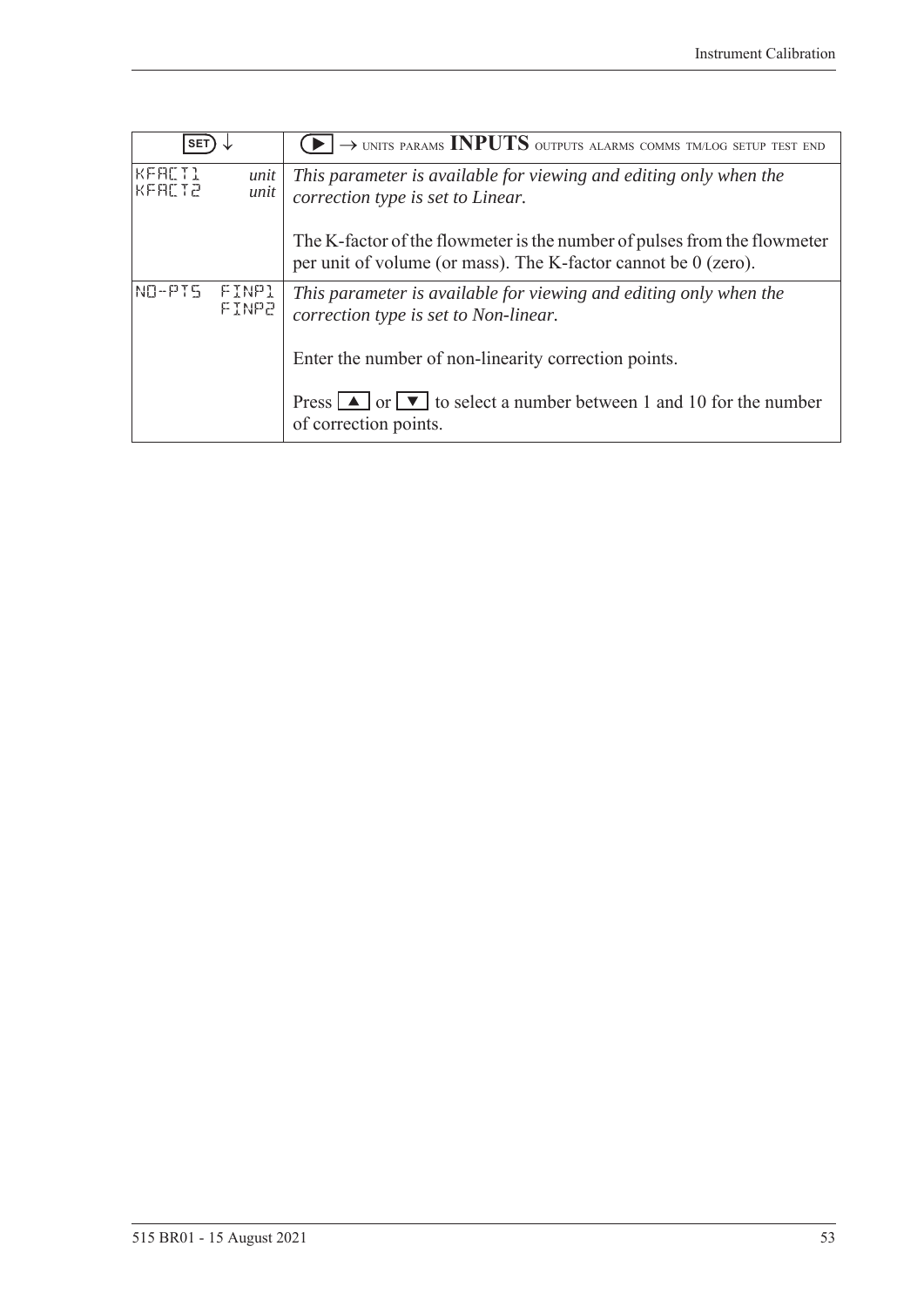| SET ↓ | ▶ → UNITS PARAMS **INPUTS** OUTPUTS ALARMS COMMS TM/LOG SETUP TEST END |
|---|---|
| KFACT1 *unit*<br>KFACT2 *unit* | *This parameter is available for viewing and editing only when the correction type is set to Linear.*<br><br>The K-factor of the flowmeter is the number of pulses from the flowmeter per unit of volume (or mass). The K-factor cannot be 0 (zero). |
| NO-PTS FINP1<br>FINP2 | *This parameter is available for viewing and editing only when the correction type is set to Non-linear.*<br><br>Enter the number of non-linearity correction points.<br><br>Press ▲ or ▼ to select a number between 1 and 10 for the number of correction points. |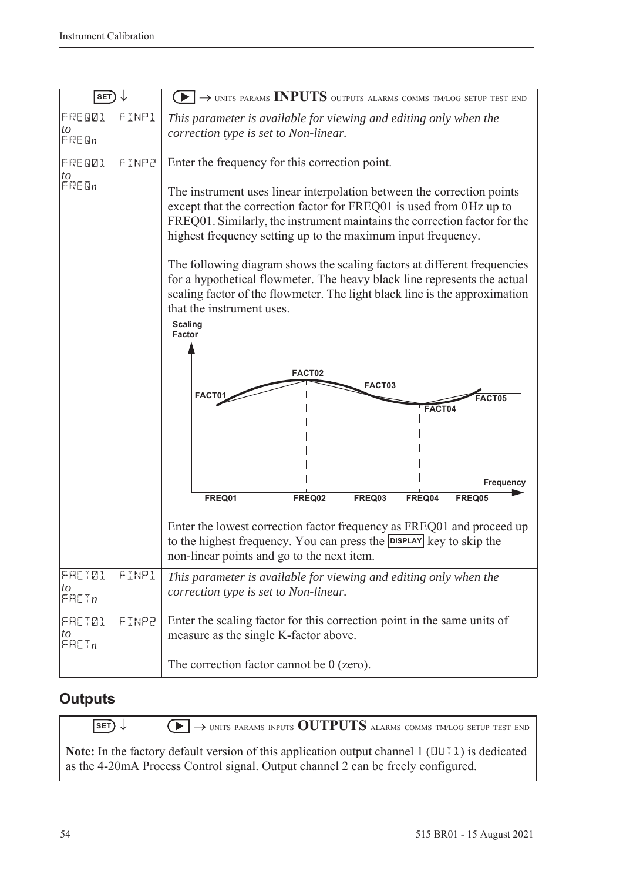| SET ↓ | ▶ → UNITS PARAMS **INPUTS** OUTPUTS ALARMS COMMS TM/LOG SETUP TEST END |
|---|---|
| FREQ01 FINP1 *to* FREQ*n* | *This parameter is available for viewing and editing only when the correction type is set to Non-linear.* |
| FREQ01 FINP2 *to* FREQ*n* | Enter the frequency for this correction point.<br><br>The instrument uses linear interpolation between the correction points except that the correction factor for FREQ01 is used from 0 Hz up to FREQ01. Similarly, the instrument maintains the correction factor for the highest frequency setting up to the maximum input frequency.<br><br>The following diagram shows the scaling factors at different frequencies for a hypothetical flowmeter. The heavy black line represents the actual scaling factor of the flowmeter. The light black line is the approximation that the instrument uses.<br><br>Scaling Factor; FACT01, FACT02, FACT03, FACT04, FACT05; Frequency; FREQ01, FREQ02, FREQ03, FREQ04, FREQ05<br><br>Enter the lowest correction factor frequency as FREQ01 and proceed up to the highest frequency. You can press the DISPLAY key to skip the non-linear points and go to the next item. |
| FACT01 FINP1 *to* FACT*n* | *This parameter is available for viewing and editing only when the correction type is set to Non-linear.* |
| FACT01 FINP2 *to* FACT*n* | Enter the scaling factor for this correction point in the same units of measure as the single K-factor above.<br><br>The correction factor cannot be 0 (zero). |

## Outputs

| SET ↓ | ▶ → UNITS PARAMS INPUTS **OUTPUTS** ALARMS COMMS TM/LOG SETUP TEST END |
|---|---|

**Note:** In the factory default version of this application output channel 1 (OUT1) is dedicated as the 4-20mA Process Control signal. Output channel 2 can be freely configured.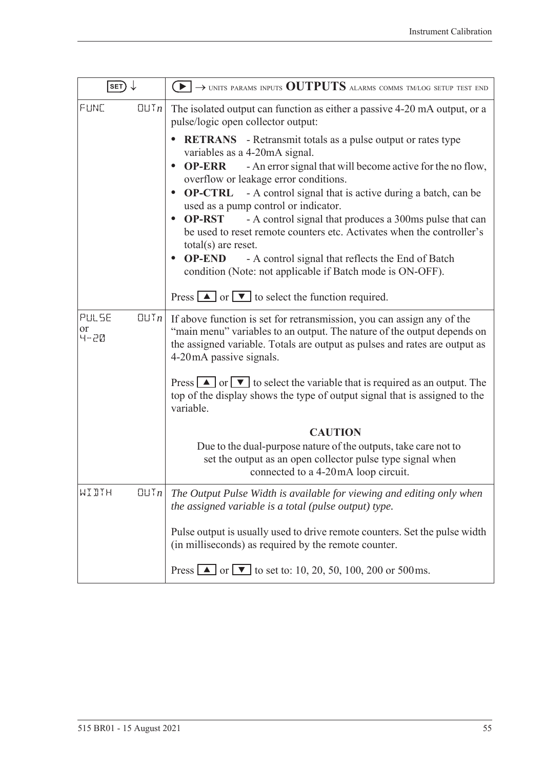| SET ↓ | ▶ → UNITS PARAMS INPUTS **OUTPUTS** ALARMS COMMS TM/LOG SETUP TEST END |
|---|---|
| FUNC OUT*n* | The isolated output can function as either a passive 4-20 mA output, or a pulse/logic open collector output:<br>• **RETRANS** - Retransmit totals as a pulse output or rates type variables as a 4-20mA signal.<br>• **OP-ERR** - An error signal that will become active for the no flow, overflow or leakage error conditions.<br>• **OP-CTRL** - A control signal that is active during a batch, can be used as a pump control or indicator.<br>• **OP-RST** - A control signal that produces a 300ms pulse that can be used to reset remote counters etc. Activates when the controller's total(s) are reset.<br>• **OP-END** - A control signal that reflects the End of Batch condition (Note: not applicable if Batch mode is ON-OFF).<br><br>Press ▲ or ▼ to select the function required. |
| PULSE or 4-20 OUT*n* | If above function is set for retransmission, you can assign any of the "main menu" variables to an output. The nature of the output depends on the assigned variable. Totals are output as pulses and rates are output as 4-20mA passive signals.<br><br>Press ▲ or ▼ to select the variable that is required as an output. The top of the display shows the type of output signal that is assigned to the variable.<br><br>**CAUTION**<br>Due to the dual-purpose nature of the outputs, take care not to set the output as an open collector pulse type signal when connected to a 4-20mA loop circuit. |
| WIDTH OUT*n* | *The Output Pulse Width is available for viewing and editing only when the assigned variable is a total (pulse output) type.*<br><br>Pulse output is usually used to drive remote counters. Set the pulse width (in milliseconds) as required by the remote counter.<br><br>Press ▲ or ▼ to set to: 10, 20, 50, 100, 200 or 500ms. |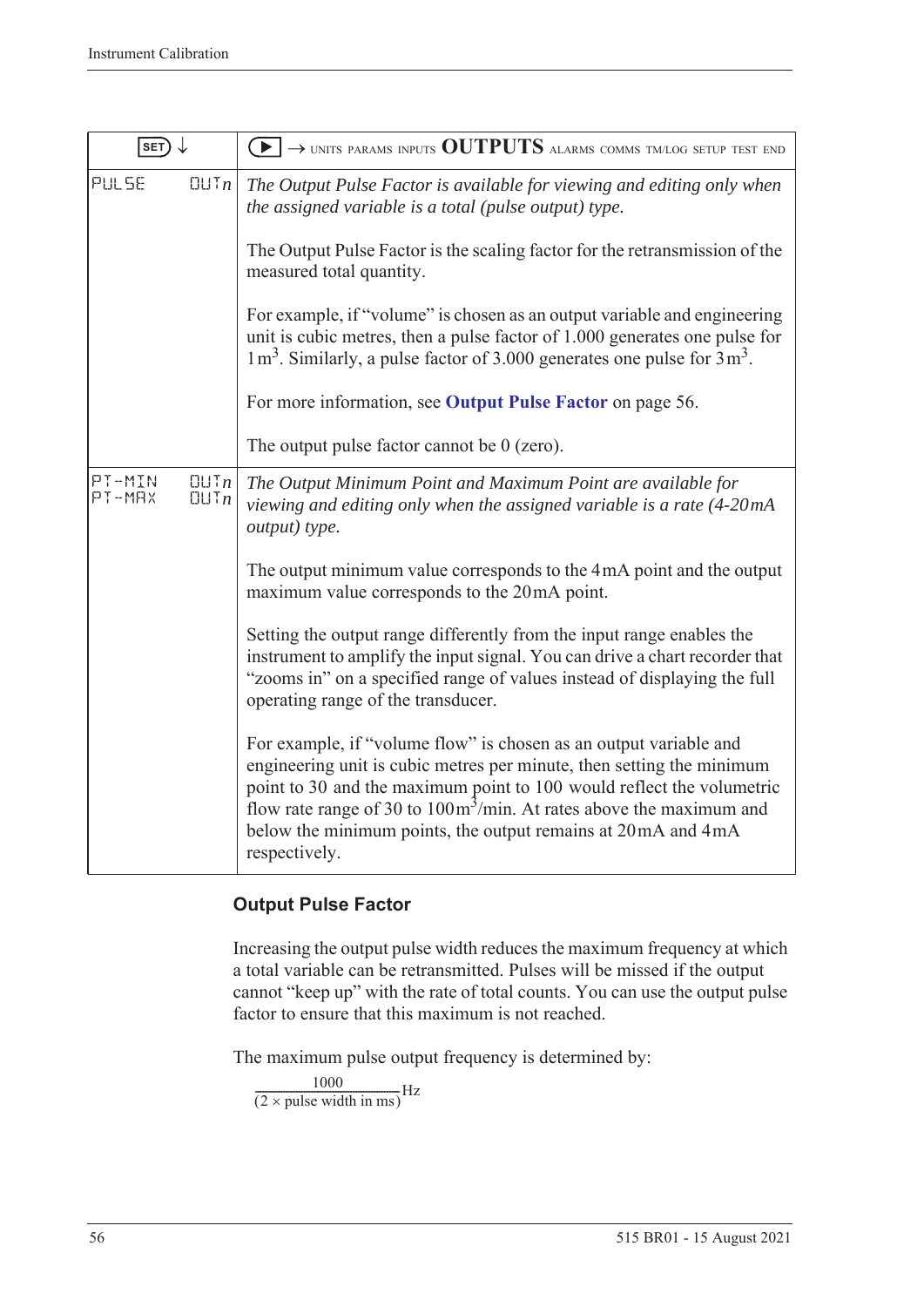| SET ↓ | ▶ → UNITS PARAMS INPUTS **OUTPUTS** ALARMS COMMS TM/LOG SETUP TEST END |
|---|---|
| PULSE OUT*n* | *The Output Pulse Factor is available for viewing and editing only when the assigned variable is a total (pulse output) type.*<br><br>The Output Pulse Factor is the scaling factor for the retransmission of the measured total quantity.<br><br>For example, if "volume" is chosen as an output variable and engineering unit is cubic metres, then a pulse factor of 1.000 generates one pulse for $1\,m^3$. Similarly, a pulse factor of 3.000 generates one pulse for $3\,m^3$.<br><br>For more information, see **Output Pulse Factor** on page 56.<br><br>The output pulse factor cannot be 0 (zero). |
| PT-MIN OUT*n*<br>PT-MAX OUT*n* | *The Output Minimum Point and Maximum Point are available for viewing and editing only when the assigned variable is a rate (4-20mA output) type.*<br><br>The output minimum value corresponds to the 4mA point and the output maximum value corresponds to the 20mA point.<br><br>Setting the output range differently from the input range enables the instrument to amplify the input signal. You can drive a chart recorder that "zooms in" on a specified range of values instead of displaying the full operating range of the transducer.<br><br>For example, if "volume flow" is chosen as an output variable and engineering unit is cubic metres per minute, then setting the minimum point to 30 and the maximum point to 100 would reflect the volumetric flow rate range of 30 to $100\,m^3$/min. At rates above the maximum and below the minimum points, the output remains at 20mA and 4mA respectively. |

### Output Pulse Factor

Increasing the output pulse width reduces the maximum frequency at which a total variable can be retransmitted. Pulses will be missed if the output cannot "keep up" with the rate of total counts. You can use the output pulse factor to ensure that this maximum is not reached.

The maximum pulse output frequency is determined by:

$$\frac{1000}{(2 \times \text{pulse width in ms})}\text{Hz}$$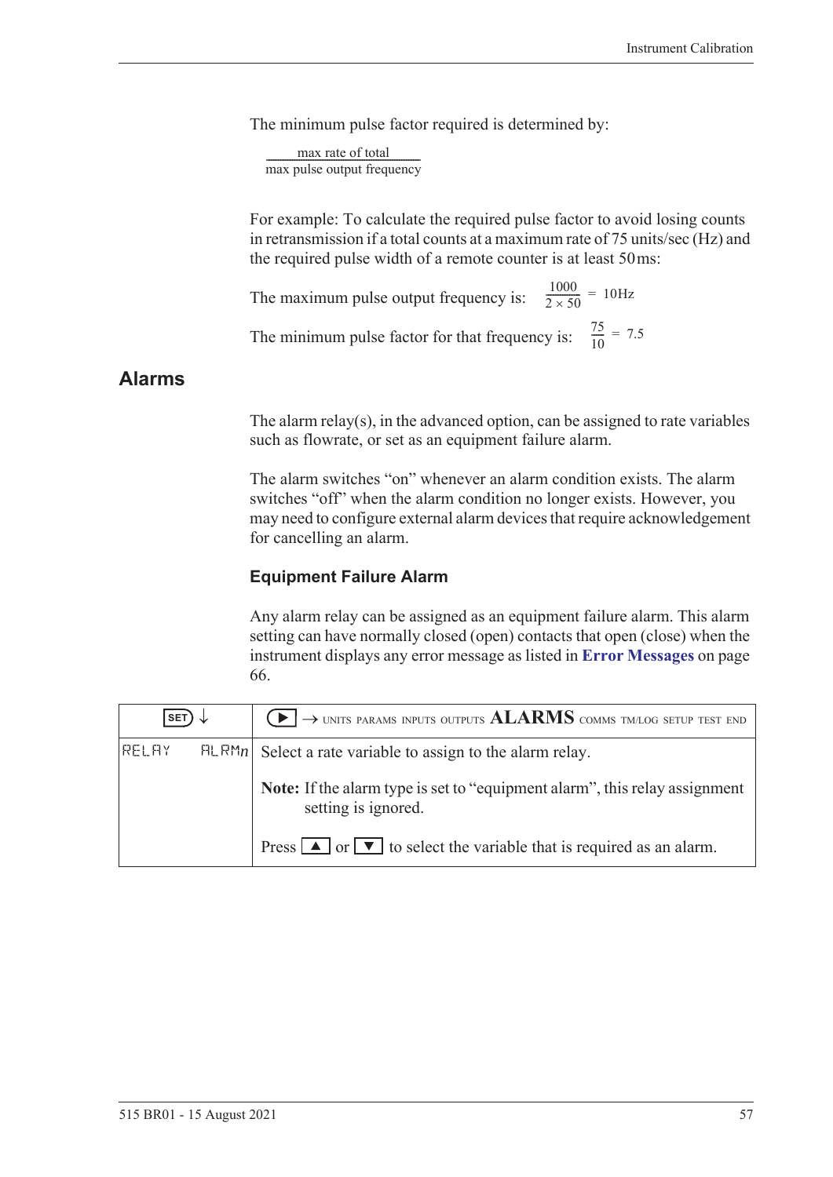The minimum pulse factor required is determined by:

$$\frac{\text{max rate of total}}{\text{max pulse output frequency}}$$

For example: To calculate the required pulse factor to avoid losing counts in retransmission if a total counts at a maximum rate of 75 units/sec (Hz) and the required pulse width of a remote counter is at least 50 ms:

The maximum pulse output frequency is: $\frac{1000}{2 \times 50} = 10\text{Hz}$

The minimum pulse factor for that frequency is: $\frac{75}{10} = 7.5$

## Alarms

The alarm relay(s), in the advanced option, can be assigned to rate variables such as flowrate, or set as an equipment failure alarm.

The alarm switches "on" whenever an alarm condition exists. The alarm switches "off" when the alarm condition no longer exists. However, you may need to configure external alarm devices that require acknowledgement for cancelling an alarm.

### Equipment Failure Alarm

Any alarm relay can be assigned as an equipment failure alarm. This alarm setting can have normally closed (open) contacts that open (close) when the instrument displays any error message as listed in **Error Messages** on page 66.

| SET ↓ | ▶ → UNITS PARAMS INPUTS OUTPUTS **ALARMS** COMMS TM/LOG SETUP TEST END |
|---|---|
| RELAY ALRM*n* | Select a rate variable to assign to the alarm relay.<br><br>**Note:** If the alarm type is set to "equipment alarm", this relay assignment setting is ignored.<br><br>Press ▲ or ▼ to select the variable that is required as an alarm. |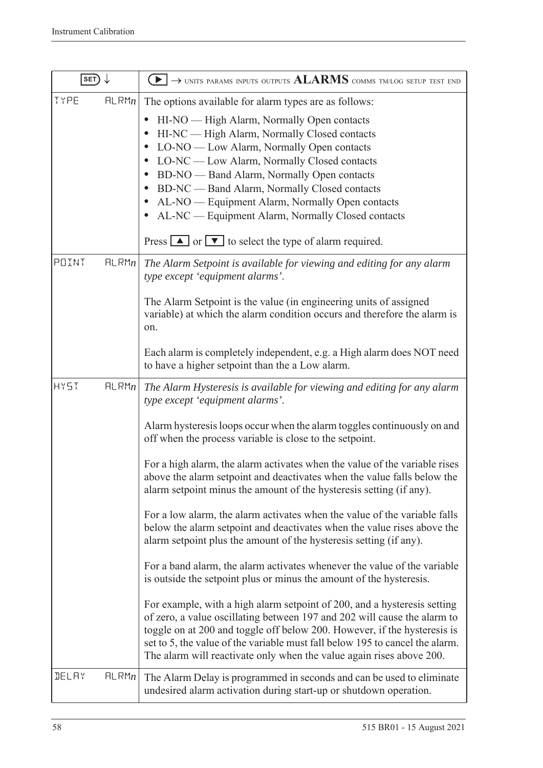| SET ↓ | ▶ → UNITS PARAMS INPUTS OUTPUTS **ALARMS** COMMS TM/LOG SETUP TEST END |
|---|---|
| TYPE ALRM*n* | The options available for alarm types are as follows:<br>• HI-NO — High Alarm, Normally Open contacts<br>• HI-NC — High Alarm, Normally Closed contacts<br>• LO-NO — Low Alarm, Normally Open contacts<br>• LO-NC — Low Alarm, Normally Closed contacts<br>• BD-NO — Band Alarm, Normally Open contacts<br>• BD-NC — Band Alarm, Normally Closed contacts<br>• AL-NO — Equipment Alarm, Normally Open contacts<br>• AL-NC — Equipment Alarm, Normally Closed contacts<br><br>Press ▲ or ▼ to select the type of alarm required. |
| POINT ALRM*n* | *The Alarm Setpoint is available for viewing and editing for any alarm type except 'equipment alarms'.*<br><br>The Alarm Setpoint is the value (in engineering units of assigned variable) at which the alarm condition occurs and therefore the alarm is on.<br><br>Each alarm is completely independent, e.g. a High alarm does NOT need to have a higher setpoint than the a Low alarm. |
| HYST ALRM*n* | *The Alarm Hysteresis is available for viewing and editing for any alarm type except 'equipment alarms'.*<br><br>Alarm hysteresis loops occur when the alarm toggles continuously on and off when the process variable is close to the setpoint.<br><br>For a high alarm, the alarm activates when the value of the variable rises above the alarm setpoint and deactivates when the value falls below the alarm setpoint minus the amount of the hysteresis setting (if any).<br><br>For a low alarm, the alarm activates when the value of the variable falls below the alarm setpoint and deactivates when the value rises above the alarm setpoint plus the amount of the hysteresis setting (if any).<br><br>For a band alarm, the alarm activates whenever the value of the variable is outside the setpoint plus or minus the amount of the hysteresis.<br><br>For example, with a high alarm setpoint of 200, and a hysteresis setting of zero, a value oscillating between 197 and 202 will cause the alarm to toggle on at 200 and toggle off below 200. However, if the hysteresis is set to 5, the value of the variable must fall below 195 to cancel the alarm. The alarm will reactivate only when the value again rises above 200. |
| DELAY ALRM*n* | The Alarm Delay is programmed in seconds and can be used to eliminate undesired alarm activation during start-up or shutdown operation. |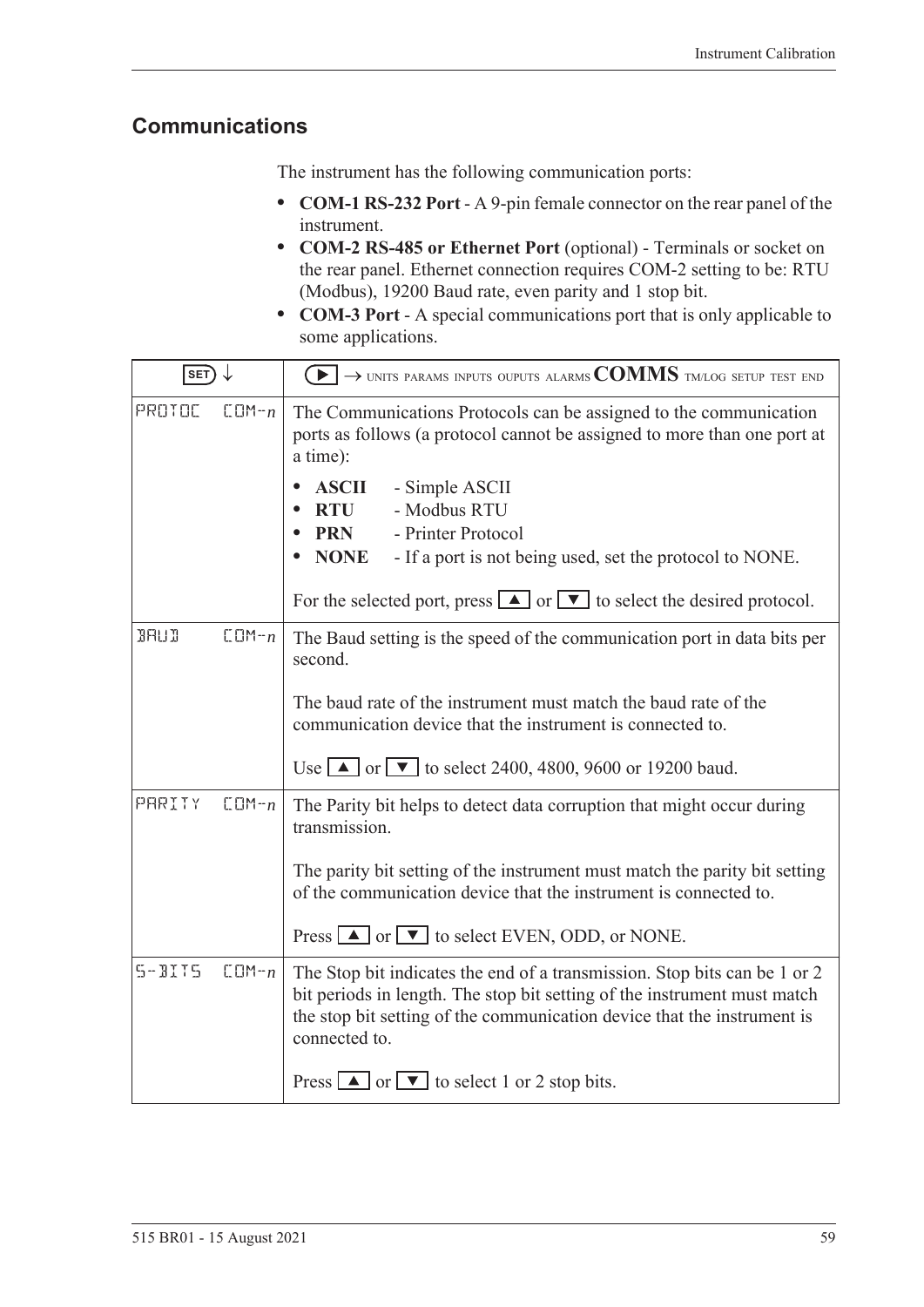## Communications

The instrument has the following communication ports:

- **COM-1 RS-232 Port** - A 9-pin female connector on the rear panel of the instrument.
- **COM-2 RS-485 or Ethernet Port** (optional) - Terminals or socket on the rear panel. Ethernet connection requires COM-2 setting to be: RTU (Modbus), 19200 Baud rate, even parity and 1 stop bit.
- **COM-3 Port** - A special communications port that is only applicable to some applications.

| SET ↓ | ▶ → UNITS PARAMS INPUTS OUPUTS ALARMS **COMMS** TM/LOG SETUP TEST END |
|---|---|
| PROTOC COM-*n* | The Communications Protocols can be assigned to the communication ports as follows (a protocol cannot be assigned to more than one port at a time):<br>• **ASCII** - Simple ASCII<br>• **RTU** - Modbus RTU<br>• **PRN** - Printer Protocol<br>• **NONE** - If a port is not being used, set the protocol to NONE.<br><br>For the selected port, press ▲ or ▼ to select the desired protocol. |
| BAUD COM-*n* | The Baud setting is the speed of the communication port in data bits per second.<br><br>The baud rate of the instrument must match the baud rate of the communication device that the instrument is connected to.<br><br>Use ▲ or ▼ to select 2400, 4800, 9600 or 19200 baud. |
| PARITY COM-*n* | The Parity bit helps to detect data corruption that might occur during transmission.<br><br>The parity bit setting of the instrument must match the parity bit setting of the communication device that the instrument is connected to.<br><br>Press ▲ or ▼ to select EVEN, ODD, or NONE. |
| S-BITS COM-*n* | The Stop bit indicates the end of a transmission. Stop bits can be 1 or 2 bit periods in length. The stop bit setting of the instrument must match the stop bit setting of the communication device that the instrument is connected to.<br><br>Press ▲ or ▼ to select 1 or 2 stop bits. |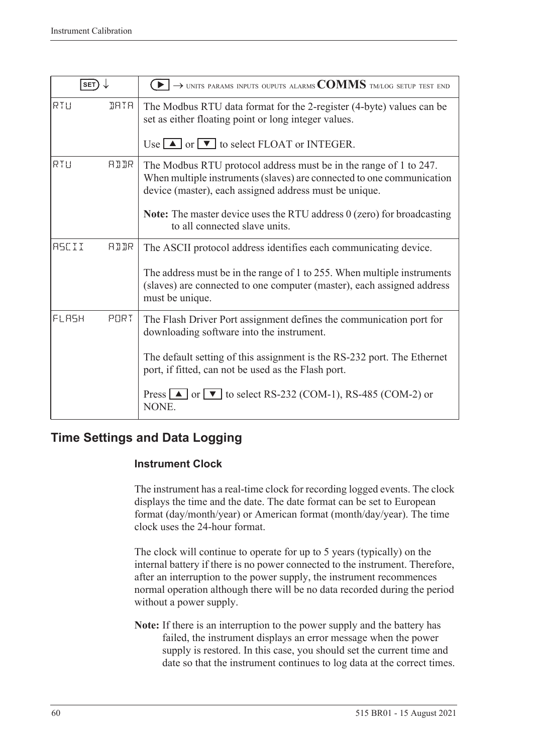| SET ↓ | ▶ → UNITS PARAMS INPUTS OUPUTS ALARMS **COMMS** TM/LOG SETUP TEST END |
|---|---|
| RTU DATA | The Modbus RTU data format for the 2-register (4-byte) values can be set as either floating point or long integer values.<br><br>Use ▲ or ▼ to select FLOAT or INTEGER. |
| RTU ADDR | The Modbus RTU protocol address must be in the range of 1 to 247. When multiple instruments (slaves) are connected to one communication device (master), each assigned address must be unique.<br><br>**Note:** The master device uses the RTU address 0 (zero) for broadcasting to all connected slave units. |
| ASCII ADDR | The ASCII protocol address identifies each communicating device.<br><br>The address must be in the range of 1 to 255. When multiple instruments (slaves) are connected to one computer (master), each assigned address must be unique. |
| FLASH PORT | The Flash Driver Port assignment defines the communication port for downloading software into the instrument.<br><br>The default setting of this assignment is the RS-232 port. The Ethernet port, if fitted, can not be used as the Flash port.<br><br>Press ▲ or ▼ to select RS-232 (COM-1), RS-485 (COM-2) or NONE. |

## Time Settings and Data Logging

### Instrument Clock

The instrument has a real-time clock for recording logged events. The clock displays the time and the date. The date format can be set to European format (day/month/year) or American format (month/day/year). The time clock uses the 24-hour format.

The clock will continue to operate for up to 5 years (typically) on the internal battery if there is no power connected to the instrument. Therefore, after an interruption to the power supply, the instrument recommences normal operation although there will be no data recorded during the period without a power supply.

**Note:** If there is an interruption to the power supply and the battery has failed, the instrument displays an error message when the power supply is restored. In this case, you should set the current time and date so that the instrument continues to log data at the correct times.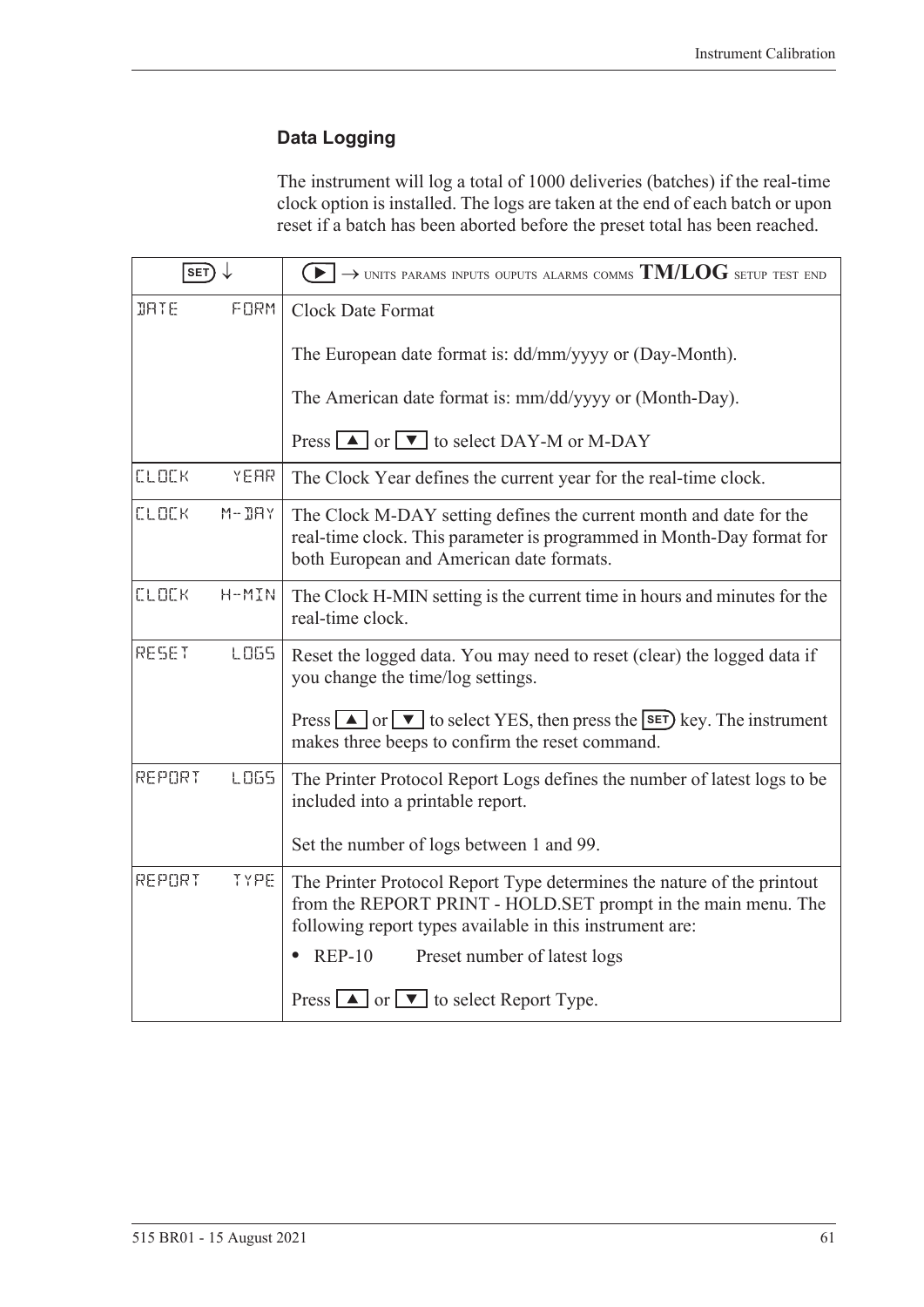## Data Logging

The instrument will log a total of 1000 deliveries (batches) if the real-time clock option is installed. The logs are taken at the end of each batch or upon reset if a batch has been aborted before the preset total has been reached.

| SET ↓ | ▶ → UNITS PARAMS INPUTS OUPUTS ALARMS COMMS **TM/LOG** SETUP TEST END |
|---|---|
| DATE FORM | Clock Date Format<br><br>The European date format is: dd/mm/yyyy or (Day-Month).<br><br>The American date format is: mm/dd/yyyy or (Month-Day).<br><br>Press ▲ or ▼ to select DAY-M or M-DAY |
| CLOCK YEAR | The Clock Year defines the current year for the real-time clock. |
| CLOCK M-DAY | The Clock M-DAY setting defines the current month and date for the real-time clock. This parameter is programmed in Month-Day format for both European and American date formats. |
| CLOCK H-MIN | The Clock H-MIN setting is the current time in hours and minutes for the real-time clock. |
| RESET LOGS | Reset the logged data. You may need to reset (clear) the logged data if you change the time/log settings.<br><br>Press ▲ or ▼ to select YES, then press the SET key. The instrument makes three beeps to confirm the reset command. |
| REPORT LOGS | The Printer Protocol Report Logs defines the number of latest logs to be included into a printable report.<br><br>Set the number of logs between 1 and 99. |
| REPORT TYPE | The Printer Protocol Report Type determines the nature of the printout from the REPORT PRINT - HOLD.SET prompt in the main menu. The following report types available in this instrument are:<br><br>• REP-10 Preset number of latest logs<br><br>Press ▲ or ▼ to select Report Type. |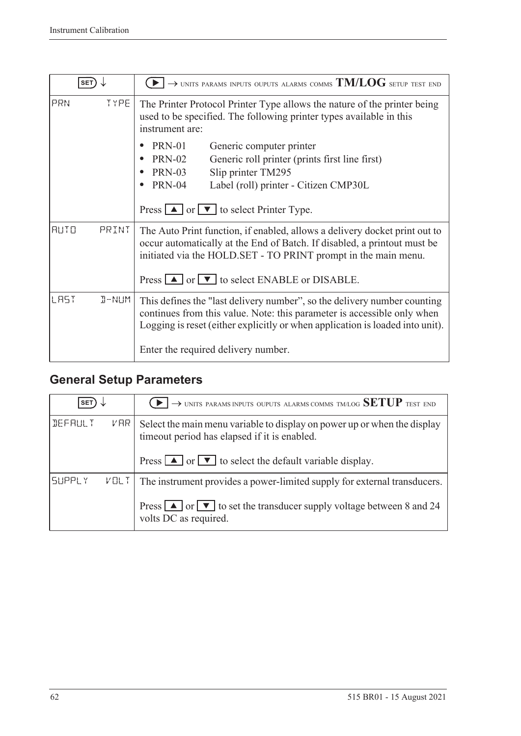| SET ↓ | ▶ → UNITS PARAMS INPUTS OUPUTS ALARMS COMMS **TM/LOG** SETUP TEST END |
|---|---|
| PRN TYPE | The Printer Protocol Printer Type allows the nature of the printer being used to be specified. The following printer types available in this instrument are:<br>• PRN-01 Generic computer printer<br>• PRN-02 Generic roll printer (prints first line first)<br>• PRN-03 Slip printer TM295<br>• PRN-04 Label (roll) printer - Citizen CMP30L<br><br>Press ▲ or ▼ to select Printer Type. |
| AUTO PRINT | The Auto Print function, if enabled, allows a delivery docket print out to occur automatically at the End of Batch. If disabled, a printout must be initiated via the HOLD.SET - TO PRINT prompt in the main menu.<br><br>Press ▲ or ▼ to select ENABLE or DISABLE. |
| LAST D-NUM | This defines the "last delivery number", so the delivery number counting continues from this value. Note: this parameter is accessible only when Logging is reset (either explicitly or when application is loaded into unit).<br><br>Enter the required delivery number. |

## General Setup Parameters

| SET ↓ | ▶ → UNITS PARAMS INPUTS OUPUTS ALARMS COMMS TM/LOG **SETUP** TEST END |
|---|---|
| DEFAULT VAR | Select the main menu variable to display on power up or when the display timeout period has elapsed if it is enabled.<br><br>Press ▲ or ▼ to select the default variable display. |
| SUPPLY VOLT | The instrument provides a power-limited supply for external transducers.<br><br>Press ▲ or ▼ to set the transducer supply voltage between 8 and 24 volts DC as required. |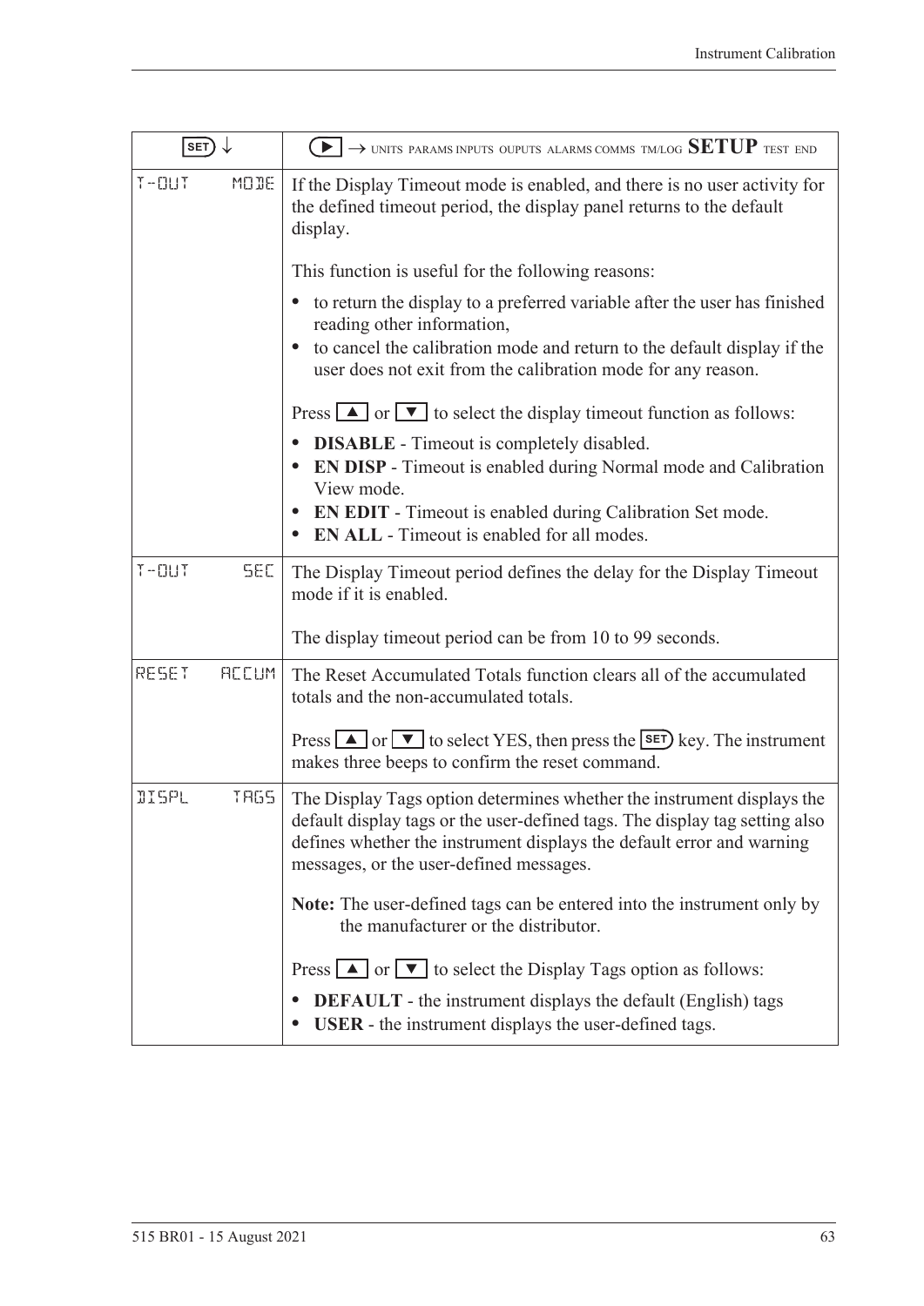| SET ↓ | ▶ → UNITS PARAMS INPUTS OUPUTS ALARMS COMMS TM/LOG **SETUP** TEST END |
| --- | --- |
| T-OUT MODE | If the Display Timeout mode is enabled, and there is no user activity for the defined timeout period, the display panel returns to the default display.<br><br>This function is useful for the following reasons:<br>• to return the display to a preferred variable after the user has finished reading other information,<br>• to cancel the calibration mode and return to the default display if the user does not exit from the calibration mode for any reason.<br><br>Press ▲ or ▼ to select the display timeout function as follows:<br>• **DISABLE** - Timeout is completely disabled.<br>• **EN DISP** - Timeout is enabled during Normal mode and Calibration View mode.<br>• **EN EDIT** - Timeout is enabled during Calibration Set mode.<br>• **EN ALL** - Timeout is enabled for all modes. |
| T-OUT SEC | The Display Timeout period defines the delay for the Display Timeout mode if it is enabled.<br><br>The display timeout period can be from 10 to 99 seconds. |
| RESET ACCUM | The Reset Accumulated Totals function clears all of the accumulated totals and the non-accumulated totals.<br><br>Press ▲ or ▼ to select YES, then press the SET key. The instrument makes three beeps to confirm the reset command. |
| DISPL TAGS | The Display Tags option determines whether the instrument displays the default display tags or the user-defined tags. The display tag setting also defines whether the instrument displays the default error and warning messages, or the user-defined messages.<br><br>**Note:** The user-defined tags can be entered into the instrument only by the manufacturer or the distributor.<br><br>Press ▲ or ▼ to select the Display Tags option as follows:<br>• **DEFAULT** - the instrument displays the default (English) tags<br>• **USER** - the instrument displays the user-defined tags. |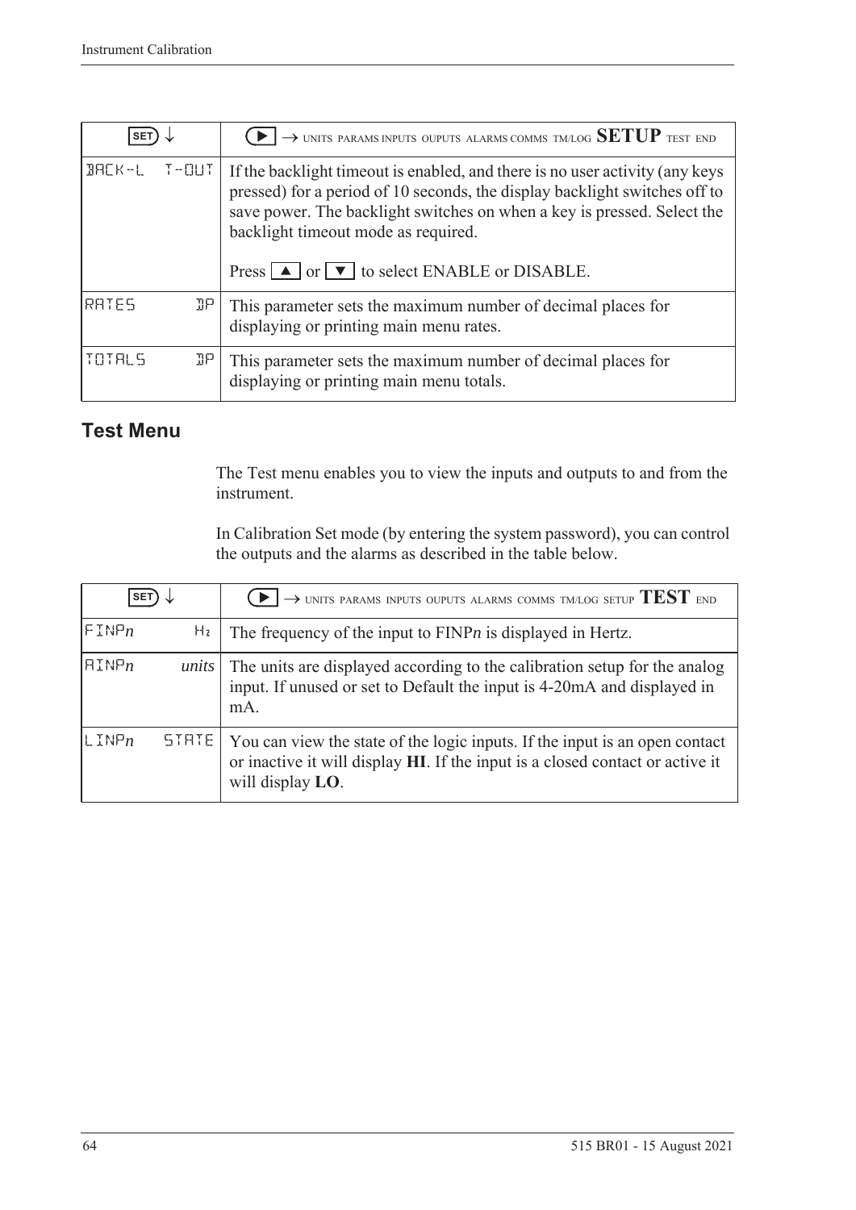| SET ↓ | ▶ → UNITS PARAMS INPUTS OUPUTS ALARMS COMMS TM/LOG **SETUP** TEST END |
|---|---|
| BACK-L T-OUT | If the backlight timeout is enabled, and there is no user activity (any keys pressed) for a period of 10 seconds, the display backlight switches off to save power. The backlight switches on when a key is pressed. Select the backlight timeout mode as required.<br><br>Press ▲ or ▼ to select ENABLE or DISABLE. |
| RATES DP | This parameter sets the maximum number of decimal places for displaying or printing main menu rates. |
| TOTALS DP | This parameter sets the maximum number of decimal places for displaying or printing main menu totals. |

## Test Menu

The Test menu enables you to view the inputs and outputs to and from the instrument.

In Calibration Set mode (by entering the system password), you can control the outputs and the alarms as described in the table below.

| SET ↓ | ▶ → UNITS PARAMS INPUTS OUPUTS ALARMS COMMS TM/LOG SETUP **TEST** END |
|---|---|
| FINP*n* Hz | The frequency of the input to FINP*n* is displayed in Hertz. |
| AINP*n* *units* | The units are displayed according to the calibration setup for the analog input. If unused or set to Default the input is 4-20mA and displayed in mA. |
| LINP*n* STATE | You can view the state of the logic inputs. If the input is an open contact or inactive it will display **HI**. If the input is a closed contact or active it will display **LO**. |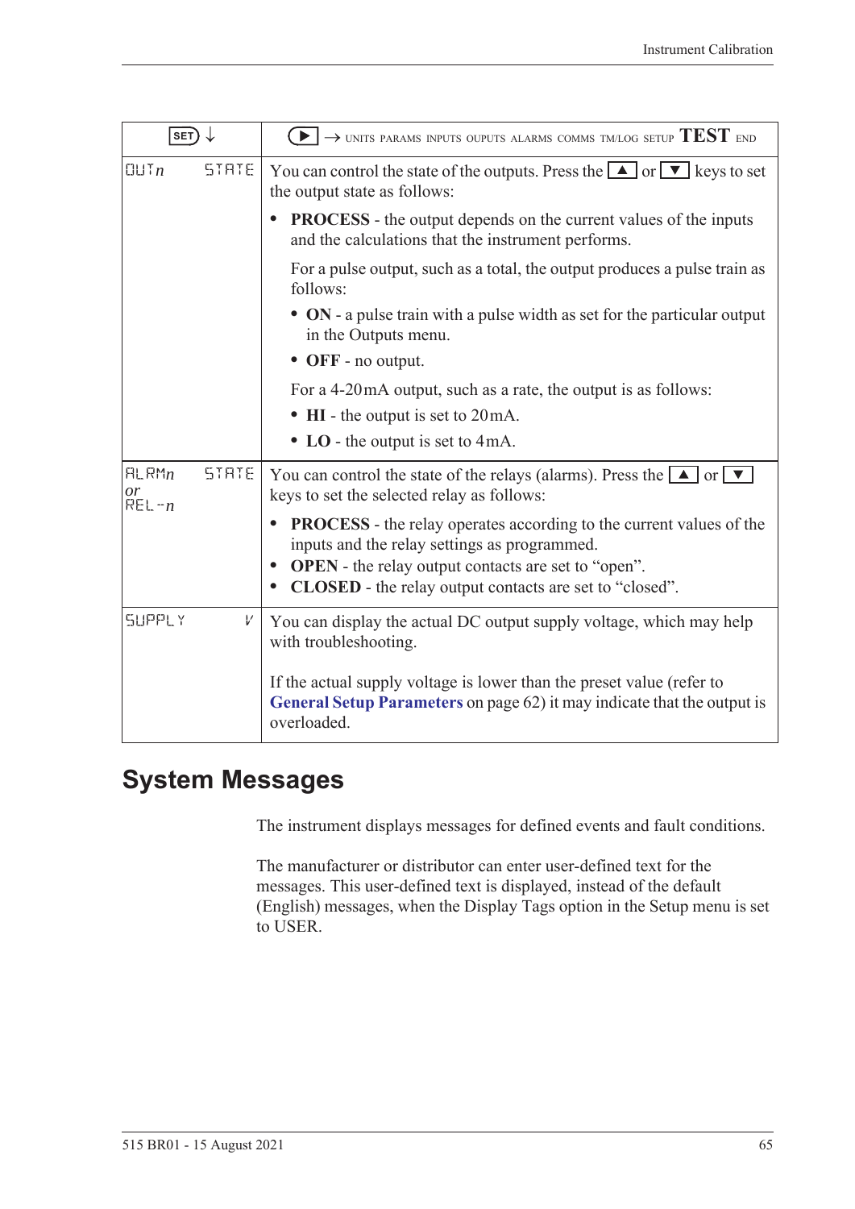| SET ↓ | ▶ → UNITS PARAMS INPUTS OUPUTS ALARMS COMMS TM/LOG SETUP **TEST** END |
|---|---|
| OUT*n* STATE | You can control the state of the outputs. Press the ▲ or ▼ keys to set the output state as follows:<br>• **PROCESS** - the output depends on the current values of the inputs and the calculations that the instrument performs.<br>For a pulse output, such as a total, the output produces a pulse train as follows:<br>• **ON** - a pulse train with a pulse width as set for the particular output in the Outputs menu.<br>• **OFF** - no output.<br>For a 4-20mA output, such as a rate, the output is as follows:<br>• **HI** - the output is set to 20mA.<br>• **LO** - the output is set to 4mA. |
| ALRM*n* STATE *or* REL-*n* | You can control the state of the relays (alarms). Press the ▲ or ▼ keys to set the selected relay as follows:<br>• **PROCESS** - the relay operates according to the current values of the inputs and the relay settings as programmed.<br>• **OPEN** - the relay output contacts are set to “open”.<br>• **CLOSED** - the relay output contacts are set to “closed”. |
| SUPPLY V | You can display the actual DC output supply voltage, which may help with troubleshooting.<br>If the actual supply voltage is lower than the preset value (refer to **General Setup Parameters** on page 62) it may indicate that the output is overloaded. |

## System Messages

The instrument displays messages for defined events and fault conditions.

The manufacturer or distributor can enter user-defined text for the messages. This user-defined text is displayed, instead of the default (English) messages, when the Display Tags option in the Setup menu is set to USER.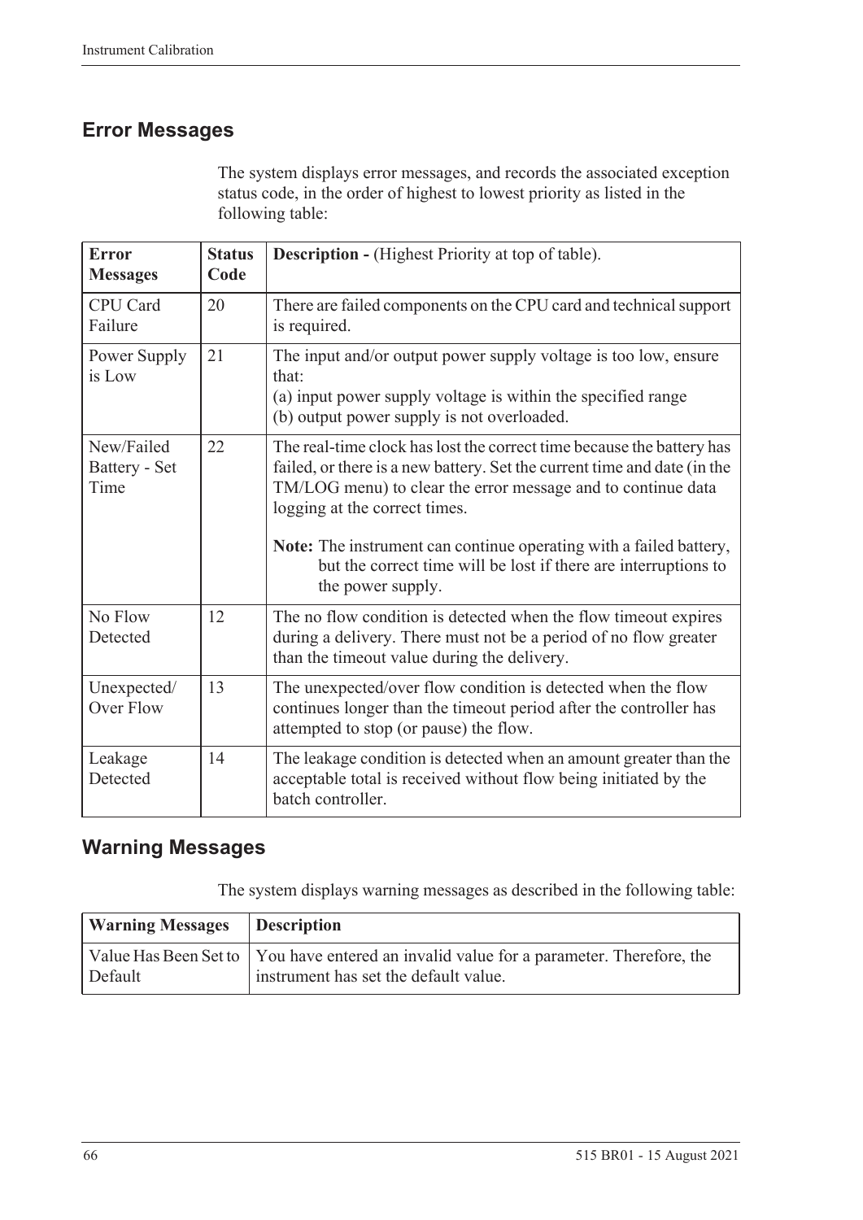## Error Messages

The system displays error messages, and records the associated exception status code, in the order of highest to lowest priority as listed in the following table:

| Error Messages | Status Code | Description - (Highest Priority at top of table). |
|---|---|---|
| CPU Card Failure | 20 | There are failed components on the CPU card and technical support is required. |
| Power Supply is Low | 21 | The input and/or output power supply voltage is too low, ensure that:<br>(a) input power supply voltage is within the specified range<br>(b) output power supply is not overloaded. |
| New/Failed Battery - Set Time | 22 | The real-time clock has lost the correct time because the battery has failed, or there is a new battery. Set the current time and date (in the TM/LOG menu) to clear the error message and to continue data logging at the correct times.<br><br>**Note:** The instrument can continue operating with a failed battery, but the correct time will be lost if there are interruptions to the power supply. |
| No Flow Detected | 12 | The no flow condition is detected when the flow timeout expires during a delivery. There must not be a period of no flow greater than the timeout value during the delivery. |
| Unexpected/ Over Flow | 13 | The unexpected/over flow condition is detected when the flow continues longer than the timeout period after the controller has attempted to stop (or pause) the flow. |
| Leakage Detected | 14 | The leakage condition is detected when an amount greater than the acceptable total is received without flow being initiated by the batch controller. |

## Warning Messages

The system displays warning messages as described in the following table:

| Warning Messages | Description |
|---|---|
| Value Has Been Set to Default | You have entered an invalid value for a parameter. Therefore, the instrument has set the default value. |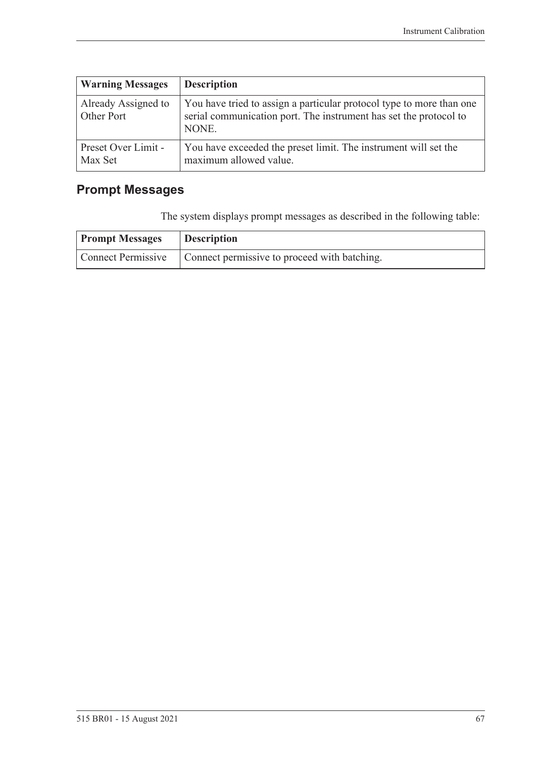| Warning Messages | Description |
| --- | --- |
| Already Assigned to Other Port | You have tried to assign a particular protocol type to more than one serial communication port. The instrument has set the protocol to NONE. |
| Preset Over Limit - Max Set | You have exceeded the preset limit. The instrument will set the maximum allowed value. |

## Prompt Messages

The system displays prompt messages as described in the following table:

| Prompt Messages | Description |
| --- | --- |
| Connect Permissive | Connect permissive to proceed with batching. |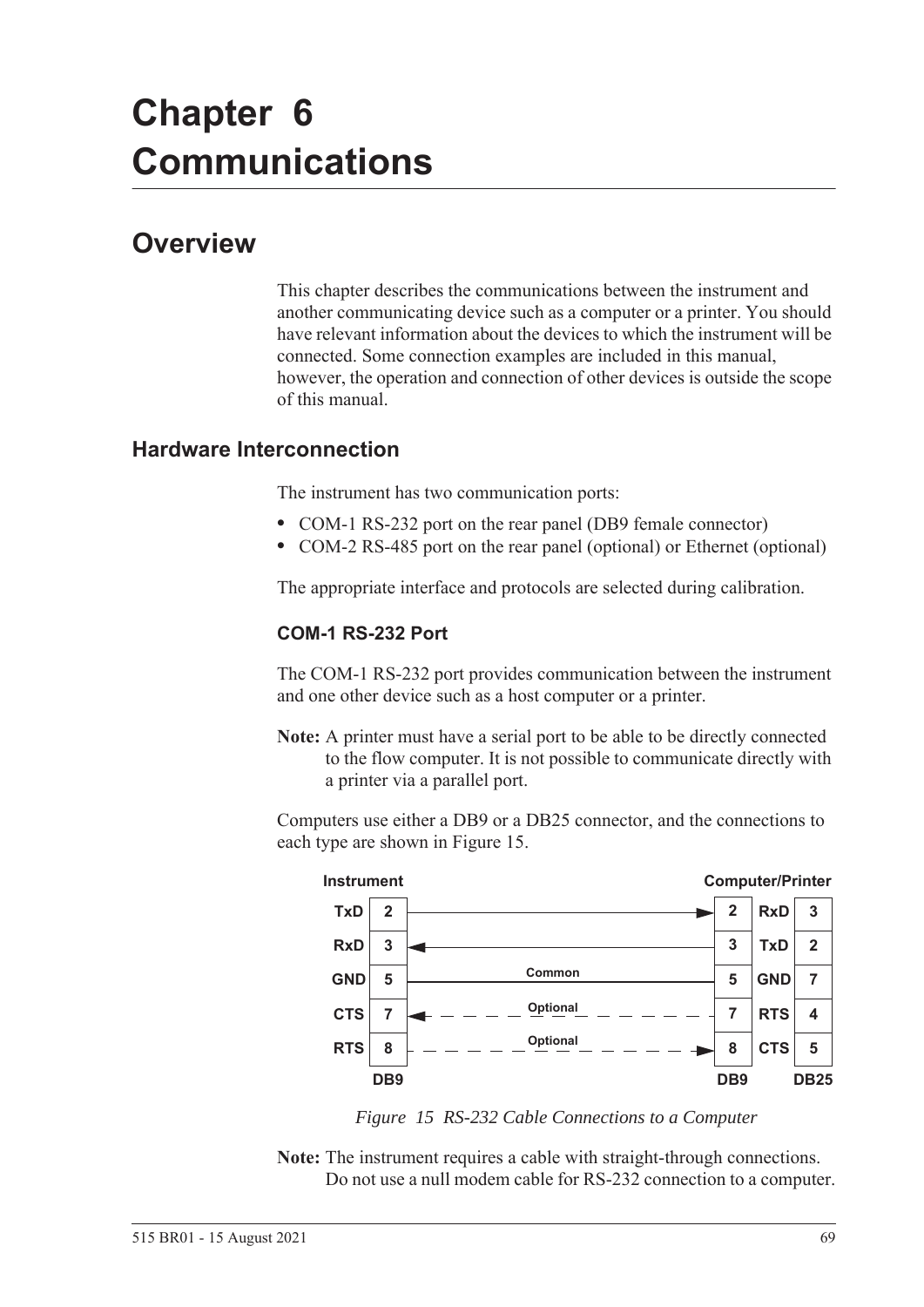# Chapter 6 Communications

## Overview

This chapter describes the communications between the instrument and another communicating device such as a computer or a printer. You should have relevant information about the devices to which the instrument will be connected. Some connection examples are included in this manual, however, the operation and connection of other devices is outside the scope of this manual.

### Hardware Interconnection

The instrument has two communication ports:

- COM-1 RS-232 port on the rear panel (DB9 female connector)
- COM-2 RS-485 port on the rear panel (optional) or Ethernet (optional)

The appropriate interface and protocols are selected during calibration.

#### COM-1 RS-232 Port

The COM-1 RS-232 port provides communication between the instrument and one other device such as a host computer or a printer.

**Note:** A printer must have a serial port to be able to be directly connected to the flow computer. It is not possible to communicate directly with a printer via a parallel port.

Computers use either a DB9 or a DB25 connector, and the connections to each type are shown in Figure 15.

| Instrument | DB9 | Connection | DB9 | Computer/Printer | DB25 |
|---|---|---|---|---|---|
| TxD | 2 | → | 2 | RxD | 3 |
| RxD | 3 | ← | 3 | TxD | 2 |
| GND | 5 | Common | 5 | GND | 7 |
| CTS | 7 | ← Optional | 7 | RTS | 4 |
| RTS | 8 | → Optional | 8 | CTS | 5 |

*Figure 15 RS-232 Cable Connections to a Computer*

**Note:** The instrument requires a cable with straight-through connections. Do not use a null modem cable for RS-232 connection to a computer.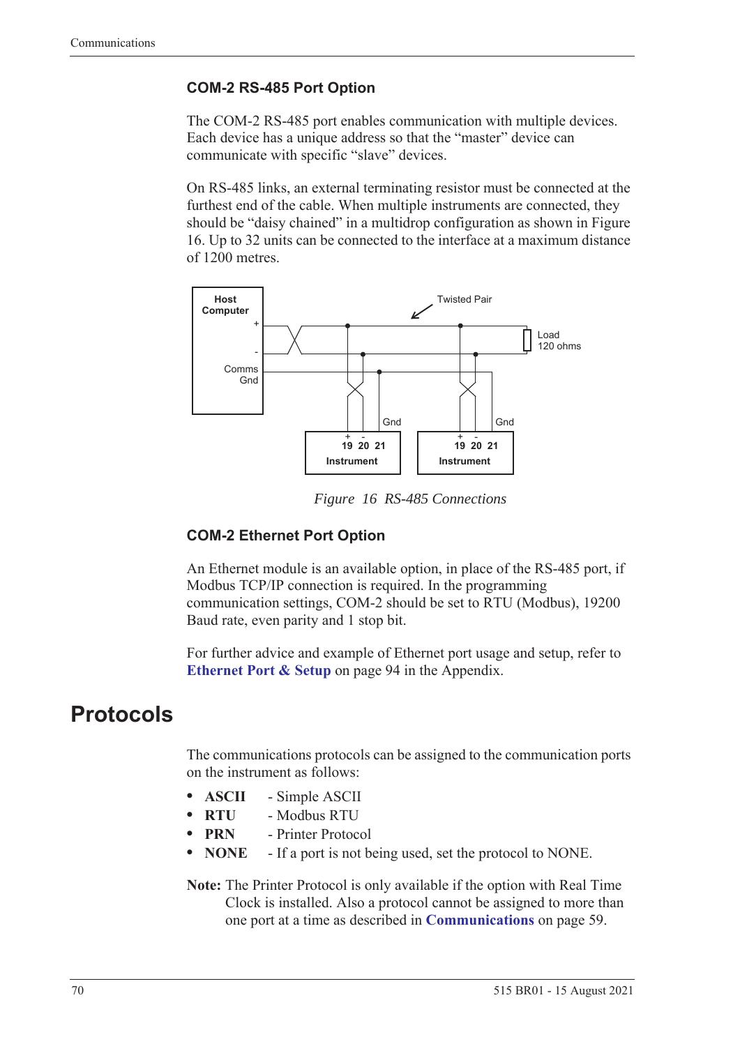### COM-2 RS-485 Port Option

The COM-2 RS-485 port enables communication with multiple devices. Each device has a unique address so that the "master" device can communicate with specific "slave" devices.

On RS-485 links, an external terminating resistor must be connected at the furthest end of the cable. When multiple instruments are connected, they should be "daisy chained" in a multidrop configuration as shown in Figure 16. Up to 32 units can be connected to the interface at a maximum distance of 1200 metres.

*Figure 16 RS-485 Connections*

### COM-2 Ethernet Port Option

An Ethernet module is an available option, in place of the RS-485 port, if Modbus TCP/IP connection is required. In the programming communication settings, COM-2 should be set to RTU (Modbus), 19200 Baud rate, even parity and 1 stop bit.

For further advice and example of Ethernet port usage and setup, refer to **Ethernet Port & Setup** on page 94 in the Appendix.

# Protocols

The communications protocols can be assigned to the communication ports on the instrument as follows:

- **ASCII** - Simple ASCII
- **RTU** - Modbus RTU
- **PRN** - Printer Protocol
- **NONE** - If a port is not being used, set the protocol to NONE.

**Note:** The Printer Protocol is only available if the option with Real Time Clock is installed. Also a protocol cannot be assigned to more than one port at a time as described in **Communications** on page 59.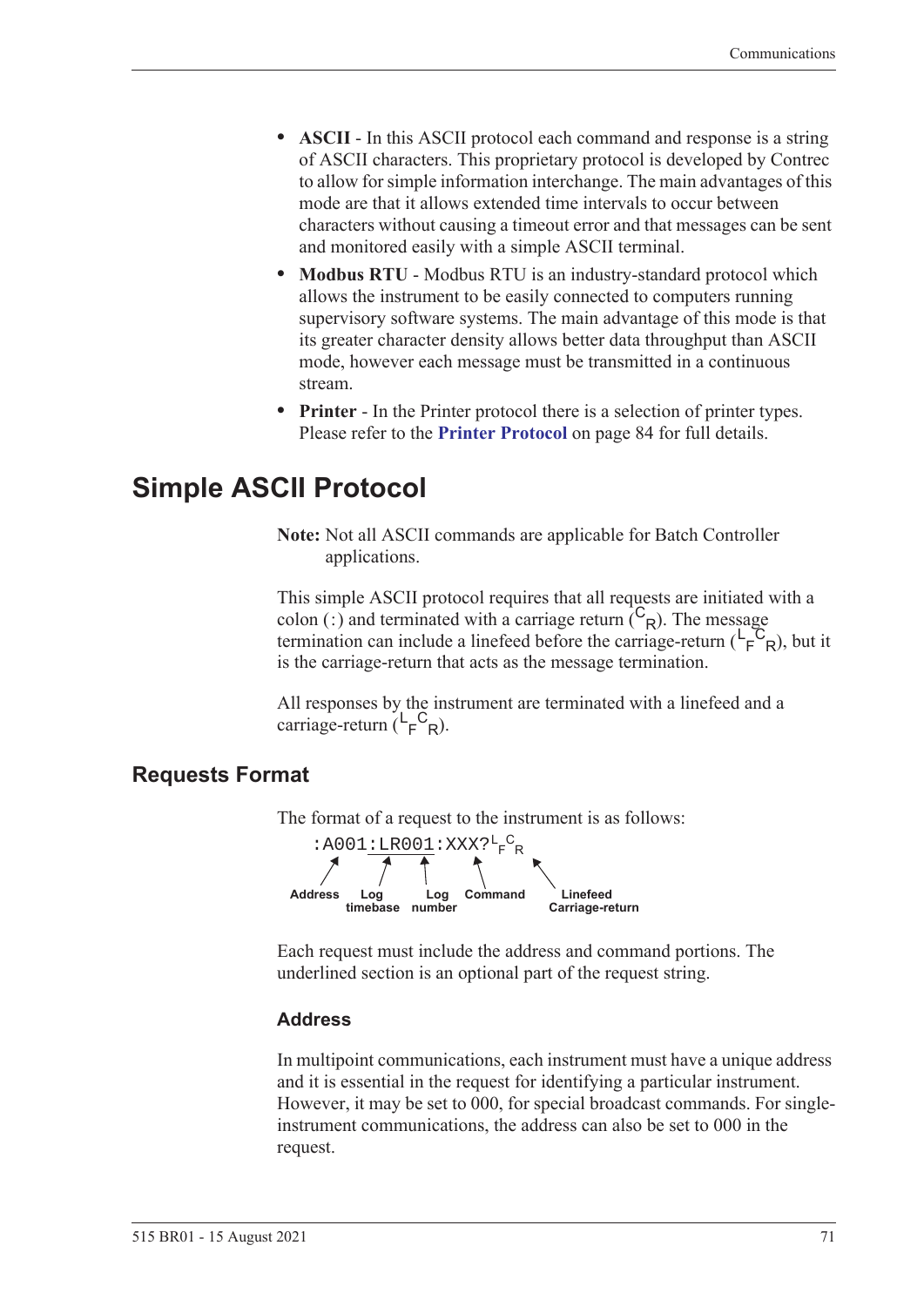- **ASCII** - In this ASCII protocol each command and response is a string of ASCII characters. This proprietary protocol is developed by Contrec to allow for simple information interchange. The main advantages of this mode are that it allows extended time intervals to occur between characters without causing a timeout error and that messages can be sent and monitored easily with a simple ASCII terminal.
- **Modbus RTU** - Modbus RTU is an industry-standard protocol which allows the instrument to be easily connected to computers running supervisory software systems. The main advantage of this mode is that its greater character density allows better data throughput than ASCII mode, however each message must be transmitted in a continuous stream.
- **Printer** - In the Printer protocol there is a selection of printer types. Please refer to the **Printer Protocol** on page 84 for full details.

# Simple ASCII Protocol

**Note:** Not all ASCII commands are applicable for Batch Controller applications.

This simple ASCII protocol requires that all requests are initiated with a colon (:) and terminated with a carriage return ($^{C}{}_{R}$). The message termination can include a linefeed before the carriage-return ($^{L}{}_{F}{}^{C}{}_{R}$), but it is the carriage-return that acts as the message termination.

All responses by the instrument are terminated with a linefeed and a carriage-return ($^{L}{}_{F}{}^{C}{}_{R}$).

## Requests Format

The format of a request to the instrument is as follows:

```
:A001:LR001:XXX?LFCR
```

Address — Log timebase — Log number — Command — Linefeed Carriage-return

Each request must include the address and command portions. The underlined section is an optional part of the request string.

### Address

In multipoint communications, each instrument must have a unique address and it is essential in the request for identifying a particular instrument. However, it may be set to 000, for special broadcast commands. For single-instrument communications, the address can also be set to 000 in the request.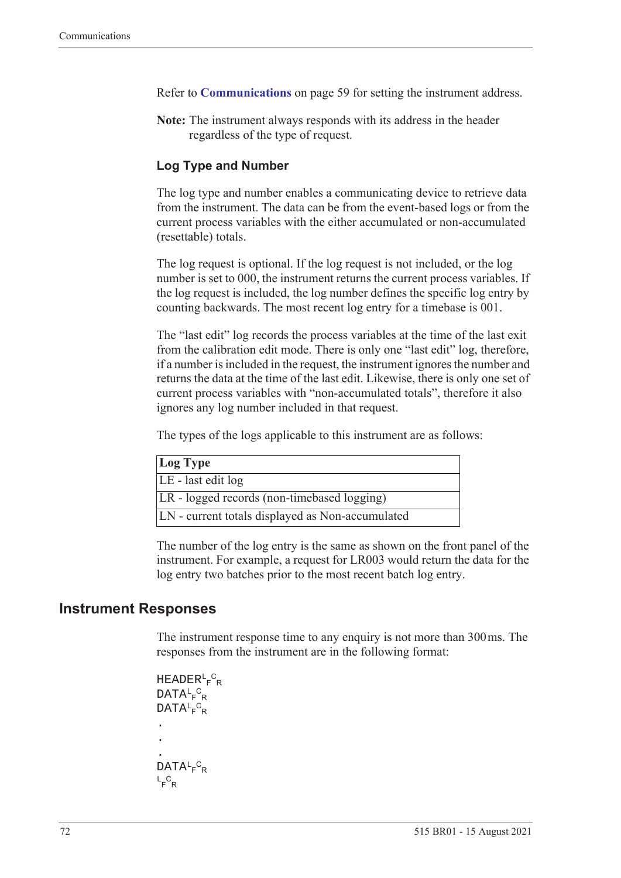Refer to **Communications** on page 59 for setting the instrument address.

**Note:** The instrument always responds with its address in the header regardless of the type of request.

### Log Type and Number

The log type and number enables a communicating device to retrieve data from the instrument. The data can be from the event-based logs or from the current process variables with the either accumulated or non-accumulated (resettable) totals.

The log request is optional. If the log request is not included, or the log number is set to 000, the instrument returns the current process variables. If the log request is included, the log number defines the specific log entry by counting backwards. The most recent log entry for a timebase is 001.

The “last edit” log records the process variables at the time of the last exit from the calibration edit mode. There is only one “last edit” log, therefore, if a number is included in the request, the instrument ignores the number and returns the data at the time of the last edit. Likewise, there is only one set of current process variables with “non-accumulated totals”, therefore it also ignores any log number included in that request.

The types of the logs applicable to this instrument are as follows:

| Log Type |
|---|
| LE - last edit log |
| LR - logged records (non-timebased logging) |
| LN - current totals displayed as Non-accumulated |

The number of the log entry is the same as shown on the front panel of the instrument. For example, a request for LR003 would return the data for the log entry two batches prior to the most recent batch log entry.

## Instrument Responses

The instrument response time to any enquiry is not more than 300 ms. The responses from the instrument are in the following format:

$\text{HEADER}^{L_F C_R}$
$\text{DATA}^{L_F C_R}$
$\text{DATA}^{L_F C_R}$
.
.
.
$\text{DATA}^{L_F C_R}$
$^{L_F C_R}$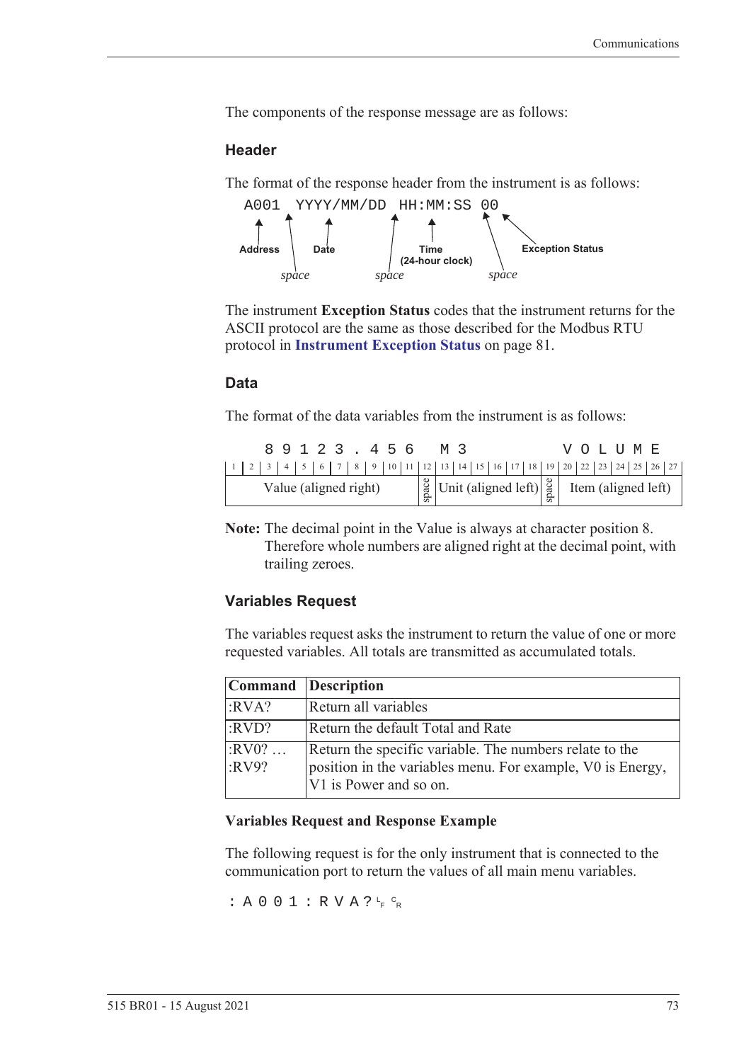The components of the response message are as follows:

### Header

The format of the response header from the instrument is as follows:

```
A001 YYYY/MM/DD HH:MM:SS 00
```

- Address
- space
- Date
- space
- Time (24-hour clock)
- space
- Exception Status

The instrument **Exception Status** codes that the instrument returns for the ASCII protocol are the same as those described for the Modbus RTU protocol in **Instrument Exception Status** on page 81.

### Data

The format of the data variables from the instrument is as follows:

```
  89123.456  M3      VOLUME
```

| 1 | 2 | 3 | 4 | 5 | 6 | 7 | 8 | 9 | 10 | 11 | 12 | 13 | 14 | 15 | 16 | 17 | 18 | 19 | 20 | 22 | 23 | 24 | 25 | 26 | 27 |
|---|---|---|---|---|---|---|---|---|---|---|---|---|---|---|---|---|---|---|---|---|---|---|---|---|---|
| Value (aligned right) | | | | | | | | | | | space | Unit (aligned left) | | | | | | space | Item (aligned left) | | | | | | |

**Note:** The decimal point in the Value is always at character position 8. Therefore whole numbers are aligned right at the decimal point, with trailing zeroes.

### Variables Request

The variables request asks the instrument to return the value of one or more requested variables. All totals are transmitted as accumulated totals.

| Command | Description |
|---|---|
| :RVA? | Return all variables |
| :RVD? | Return the default Total and Rate |
| :RV0? … :RV9? | Return the specific variable. The numbers relate to the position in the variables menu. For example, V0 is Energy, V1 is Power and so on. |

#### Variables Request and Response Example

The following request is for the only instrument that is connected to the communication port to return the values of all main menu variables.

```
:A001:RVA? LF CR
```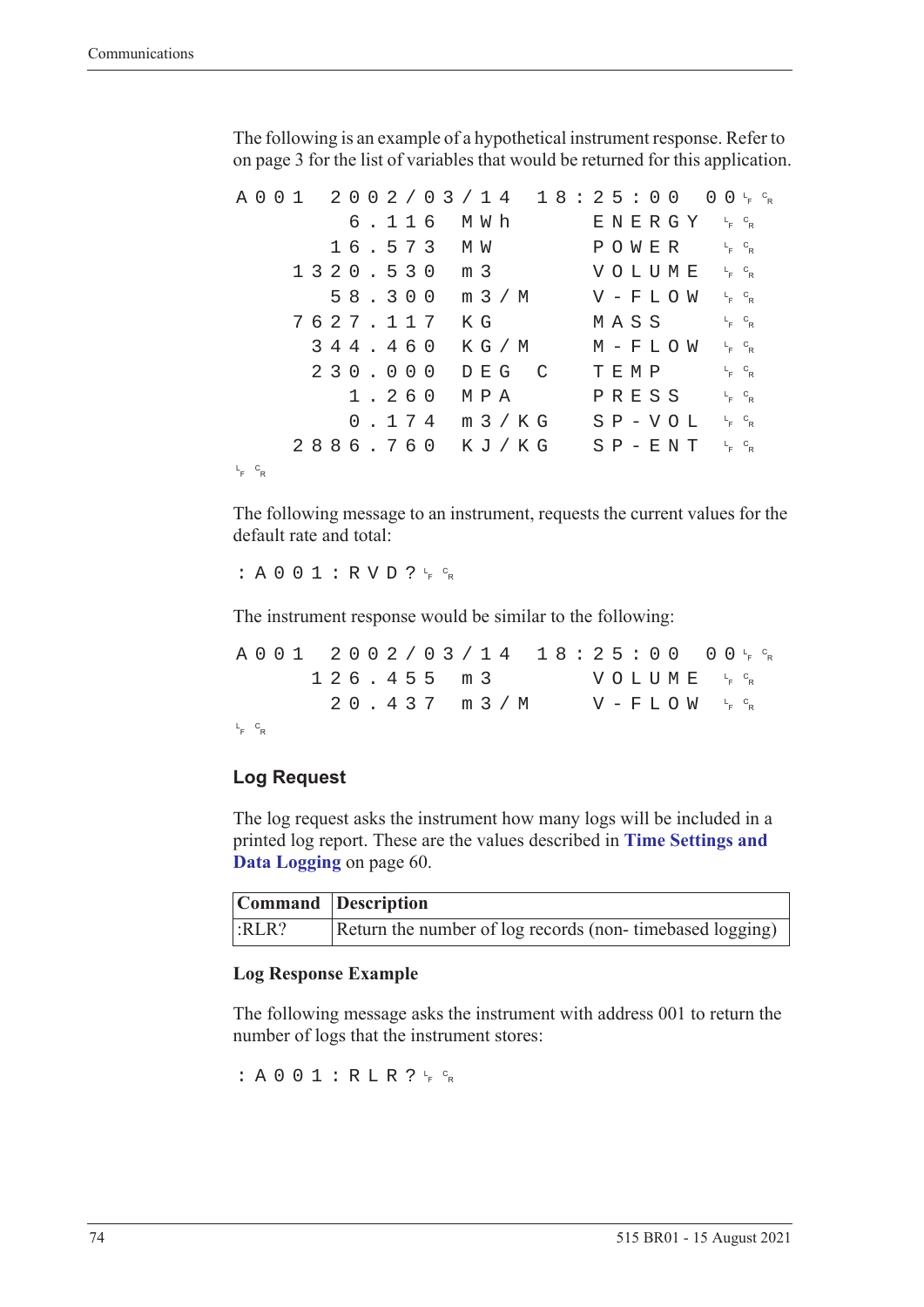The following is an example of a hypothetical instrument response. Refer to on page 3 for the list of variables that would be returned for this application.

```
A001  2002/03/14  18:25:00  00 LF CR
        6.116  MWh      ENERGY  LF CR
       16.573  MW       POWER   LF CR
     1320.530  m3       VOLUME  LF CR
       58.300  m3/M     V-FLOW  LF CR
     7627.117  KG       MASS    LF CR
      344.460  KG/M     M-FLOW  LF CR
      230.000  DEG C    TEMP    LF CR
        1.260  MPA      PRESS   LF CR
        0.174  m3/KG    SP-VOL  LF CR
     2886.760  KJ/KG    SP-ENT  LF CR
LF CR
```

The following message to an instrument, requests the current values for the default rate and total:

```
:A001:RVD? LF CR
```

The instrument response would be similar to the following:

```
A001  2002/03/14  18:25:00  00 LF CR
      126.455  m3       VOLUME  LF CR
       20.437  m3/M     V-FLOW  LF CR
LF CR
```

### Log Request

The log request asks the instrument how many logs will be included in a printed log report. These are the values described in **Time Settings and Data Logging** on page 60.

| Command | Description |
| --- | --- |
| :RLR? | Return the number of log records (non- timebased logging) |

**Log Response Example**

The following message asks the instrument with address 001 to return the number of logs that the instrument stores:

```
:A001:RLR? LF CR
```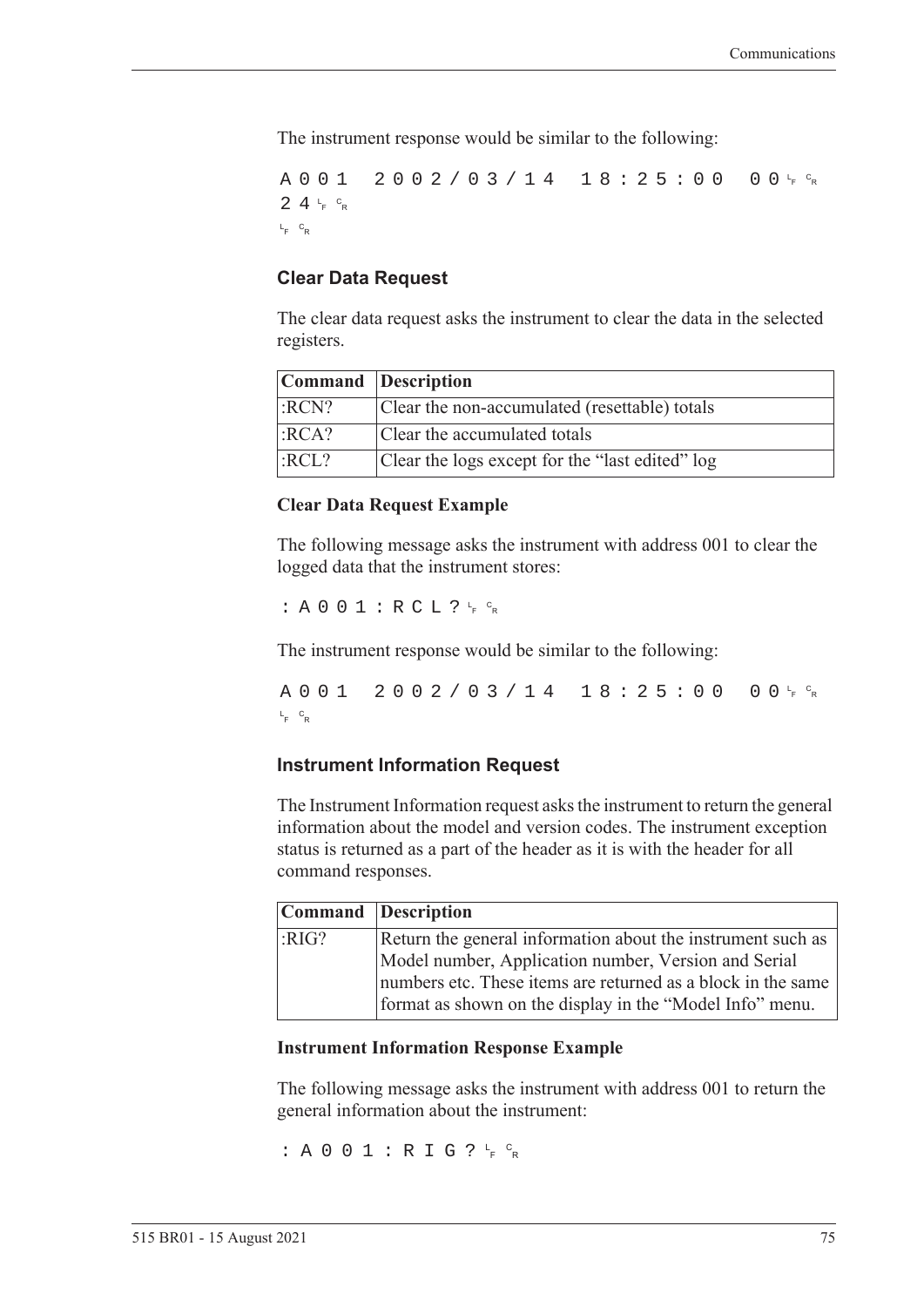The instrument response would be similar to the following:

```
A001  2002/03/14  18:25:00  00LF CR
24LF CR
LF CR
```

### Clear Data Request

The clear data request asks the instrument to clear the data in the selected registers.

| Command | Description |
|---|---|
| :RCN? | Clear the non-accumulated (resettable) totals |
| :RCA? | Clear the accumulated totals |
| :RCL? | Clear the logs except for the "last edited" log |

#### Clear Data Request Example

The following message asks the instrument with address 001 to clear the logged data that the instrument stores:

```
:A001:RCL?LF CR
```

The instrument response would be similar to the following:

```
A001  2002/03/14  18:25:00  00LF CR
LF CR
```

### Instrument Information Request

The Instrument Information request asks the instrument to return the general information about the model and version codes. The instrument exception status is returned as a part of the header as it is with the header for all command responses.

| Command | Description |
|---|---|
| :RIG? | Return the general information about the instrument such as Model number, Application number, Version and Serial numbers etc. These items are returned as a block in the same format as shown on the display in the "Model Info" menu. |

#### Instrument Information Response Example

The following message asks the instrument with address 001 to return the general information about the instrument:

```
:A001:RIG?LF CR
```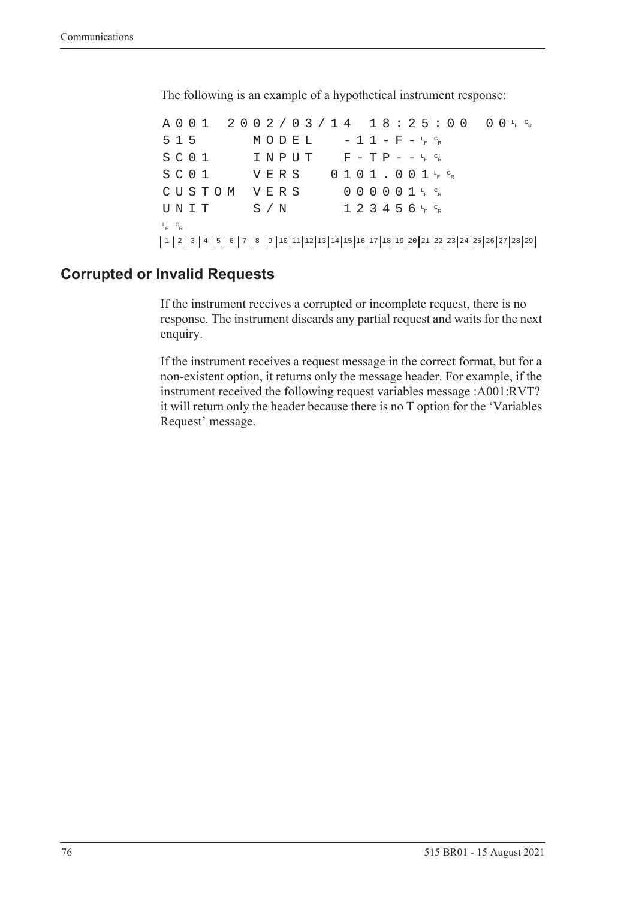The following is an example of a hypothetical instrument response:

```
A001  2002/03/14  18:25:00  00 LF CR
515      MODEL    -11-F- LF CR
SC01     INPUT    F-TP-- LF CR
SC01     VERS   0101.001 LF CR
CUSTOM  VERS     000001 LF CR
UNIT     S/N      123456 LF CR
LF CR
 1 | 2 | 3 | 4 | 5 | 6 | 7 | 8 | 9 |10|11|12|13|14|15|16|17|18|19|20|21|22|23|24|25|26|27|28|29
```

## Corrupted or Invalid Requests

If the instrument receives a corrupted or incomplete request, there is no response. The instrument discards any partial request and waits for the next enquiry.

If the instrument receives a request message in the correct format, but for a non-existent option, it returns only the message header. For example, if the instrument received the following request variables message :A001:RVT? it will return only the header because there is no T option for the 'Variables Request' message.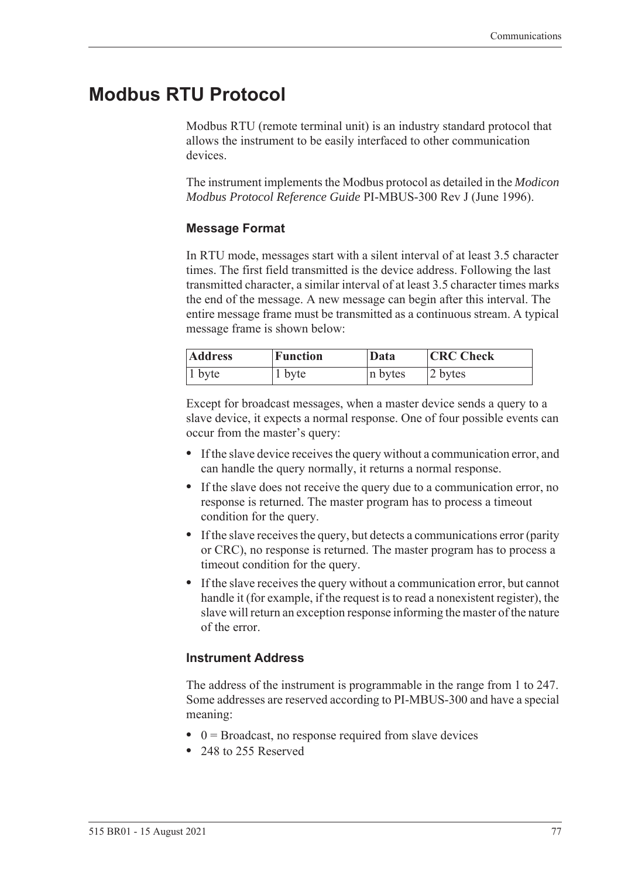# Modbus RTU Protocol

Modbus RTU (remote terminal unit) is an industry standard protocol that allows the instrument to be easily interfaced to other communication devices.

The instrument implements the Modbus protocol as detailed in the *Modicon Modbus Protocol Reference Guide* PI-MBUS-300 Rev J (June 1996).

### Message Format

In RTU mode, messages start with a silent interval of at least 3.5 character times. The first field transmitted is the device address. Following the last transmitted character, a similar interval of at least 3.5 character times marks the end of the message. A new message can begin after this interval. The entire message frame must be transmitted as a continuous stream. A typical message frame is shown below:

| Address | Function | Data | CRC Check |
|---|---|---|---|
| 1 byte | 1 byte | n bytes | 2 bytes |

Except for broadcast messages, when a master device sends a query to a slave device, it expects a normal response. One of four possible events can occur from the master's query:

- If the slave device receives the query without a communication error, and can handle the query normally, it returns a normal response.
- If the slave does not receive the query due to a communication error, no response is returned. The master program has to process a timeout condition for the query.
- If the slave receives the query, but detects a communications error (parity or CRC), no response is returned. The master program has to process a timeout condition for the query.
- If the slave receives the query without a communication error, but cannot handle it (for example, if the request is to read a nonexistent register), the slave will return an exception response informing the master of the nature of the error.

### Instrument Address

The address of the instrument is programmable in the range from 1 to 247. Some addresses are reserved according to PI-MBUS-300 and have a special meaning:

- 0 = Broadcast, no response required from slave devices
- 248 to 255 Reserved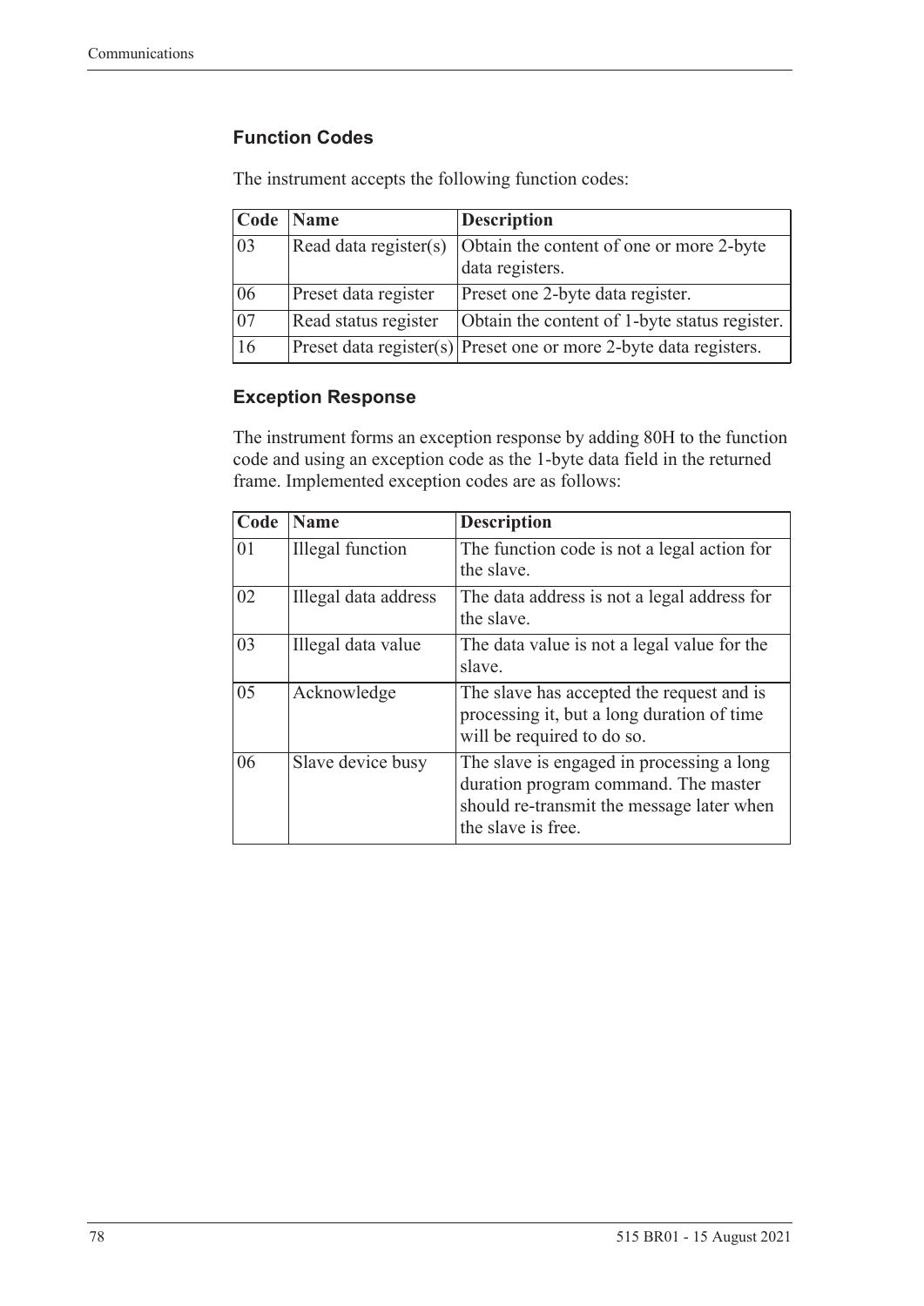### Function Codes

The instrument accepts the following function codes:

| Code | Name | Description |
|---|---|---|
| 03 | Read data register(s) | Obtain the content of one or more 2-byte data registers. |
| 06 | Preset data register | Preset one 2-byte data register. |
| 07 | Read status register | Obtain the content of 1-byte status register. |
| 16 | Preset data register(s) | Preset one or more 2-byte data registers. |

### Exception Response

The instrument forms an exception response by adding 80H to the function code and using an exception code as the 1-byte data field in the returned frame. Implemented exception codes are as follows:

| Code | Name | Description |
|---|---|---|
| 01 | Illegal function | The function code is not a legal action for the slave. |
| 02 | Illegal data address | The data address is not a legal address for the slave. |
| 03 | Illegal data value | The data value is not a legal value for the slave. |
| 05 | Acknowledge | The slave has accepted the request and is processing it, but a long duration of time will be required to do so. |
| 06 | Slave device busy | The slave is engaged in processing a long duration program command. The master should re-transmit the message later when the slave is free. |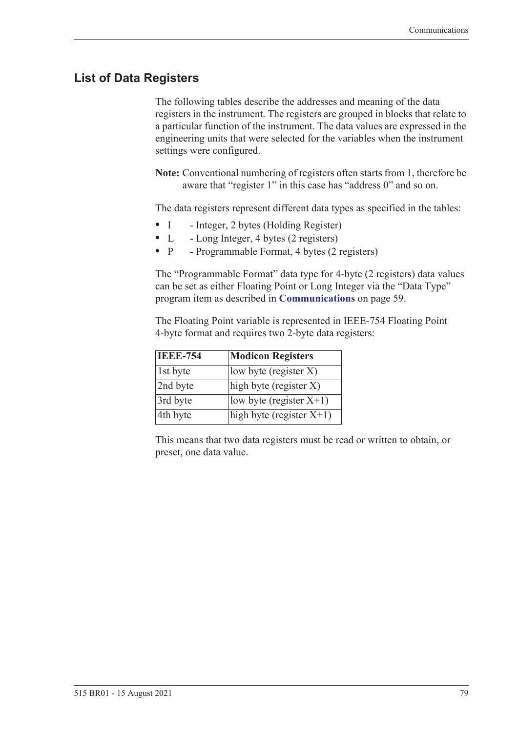## List of Data Registers

The following tables describe the addresses and meaning of the data registers in the instrument. The registers are grouped in blocks that relate to a particular function of the instrument. The data values are expressed in the engineering units that were selected for the variables when the instrument settings were configured.

**Note:** Conventional numbering of registers often starts from 1, therefore be aware that "register 1" in this case has "address 0" and so on.

The data registers represent different data types as specified in the tables:

- I - Integer, 2 bytes (Holding Register)
- L - Long Integer, 4 bytes (2 registers)
- P - Programmable Format, 4 bytes (2 registers)

The "Programmable Format" data type for 4-byte (2 registers) data values can be set as either Floating Point or Long Integer via the "Data Type" program item as described in **Communications** on page 59.

The Floating Point variable is represented in IEEE-754 Floating Point 4-byte format and requires two 2-byte data registers:

| IEEE-754 | Modicon Registers |
|---|---|
| 1st byte | low byte (register X) |
| 2nd byte | high byte (register X) |
| 3rd byte | low byte (register X+1) |
| 4th byte | high byte (register X+1) |

This means that two data registers must be read or written to obtain, or preset, one data value.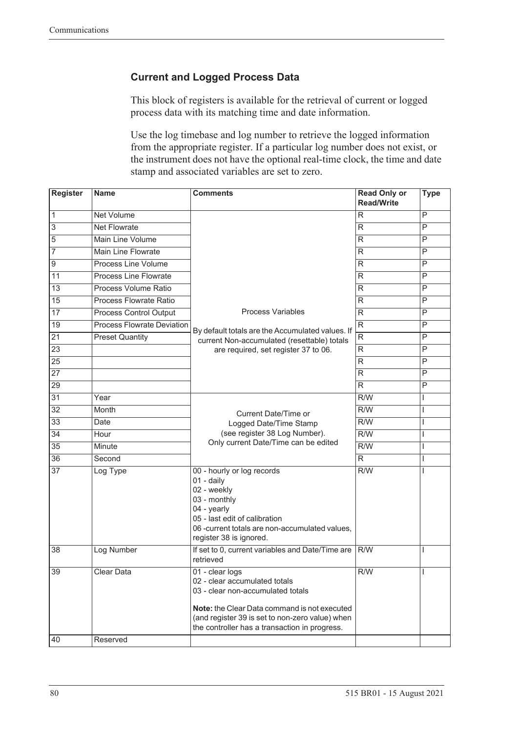### Current and Logged Process Data

This block of registers is available for the retrieval of current or logged process data with its matching time and date information.

Use the log timebase and log number to retrieve the logged information from the appropriate register. If a particular log number does not exist, or the instrument does not have the optional real-time clock, the time and date stamp and associated variables are set to zero.

| Register | Name | Comments | Read Only or Read/Write | Type |
|---|---|---|---|---|
| 1 | Net Volume | Process Variables<br><br>By default totals are the Accumulated values. If current Non-accumulated (resettable) totals are required, set register 37 to 06. | R | P |
| 3 | Net Flowrate | | R | P |
| 5 | Main Line Volume | | R | P |
| 7 | Main Line Flowrate | | R | P |
| 9 | Process Line Volume | | R | P |
| 11 | Process Line Flowrate | | R | P |
| 13 | Process Volume Ratio | | R | P |
| 15 | Process Flowrate Ratio | | R | P |
| 17 | Process Control Output | | R | P |
| 19 | Process Flowrate Deviation | | R | P |
| 21 | Preset Quantity | | R | P |
| 23 | | | R | P |
| 25 | | | R | P |
| 27 | | | R | P |
| 29 | | | R | P |
| 31 | Year | Current Date/Time or Logged Date/Time Stamp (see register 38 Log Number). Only current Date/Time can be edited | R/W | I |
| 32 | Month | | R/W | I |
| 33 | Date | | R/W | I |
| 34 | Hour | | R/W | I |
| 35 | Minute | | R/W | I |
| 36 | Second | | R | I |
| 37 | Log Type | 00 - hourly or log records<br>01 - daily<br>02 - weekly<br>03 - monthly<br>04 - yearly<br>05 - last edit of calibration<br>06 -current totals are non-accumulated values, register 38 is ignored. | R/W | I |
| 38 | Log Number | If set to 0, current variables and Date/Time are retrieved | R/W | I |
| 39 | Clear Data | 01 - clear logs<br>02 - clear accumulated totals<br>03 - clear non-accumulated totals<br><br>**Note:** the Clear Data command is not executed (and register 39 is set to non-zero value) when the controller has a transaction in progress. | R/W | I |
| 40 | Reserved | | | |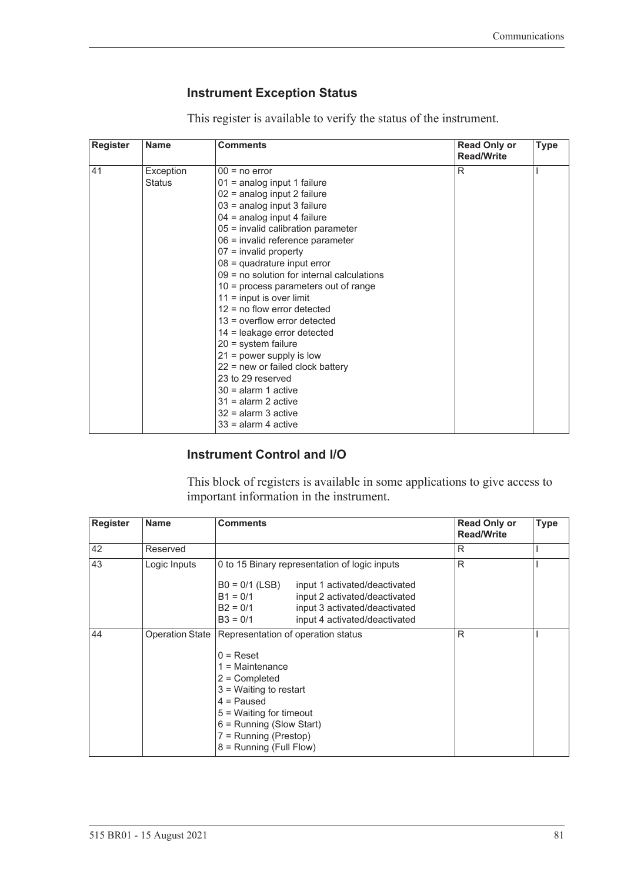### Instrument Exception Status

This register is available to verify the status of the instrument.

| Register | Name | Comments | Read Only or Read/Write | Type |
|---|---|---|---|---|
| 41 | Exception Status | 00 = no error<br>01 = analog input 1 failure<br>02 = analog input 2 failure<br>03 = analog input 3 failure<br>04 = analog input 4 failure<br>05 = invalid calibration parameter<br>06 = invalid reference parameter<br>07 = invalid property<br>08 = quadrature input error<br>09 = no solution for internal calculations<br>10 = process parameters out of range<br>11 = input is over limit<br>12 = no flow error detected<br>13 = overflow error detected<br>14 = leakage error detected<br>20 = system failure<br>21 = power supply is low<br>22 = new or failed clock battery<br>23 to 29 reserved<br>30 = alarm 1 active<br>31 = alarm 2 active<br>32 = alarm 3 active<br>33 = alarm 4 active | R | I |

### Instrument Control and I/O

This block of registers is available in some applications to give access to important information in the instrument.

| Register | Name | Comments | Read Only or Read/Write | Type |
|---|---|---|---|---|
| 42 | Reserved | | R | I |
| 43 | Logic Inputs | 0 to 15 Binary representation of logic inputs<br><br>B0 = 0/1 (LSB) input 1 activated/deactivated<br>B1 = 0/1 input 2 activated/deactivated<br>B2 = 0/1 input 3 activated/deactivated<br>B3 = 0/1 input 4 activated/deactivated | R | I |
| 44 | Operation State | Representation of operation status<br><br>0 = Reset<br>1 = Maintenance<br>2 = Completed<br>3 = Waiting to restart<br>4 = Paused<br>5 = Waiting for timeout<br>6 = Running (Slow Start)<br>7 = Running (Prestop)<br>8 = Running (Full Flow) | R | I |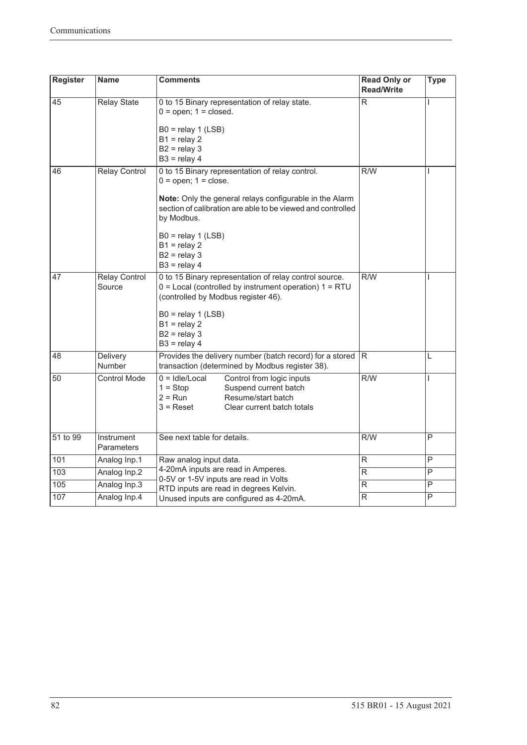| Register | Name | Comments | Read Only or Read/Write | Type |
|---|---|---|---|---|
| 45 | Relay State | 0 to 15 Binary representation of relay state.<br>0 = open; 1 = closed.<br><br>B0 = relay 1 (LSB)<br>B1 = relay 2<br>B2 = relay 3<br>B3 = relay 4 | R | I |
| 46 | Relay Control | 0 to 15 Binary representation of relay control.<br>0 = open; 1 = close.<br><br>**Note:** Only the general relays configurable in the Alarm section of calibration are able to be viewed and controlled by Modbus.<br><br>B0 = relay 1 (LSB)<br>B1 = relay 2<br>B2 = relay 3<br>B3 = relay 4 | R/W | I |
| 47 | Relay Control Source | 0 to 15 Binary representation of relay control source.<br>0 = Local (controlled by instrument operation) 1 = RTU (controlled by Modbus register 46).<br><br>B0 = relay 1 (LSB)<br>B1 = relay 2<br>B2 = relay 3<br>B3 = relay 4 | R/W | I |
| 48 | Delivery Number | Provides the delivery number (batch record) for a stored transaction (determined by Modbus register 38). | R | L |
| 50 | Control Mode | 0 = Idle/Local — Control from logic inputs<br>1 = Stop — Suspend current batch<br>2 = Run — Resume/start batch<br>3 = Reset — Clear current batch totals | R/W | I |
| 51 to 99 | Instrument Parameters | See next table for details. | R/W | P |
| 101 | Analog Inp.1 | Raw analog input data.<br>4-20mA inputs are read in Amperes.<br>0-5V or 1-5V inputs are read in Volts<br>RTD inputs are read in degrees Kelvin.<br>Unused inputs are configured as 4-20mA. | R | P |
| 103 | Analog Inp.2 | | R | P |
| 105 | Analog Inp.3 | | R | P |
| 107 | Analog Inp.4 | | R | P |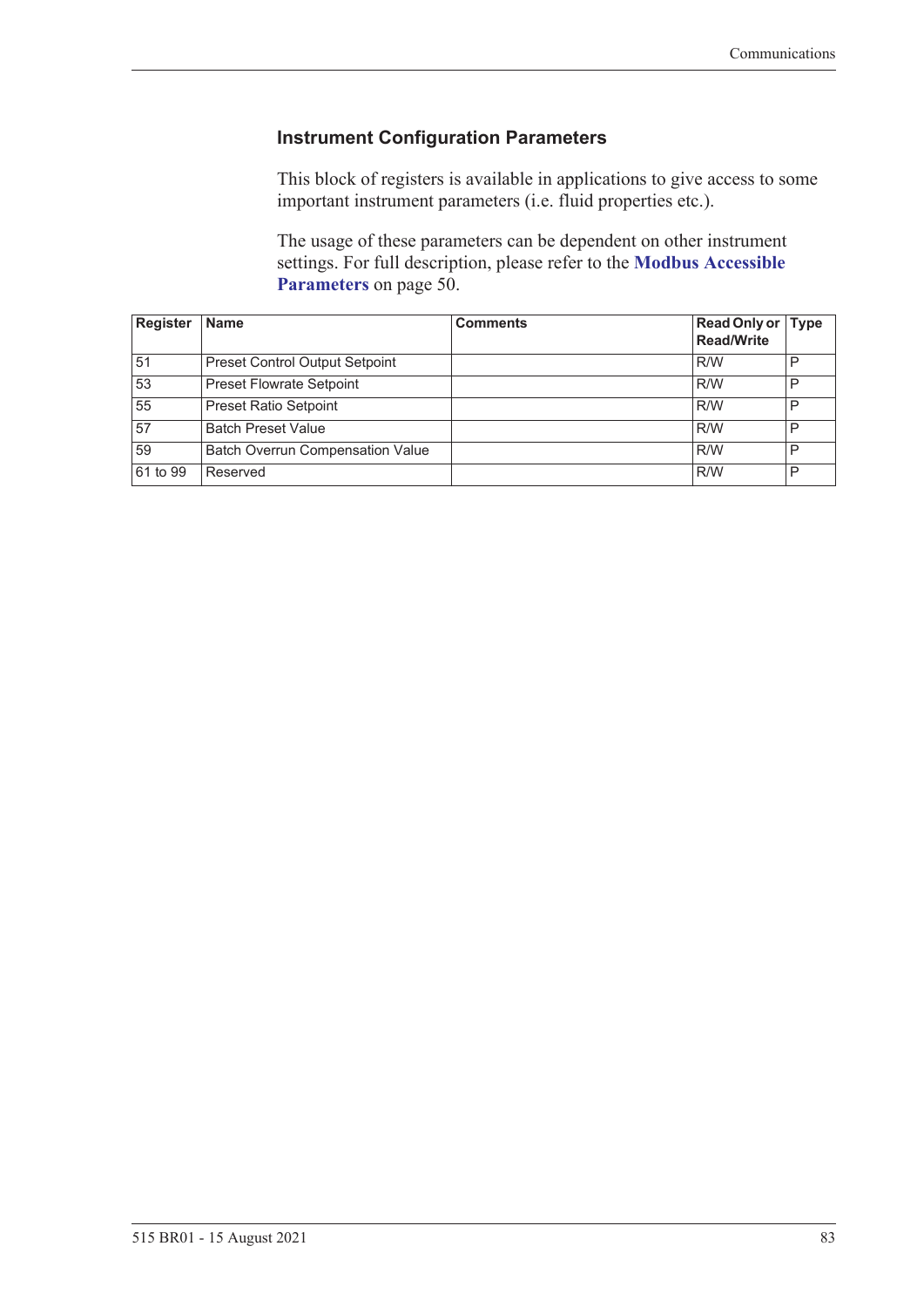### Instrument Configuration Parameters

This block of registers is available in applications to give access to some important instrument parameters (i.e. fluid properties etc.).

The usage of these parameters can be dependent on other instrument settings. For full description, please refer to the **Modbus Accessible Parameters** on page 50.

| Register | Name | Comments | Read Only or Read/Write | Type |
|---|---|---|---|---|
| 51 | Preset Control Output Setpoint | | R/W | P |
| 53 | Preset Flowrate Setpoint | | R/W | P |
| 55 | Preset Ratio Setpoint | | R/W | P |
| 57 | Batch Preset Value | | R/W | P |
| 59 | Batch Overrun Compensation Value | | R/W | P |
| 61 to 99 | Reserved | | R/W | P |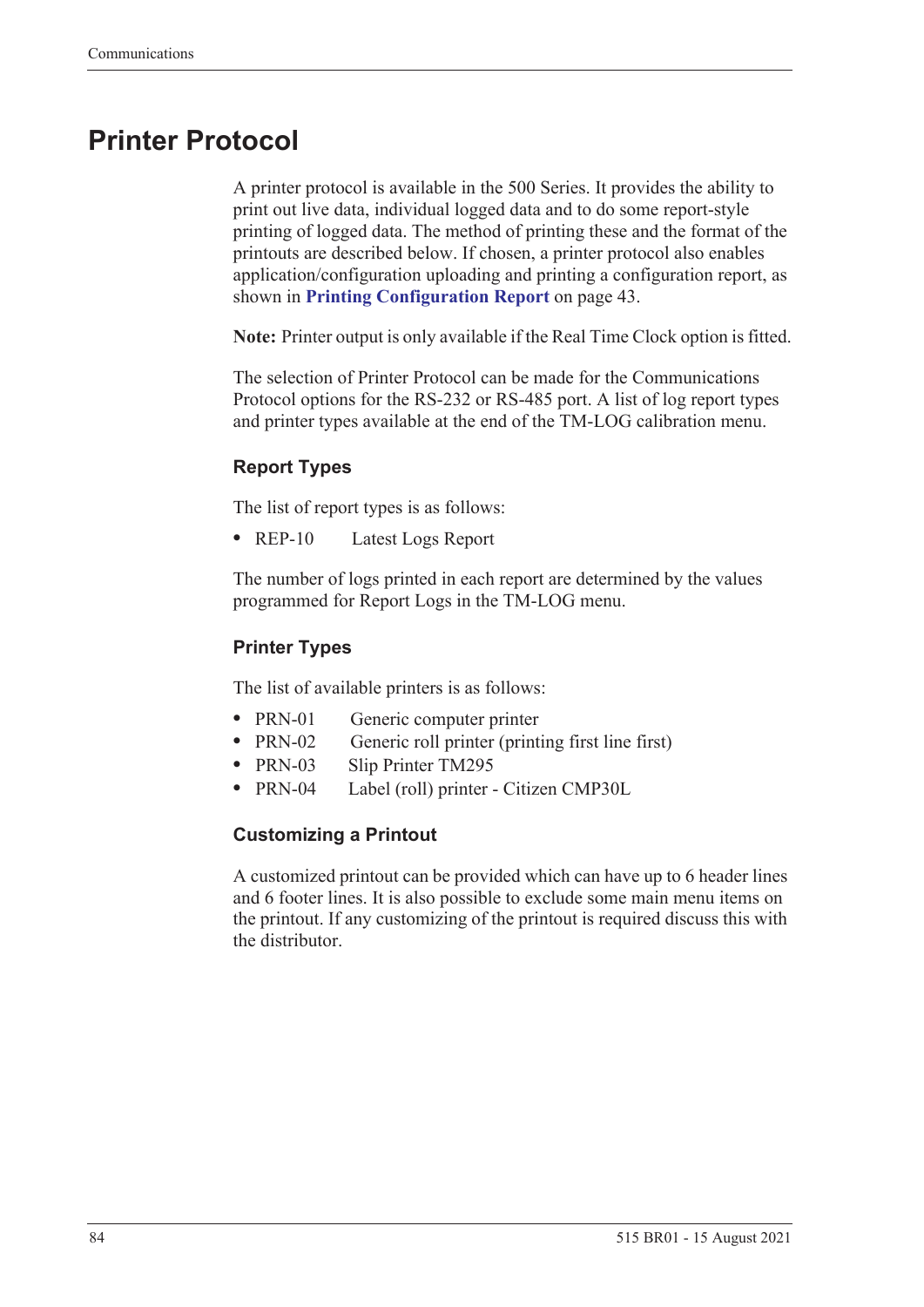# Printer Protocol

A printer protocol is available in the 500 Series. It provides the ability to print out live data, individual logged data and to do some report-style printing of logged data. The method of printing these and the format of the printouts are described below. If chosen, a printer protocol also enables application/configuration uploading and printing a configuration report, as shown in **Printing Configuration Report** on page 43.

**Note:** Printer output is only available if the Real Time Clock option is fitted.

The selection of Printer Protocol can be made for the Communications Protocol options for the RS-232 or RS-485 port. A list of log report types and printer types available at the end of the TM-LOG calibration menu.

### Report Types

The list of report types is as follows:

- REP-10 Latest Logs Report

The number of logs printed in each report are determined by the values programmed for Report Logs in the TM-LOG menu.

### Printer Types

The list of available printers is as follows:

- PRN-01 Generic computer printer
- PRN-02 Generic roll printer (printing first line first)
- PRN-03 Slip Printer TM295
- PRN-04 Label (roll) printer - Citizen CMP30L

### Customizing a Printout

A customized printout can be provided which can have up to 6 header lines and 6 footer lines. It is also possible to exclude some main menu items on the printout. If any customizing of the printout is required discuss this with the distributor.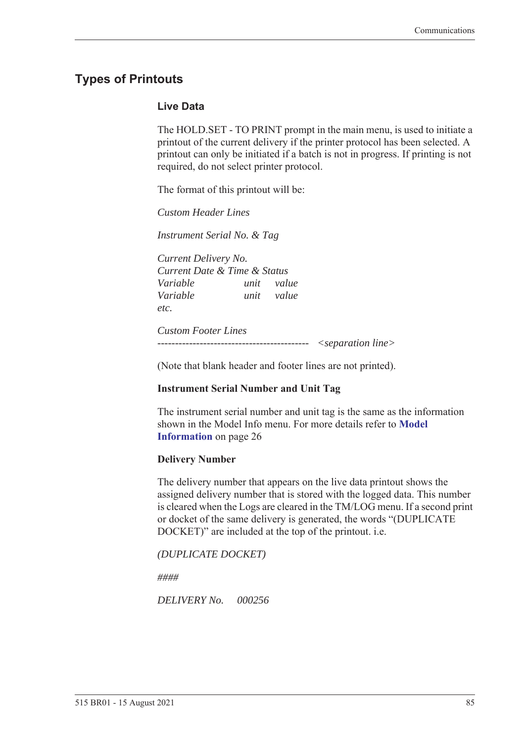## Types of Printouts

### Live Data

The HOLD.SET - TO PRINT prompt in the main menu, is used to initiate a printout of the current delivery if the printer protocol has been selected. A printout can only be initiated if a batch is not in progress. If printing is not required, do not select printer protocol.

The format of this printout will be:

*Custom Header Lines*

*Instrument Serial No. & Tag*

*Current Delivery No.*
*Current Date & Time & Status*
*Variable unit value*
*Variable unit value*
*etc.*

*Custom Footer Lines*
*------------------------------------------- <separation line>*

(Note that blank header and footer lines are not printed).

**Instrument Serial Number and Unit Tag**

The instrument serial number and unit tag is the same as the information shown in the Model Info menu. For more details refer to **Model Information** on page 26

**Delivery Number**

The delivery number that appears on the live data printout shows the assigned delivery number that is stored with the logged data. This number is cleared when the Logs are cleared in the TM/LOG menu. If a second print or docket of the same delivery is generated, the words "(DUPLICATE DOCKET)" are included at the top of the printout. i.e.

*(DUPLICATE DOCKET)*

*####*

*DELIVERY No. 000256*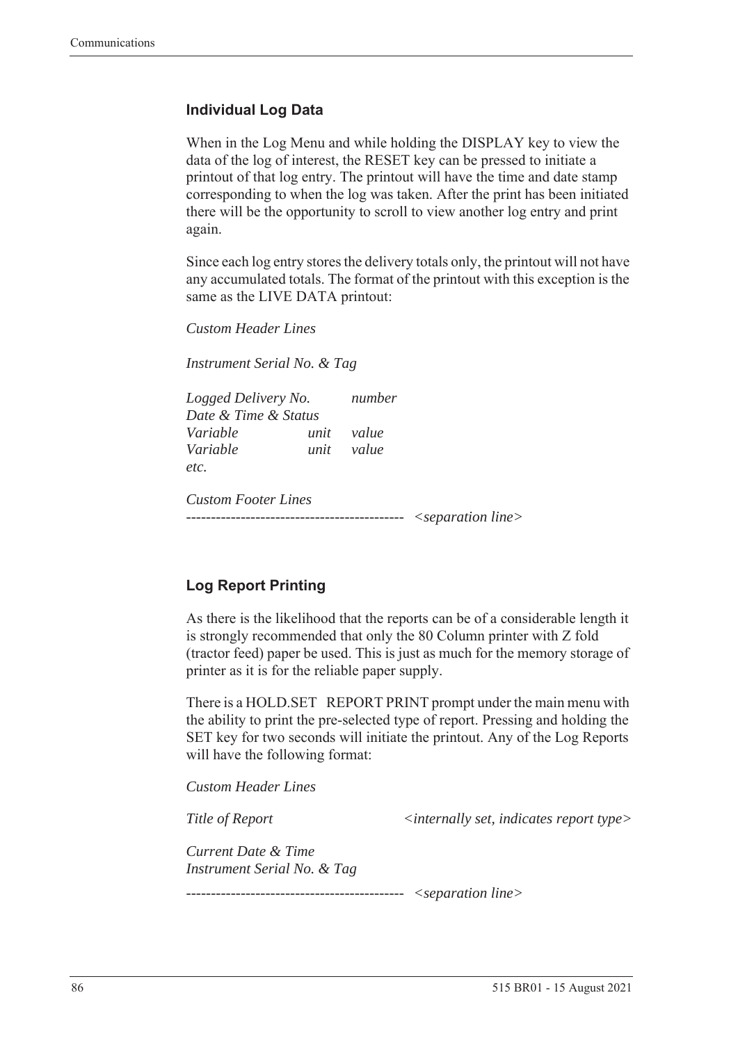### Individual Log Data

When in the Log Menu and while holding the DISPLAY key to view the data of the log of interest, the RESET key can be pressed to initiate a printout of that log entry. The printout will have the time and date stamp corresponding to when the log was taken. After the print has been initiated there will be the opportunity to scroll to view another log entry and print again.

Since each log entry stores the delivery totals only, the printout will not have any accumulated totals. The format of the printout with this exception is the same as the LIVE DATA printout:

*Custom Header Lines*

*Instrument Serial No. & Tag*

*Logged Delivery No. number*
*Date & Time & Status*
*Variable unit value*
*Variable unit value*
*etc.*

*Custom Footer Lines*
-------------------------------------------- *<separation line>*

### Log Report Printing

As there is the likelihood that the reports can be of a considerable length it is strongly recommended that only the 80 Column printer with Z fold (tractor feed) paper be used. This is just as much for the memory storage of printer as it is for the reliable paper supply.

There is a HOLD.SET REPORT PRINT prompt under the main menu with the ability to print the pre-selected type of report. Pressing and holding the SET key for two seconds will initiate the printout. Any of the Log Reports will have the following format:

*Custom Header Lines*

*Title of Report <internally set, indicates report type>*

*Current Date & Time*
*Instrument Serial No. & Tag*

-------------------------------------------- *<separation line>*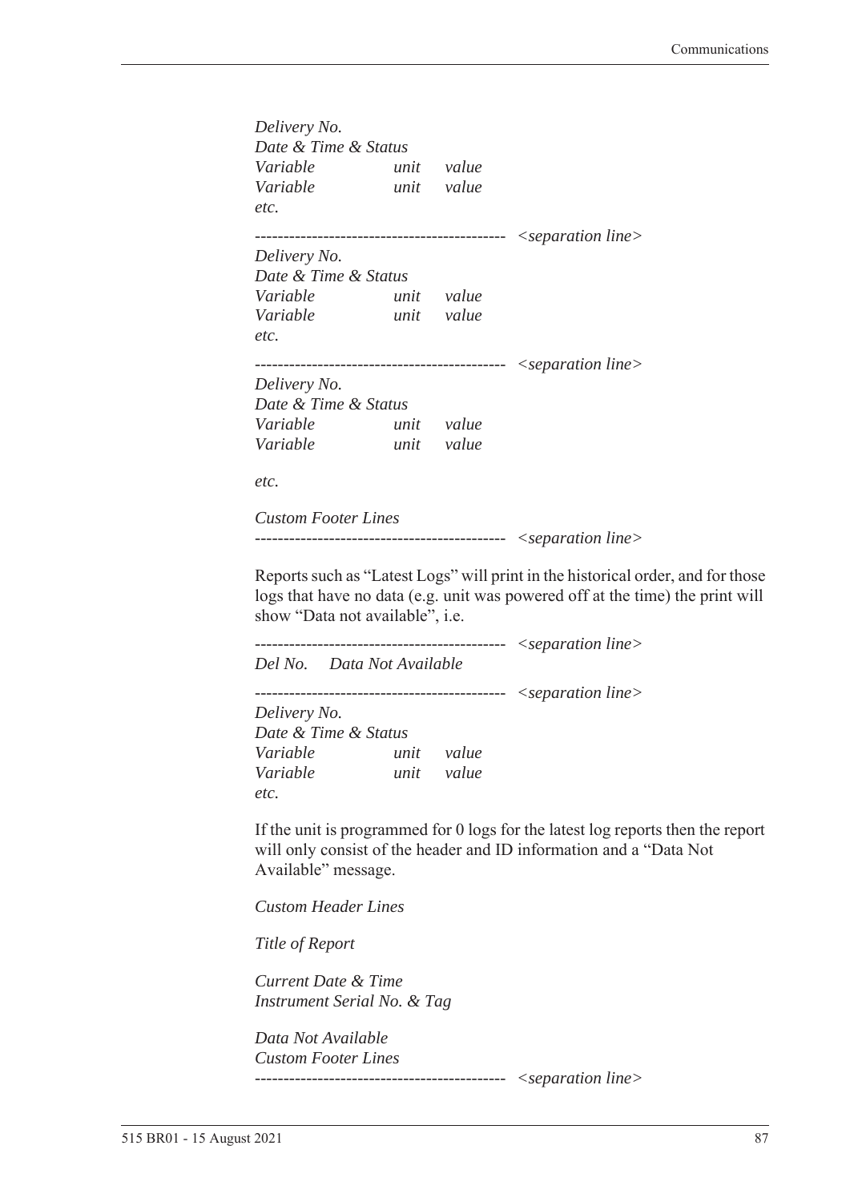*Delivery No.*
*Date & Time & Status*
*Variable unit value*
*Variable unit value*
*etc.*

*------------------------------------------- <separation line>*
*Delivery No.*
*Date & Time & Status*
*Variable unit value*
*Variable unit value*
*etc.*

*------------------------------------------- <separation line>*
*Delivery No.*
*Date & Time & Status*
*Variable unit value*
*Variable unit value*

*etc.*

*Custom Footer Lines*
*------------------------------------------- <separation line>*

Reports such as "Latest Logs" will print in the historical order, and for those logs that have no data (e.g. unit was powered off at the time) the print will show "Data not available", i.e.

*------------------------------------------- <separation line>*
*Del No. Data Not Available*

*------------------------------------------- <separation line>*
*Delivery No.*
*Date & Time & Status*
*Variable unit value*
*Variable unit value*
*etc.*

If the unit is programmed for 0 logs for the latest log reports then the report will only consist of the header and ID information and a "Data Not Available" message.

*Custom Header Lines*

*Title of Report*

*Current Date & Time*
*Instrument Serial No. & Tag*

*Data Not Available*
*Custom Footer Lines*
*------------------------------------------- <separation line>*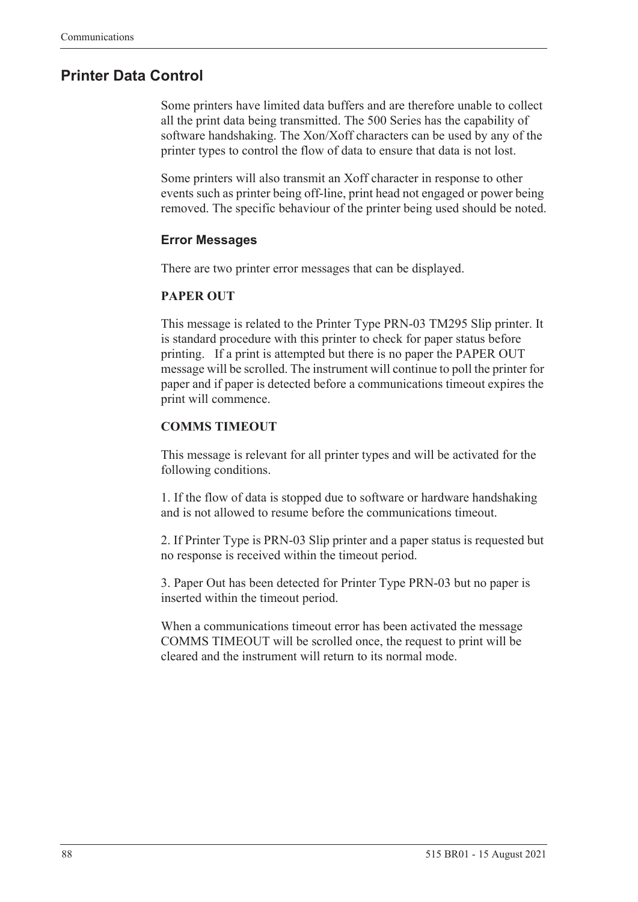## Printer Data Control

Some printers have limited data buffers and are therefore unable to collect all the print data being transmitted. The 500 Series has the capability of software handshaking. The Xon/Xoff characters can be used by any of the printer types to control the flow of data to ensure that data is not lost.

Some printers will also transmit an Xoff character in response to other events such as printer being off-line, print head not engaged or power being removed. The specific behaviour of the printer being used should be noted.

### Error Messages

There are two printer error messages that can be displayed.

**PAPER OUT**

This message is related to the Printer Type PRN-03 TM295 Slip printer. It is standard procedure with this printer to check for paper status before printing. If a print is attempted but there is no paper the PAPER OUT message will be scrolled. The instrument will continue to poll the printer for paper and if paper is detected before a communications timeout expires the print will commence.

**COMMS TIMEOUT**

This message is relevant for all printer types and will be activated for the following conditions.

1. If the flow of data is stopped due to software or hardware handshaking and is not allowed to resume before the communications timeout.

2. If Printer Type is PRN-03 Slip printer and a paper status is requested but no response is received within the timeout period.

3. Paper Out has been detected for Printer Type PRN-03 but no paper is inserted within the timeout period.

When a communications timeout error has been activated the message COMMS TIMEOUT will be scrolled once, the request to print will be cleared and the instrument will return to its normal mode.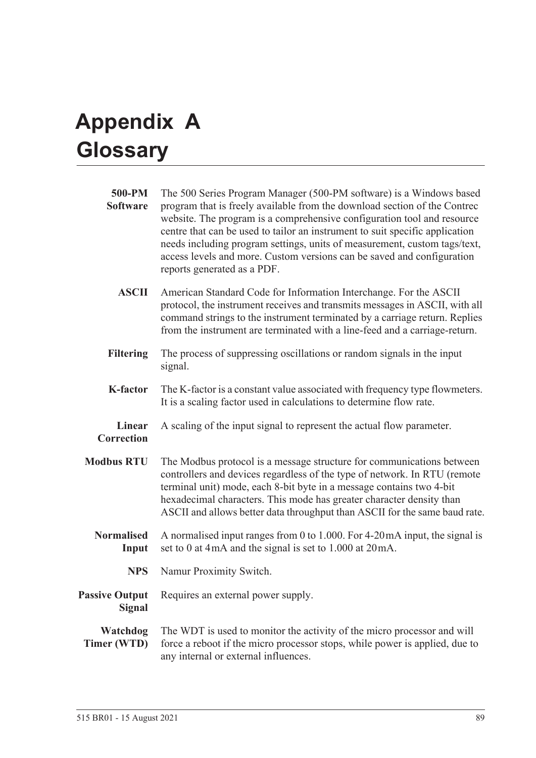# Appendix A Glossary

**500-PM Software** The 500 Series Program Manager (500-PM software) is a Windows based program that is freely available from the download section of the Contrec website. The program is a comprehensive configuration tool and resource centre that can be used to tailor an instrument to suit specific application needs including program settings, units of measurement, custom tags/text, access levels and more. Custom versions can be saved and configuration reports generated as a PDF.

**ASCII** American Standard Code for Information Interchange. For the ASCII protocol, the instrument receives and transmits messages in ASCII, with all command strings to the instrument terminated by a carriage return. Replies from the instrument are terminated with a line-feed and a carriage-return.

**Filtering** The process of suppressing oscillations or random signals in the input signal.

**K-factor** The K-factor is a constant value associated with frequency type flowmeters. It is a scaling factor used in calculations to determine flow rate.

**Linear Correction** A scaling of the input signal to represent the actual flow parameter.

**Modbus RTU** The Modbus protocol is a message structure for communications between controllers and devices regardless of the type of network. In RTU (remote terminal unit) mode, each 8-bit byte in a message contains two 4-bit hexadecimal characters. This mode has greater character density than ASCII and allows better data throughput than ASCII for the same baud rate.

**Normalised Input** A normalised input ranges from 0 to 1.000. For 4-20 mA input, the signal is set to 0 at 4 mA and the signal is set to 1.000 at 20 mA.

**NPS** Namur Proximity Switch.

**Passive Output Signal** Requires an external power supply.

**Watchdog Timer (WTD)** The WDT is used to monitor the activity of the micro processor and will force a reboot if the micro processor stops, while power is applied, due to any internal or external influences.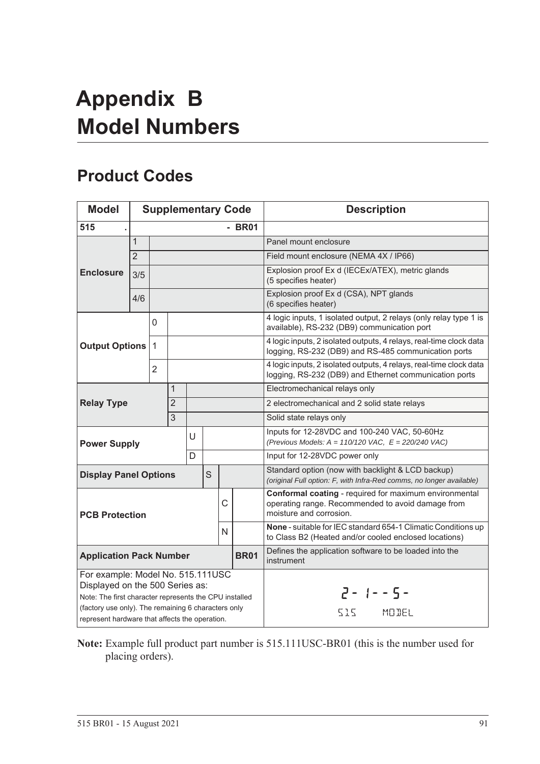# Appendix B Model Numbers

## Product Codes

| Model | Supplementary Code | | | | | | | Description |
|---|---|---|---|---|---|---|---|---|
| **515 .** | | | | | | | **- BR01** | |
| **Enclosure** | 1 | | | | | | | Panel mount enclosure |
| | 2 | | | | | | | Field mount enclosure (NEMA 4X / IP66) |
| | 3/5 | | | | | | | Explosion proof Ex d (IECEx/ATEX), metric glands (5 specifies heater) |
| | 4/6 | | | | | | | Explosion proof Ex d (CSA), NPT glands (6 specifies heater) |
| **Output Options** | | 0 | | | | | | 4 logic inputs, 1 isolated output, 2 relays (only relay type 1 is available), RS-232 (DB9) communication port |
| | | 1 | | | | | | 4 logic inputs, 2 isolated outputs, 4 relays, real-time clock data logging, RS-232 (DB9) and RS-485 communication ports |
| | | 2 | | | | | | 4 logic inputs, 2 isolated outputs, 4 relays, real-time clock data logging, RS-232 (DB9) and Ethernet communication ports |
| **Relay Type** | | | 1 | | | | | Electromechanical relays only |
| | | | 2 | | | | | 2 electromechanical and 2 solid state relays |
| | | | 3 | | | | | Solid state relays only |
| **Power Supply** | | | | U | | | | Inputs for 12-28VDC and 100-240 VAC, 50-60Hz *(Previous Models: A = 110/120 VAC, E = 220/240 VAC)* |
| | | | | D | | | | Input for 12-28VDC power only |
| **Display Panel Options** | | | | | S | | | Standard option (now with backlight & LCD backup) *(original Full option: F, with Infra-Red comms, no longer available)* |
| **PCB Protection** | | | | | | C | | **Conformal coating** - required for maximum environmental operating range. Recommended to avoid damage from moisture and corrosion. |
| | | | | | | N | | **None** - suitable for IEC standard 654-1 Climatic Conditions up to Class B2 (Heated and/or cooled enclosed locations) |
| **Application Pack Number** | | | | | | | **BR01** | Defines the application software to be loaded into the instrument |
| For example: Model No. 515.111USC Displayed on the 500 Series as: Note: The first character represents the CPU installed (factory use only). The remaining 6 characters only represent hardware that affects the operation. | | | | | | | | 2 - 1 - - 5 - 515 MODEL |

**Note:** Example full product part number is 515.111USC-BR01 (this is the number used for placing orders).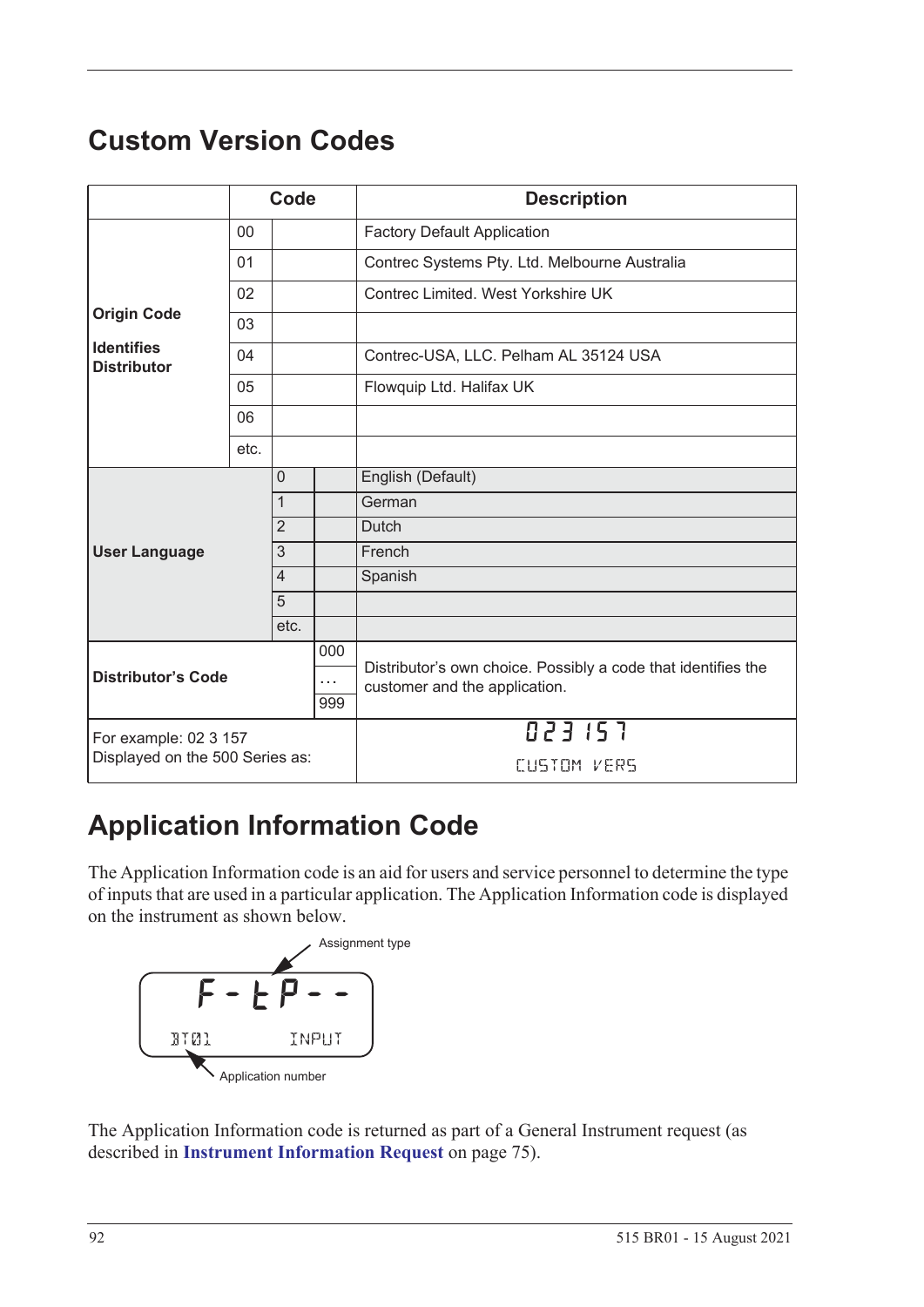## Custom Version Codes

| | Code | | | Description |
|---|---|---|---|---|
| **Origin Code**<br><br>**Identifies Distributor** | 00 | | | Factory Default Application |
| | 01 | | | Contrec Systems Pty. Ltd. Melbourne Australia |
| | 02 | | | Contrec Limited. West Yorkshire UK |
| | 03 | | | |
| | 04 | | | Contrec-USA, LLC. Pelham AL 35124 USA |
| | 05 | | | Flowquip Ltd. Halifax UK |
| | 06 | | | |
| | etc. | | | |
| **User Language** | | 0 | | English (Default) |
| | | 1 | | German |
| | | 2 | | Dutch |
| | | 3 | | French |
| | | 4 | | Spanish |
| | | 5 | | |
| | | etc. | | |
| **Distributor's Code** | | | 000<br>…<br>999 | Distributor's own choice. Possibly a code that identifies the customer and the application. |
| For example: 02 3 157<br>Displayed on the 500 Series as: | | | | 023 157<br>CUSTOM VERS |

## Application Information Code

The Application Information code is an aid for users and service personnel to determine the type of inputs that are used in a particular application. The Application Information code is displayed on the instrument as shown below.

```
Assignment type
F - t P - -
BT01        INPUT
Application number
```

The Application Information code is returned as part of a General Instrument request (as described in **Instrument Information Request** on page 75).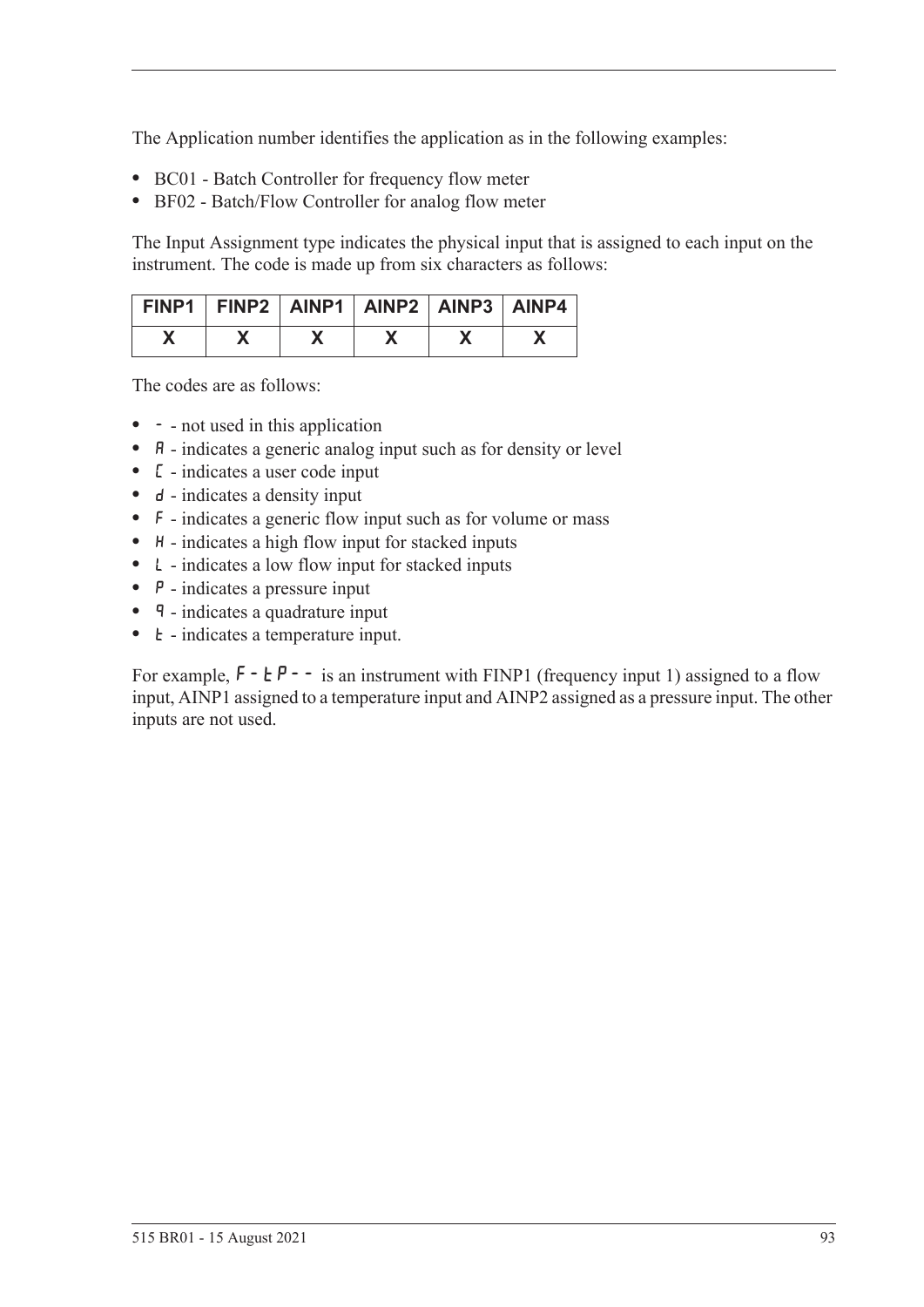The Application number identifies the application as in the following examples:

- BC01 - Batch Controller for frequency flow meter
- BF02 - Batch/Flow Controller for analog flow meter

The Input Assignment type indicates the physical input that is assigned to each input on the instrument. The code is made up from six characters as follows:

| FINP1 | FINP2 | AINP1 | AINP2 | AINP3 | AINP4 |
|---|---|---|---|---|---|
| X | X | X | X | X | X |

The codes are as follows:

- - - not used in this application
- A - indicates a generic analog input such as for density or level
- C - indicates a user code input
- d - indicates a density input
- F - indicates a generic flow input such as for volume or mass
- H - indicates a high flow input for stacked inputs
- L - indicates a low flow input for stacked inputs
- P - indicates a pressure input
- q - indicates a quadrature input
- t - indicates a temperature input.

For example, F-tP-- is an instrument with FINP1 (frequency input 1) assigned to a flow input, AINP1 assigned to a temperature input and AINP2 assigned as a pressure input. The other inputs are not used.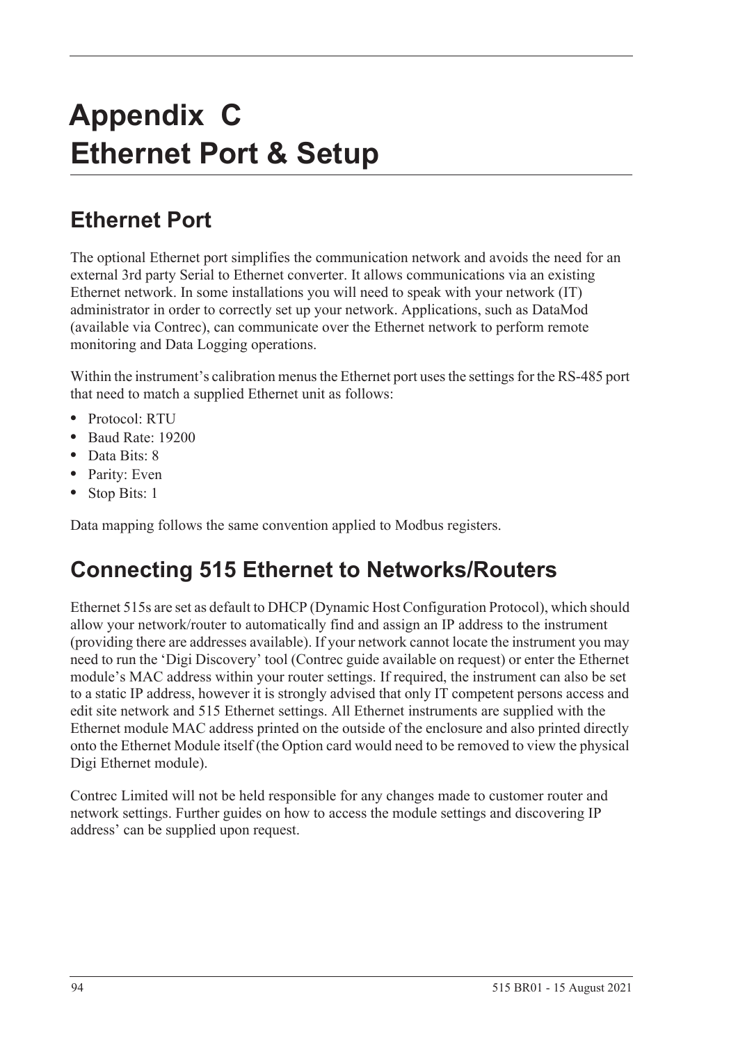# Appendix C
# Ethernet Port & Setup

## Ethernet Port

The optional Ethernet port simplifies the communication network and avoids the need for an external 3rd party Serial to Ethernet converter. It allows communications via an existing Ethernet network. In some installations you will need to speak with your network (IT) administrator in order to correctly set up your network. Applications, such as DataMod (available via Contrec), can communicate over the Ethernet network to perform remote monitoring and Data Logging operations.

Within the instrument's calibration menus the Ethernet port uses the settings for the RS-485 port that need to match a supplied Ethernet unit as follows:

- Protocol: RTU
- Baud Rate: 19200
- Data Bits: 8
- Parity: Even
- Stop Bits: 1

Data mapping follows the same convention applied to Modbus registers.

## Connecting 515 Ethernet to Networks/Routers

Ethernet 515s are set as default to DHCP (Dynamic Host Configuration Protocol), which should allow your network/router to automatically find and assign an IP address to the instrument (providing there are addresses available). If your network cannot locate the instrument you may need to run the 'Digi Discovery' tool (Contrec guide available on request) or enter the Ethernet module's MAC address within your router settings. If required, the instrument can also be set to a static IP address, however it is strongly advised that only IT competent persons access and edit site network and 515 Ethernet settings. All Ethernet instruments are supplied with the Ethernet module MAC address printed on the outside of the enclosure and also printed directly onto the Ethernet Module itself (the Option card would need to be removed to view the physical Digi Ethernet module).

Contrec Limited will not be held responsible for any changes made to customer router and network settings. Further guides on how to access the module settings and discovering IP address' can be supplied upon request.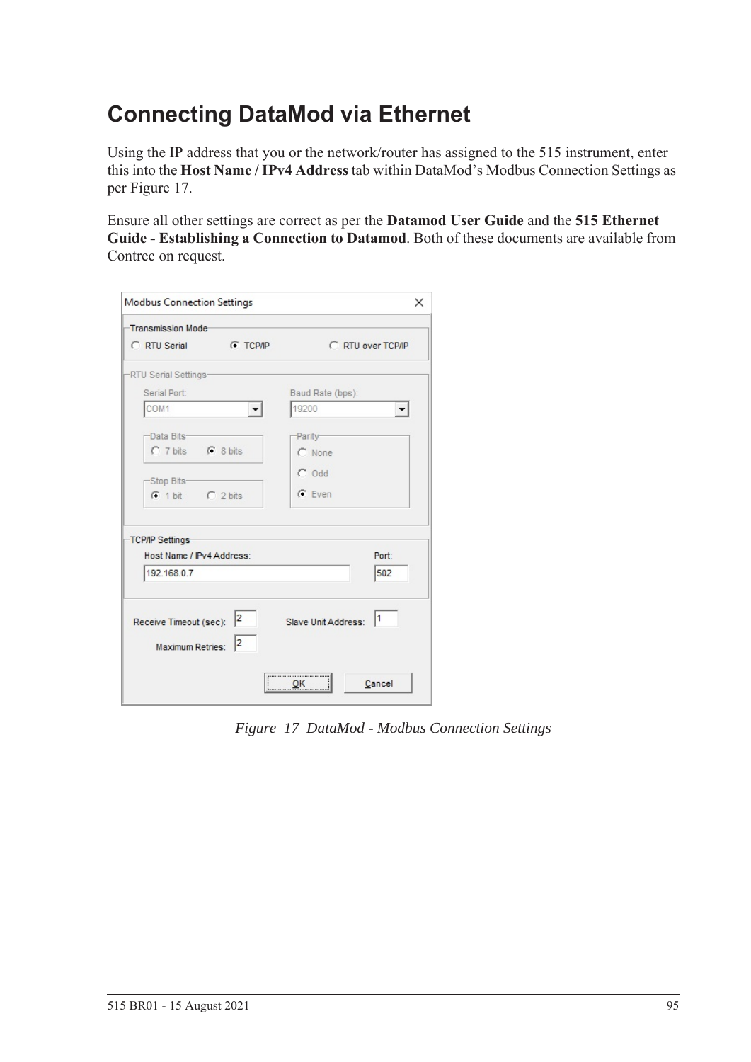# Connecting DataMod via Ethernet

Using the IP address that you or the network/router has assigned to the 515 instrument, enter this into the **Host Name / IPv4 Address** tab within DataMod's Modbus Connection Settings as per Figure 17.

Ensure all other settings are correct as per the **Datamod User Guide** and the **515 Ethernet Guide - Establishing a Connection to Datamod**. Both of these documents are available from Contrec on request.

*Figure 17 DataMod - Modbus Connection Settings*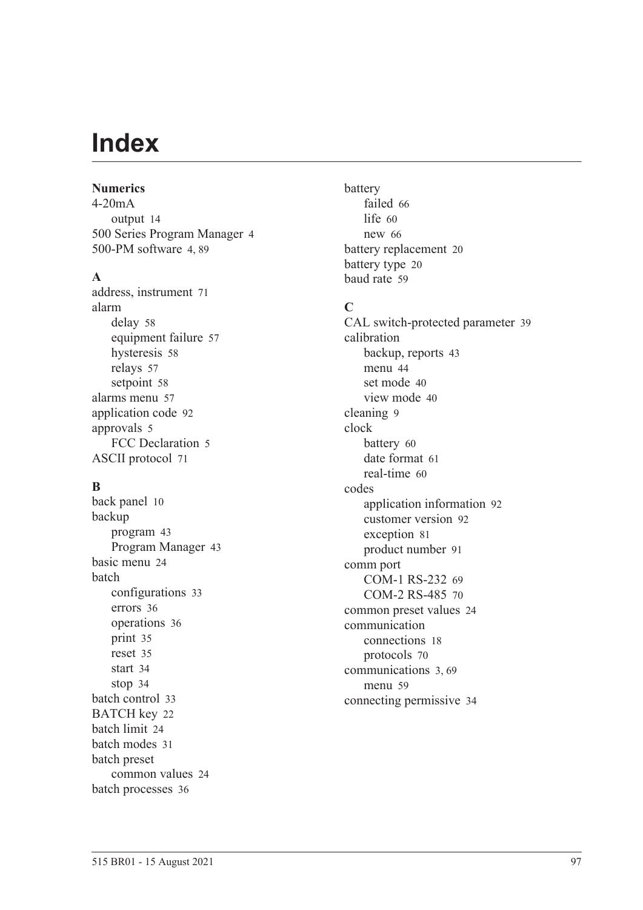# Index

**Numerics**

4-20mA
- output 14

500 Series Program Manager 4

500-PM software 4, 89

**A**

address, instrument 71

alarm
- delay 58
- equipment failure 57
- hysteresis 58
- relays 57
- setpoint 58

alarms menu 57

application code 92

approvals 5
- FCC Declaration 5

ASCII protocol 71

**B**

back panel 10

backup
- program 43
- Program Manager 43

basic menu 24

batch
- configurations 33
- errors 36
- operations 36
- print 35
- reset 35
- start 34
- stop 34

batch control 33

BATCH key 22

batch limit 24

batch modes 31

batch preset
- common values 24

batch processes 36

battery
- failed 66
- life 60
- new 66

battery replacement 20

battery type 20

baud rate 59

**C**

CAL switch-protected parameter 39

calibration
- backup, reports 43
- menu 44
- set mode 40
- view mode 40

cleaning 9

clock
- battery 60
- date format 61
- real-time 60

codes
- application information 92
- customer version 92
- exception 81
- product number 91

comm port
- COM-1 RS-232 69
- COM-2 RS-485 70

common preset values 24

communication
- connections 18
- protocols 70

communications 3, 69
- menu 59

connecting permissive 34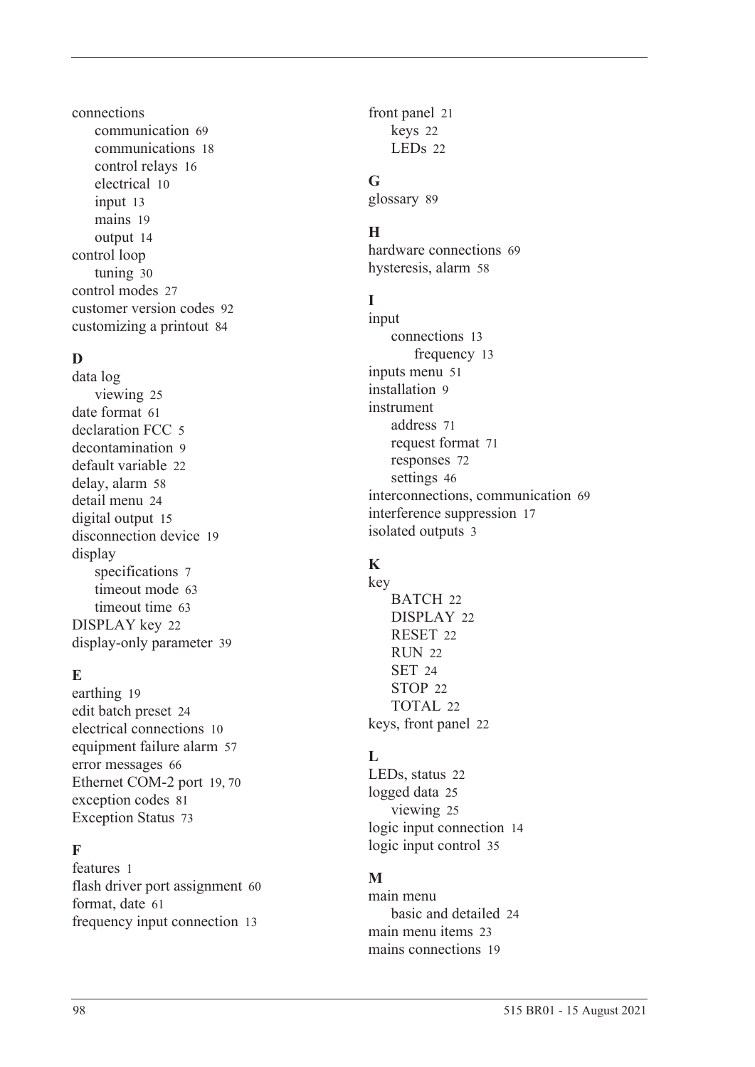connections
- communication 69
- communications 18
- control relays 16
- electrical 10
- input 13
- mains 19
- output 14

control loop
- tuning 30

control modes 27
customer version codes 92
customizing a printout 84

### D

data log
- viewing 25

date format 61
declaration FCC 5
decontamination 9
default variable 22
delay, alarm 58
detail menu 24
digital output 15
disconnection device 19
display
- specifications 7
- timeout mode 63
- timeout time 63

DISPLAY key 22
display-only parameter 39

### E

earthing 19
edit batch preset 24
electrical connections 10
equipment failure alarm 57
error messages 66
Ethernet COM-2 port 19, 70
exception codes 81
Exception Status 73

### F

features 1
flash driver port assignment 60
format, date 61
frequency input connection 13
front panel 21
- keys 22
- LEDs 22

### G

glossary 89

### H

hardware connections 69
hysteresis, alarm 58

### I

input
- connections 13
  - frequency 13

inputs menu 51
installation 9
instrument
- address 71
- request format 71
- responses 72
- settings 46

interconnections, communication 69
interference suppression 17
isolated outputs 3

### K

key
- BATCH 22
- DISPLAY 22
- RESET 22
- RUN 22
- SET 24
- STOP 22
- TOTAL 22

keys, front panel 22

### L

LEDs, status 22
logged data 25
- viewing 25

logic input connection 14
logic input control 35

### M

main menu
- basic and detailed 24

main menu items 23
mains connections 19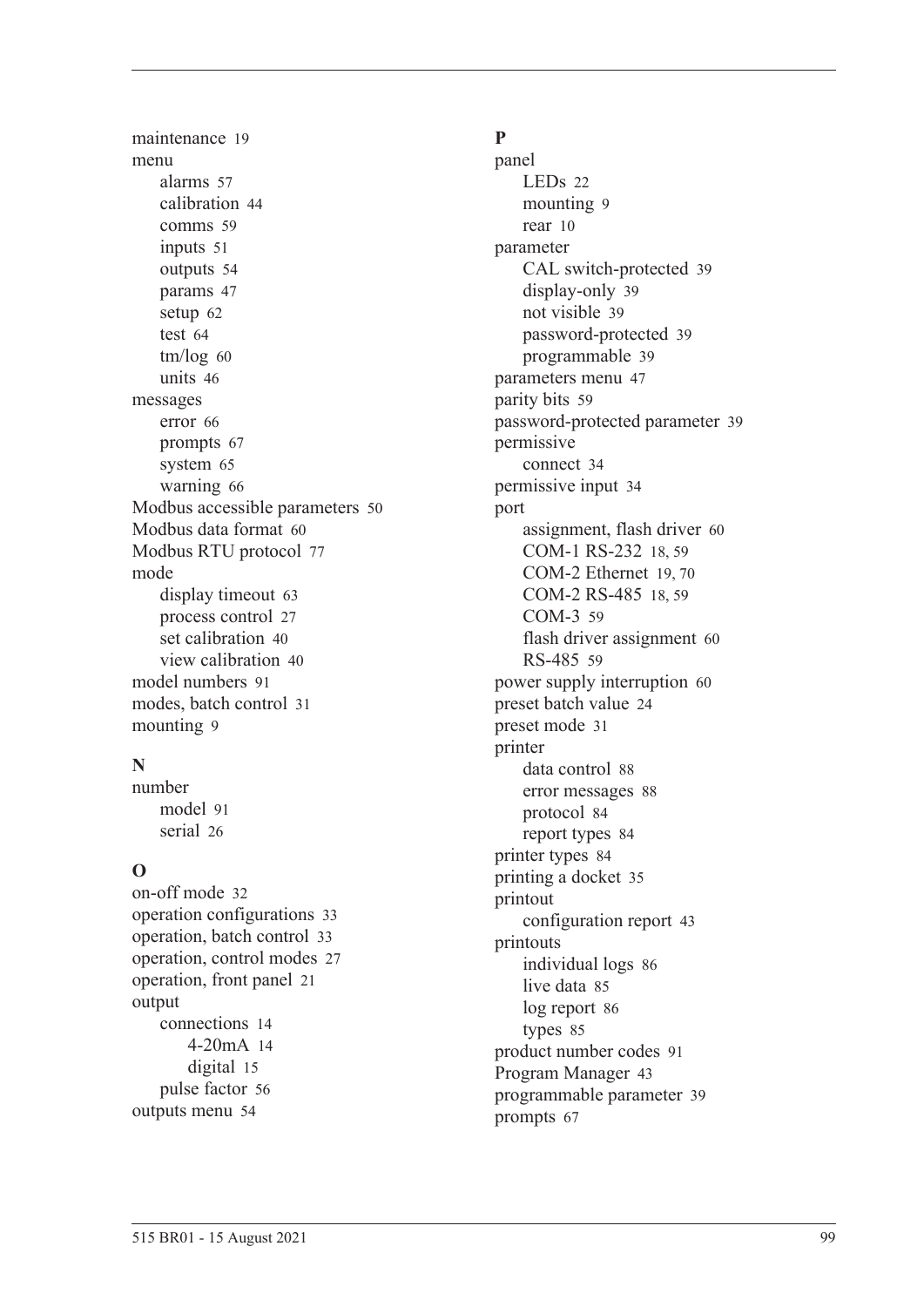maintenance 19
menu
  alarms 57
  calibration 44
  comms 59
  inputs 51
  outputs 54
  params 47
  setup 62
  test 64
  tm/log 60
  units 46
messages
  error 66
  prompts 67
  system 65
  warning 66
Modbus accessible parameters 50
Modbus data format 60
Modbus RTU protocol 77
mode
  display timeout 63
  process control 27
  set calibration 40
  view calibration 40
model numbers 91
modes, batch control 31
mounting 9

**N**

number
  model 91
  serial 26

**O**

on-off mode 32
operation configurations 33
operation, batch control 33
operation, control modes 27
operation, front panel 21
output
  connections 14
    4-20mA 14
    digital 15
  pulse factor 56
outputs menu 54

**P**

panel
  LEDs 22
  mounting 9
  rear 10
parameter
  CAL switch-protected 39
  display-only 39
  not visible 39
  password-protected 39
  programmable 39
parameters menu 47
parity bits 59
password-protected parameter 39
permissive
  connect 34
permissive input 34
port
  assignment, flash driver 60
  COM-1 RS-232 18, 59
  COM-2 Ethernet 19, 70
  COM-2 RS-485 18, 59
  COM-3 59
  flash driver assignment 60
  RS-485 59
power supply interruption 60
preset batch value 24
preset mode 31
printer
  data control 88
  error messages 88
  protocol 84
  report types 84
printer types 84
printing a docket 35
printout
  configuration report 43
printouts
  individual logs 86
  live data 85
  log report 86
  types 85
product number codes 91
Program Manager 43
programmable parameter 39
prompts 67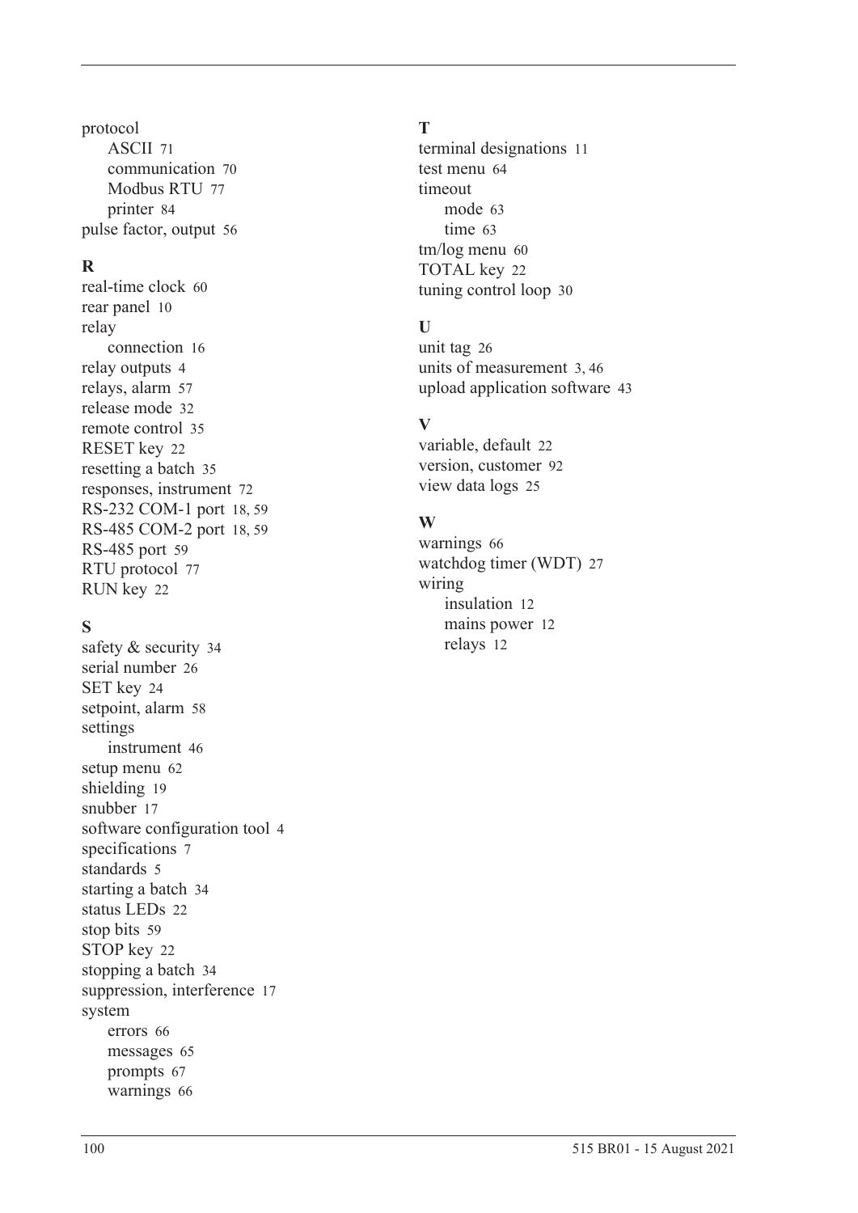protocol
- ASCII 71
- communication 70
- Modbus RTU 77
- printer 84

pulse factor, output 56

**R**

real-time clock 60
rear panel 10
relay
- connection 16

relay outputs 4
relays, alarm 57
release mode 32
remote control 35
RESET key 22
resetting a batch 35
responses, instrument 72
RS-232 COM-1 port 18, 59
RS-485 COM-2 port 18, 59
RS-485 port 59
RTU protocol 77
RUN key 22

**S**

safety & security 34
serial number 26
SET key 24
setpoint, alarm 58
settings
- instrument 46

setup menu 62
shielding 19
snubber 17
software configuration tool 4
specifications 7
standards 5
starting a batch 34
status LEDs 22
stop bits 59
STOP key 22
stopping a batch 34
suppression, interference 17
system
- errors 66
- messages 65
- prompts 67
- warnings 66

**T**

terminal designations 11
test menu 64
timeout
- mode 63
- time 63

tm/log menu 60
TOTAL key 22
tuning control loop 30

**U**

unit tag 26
units of measurement 3, 46
upload application software 43

**V**

variable, default 22
version, customer 92
view data logs 25

**W**

warnings 66
watchdog timer (WDT) 27
wiring
- insulation 12
- mains power 12
- relays 12